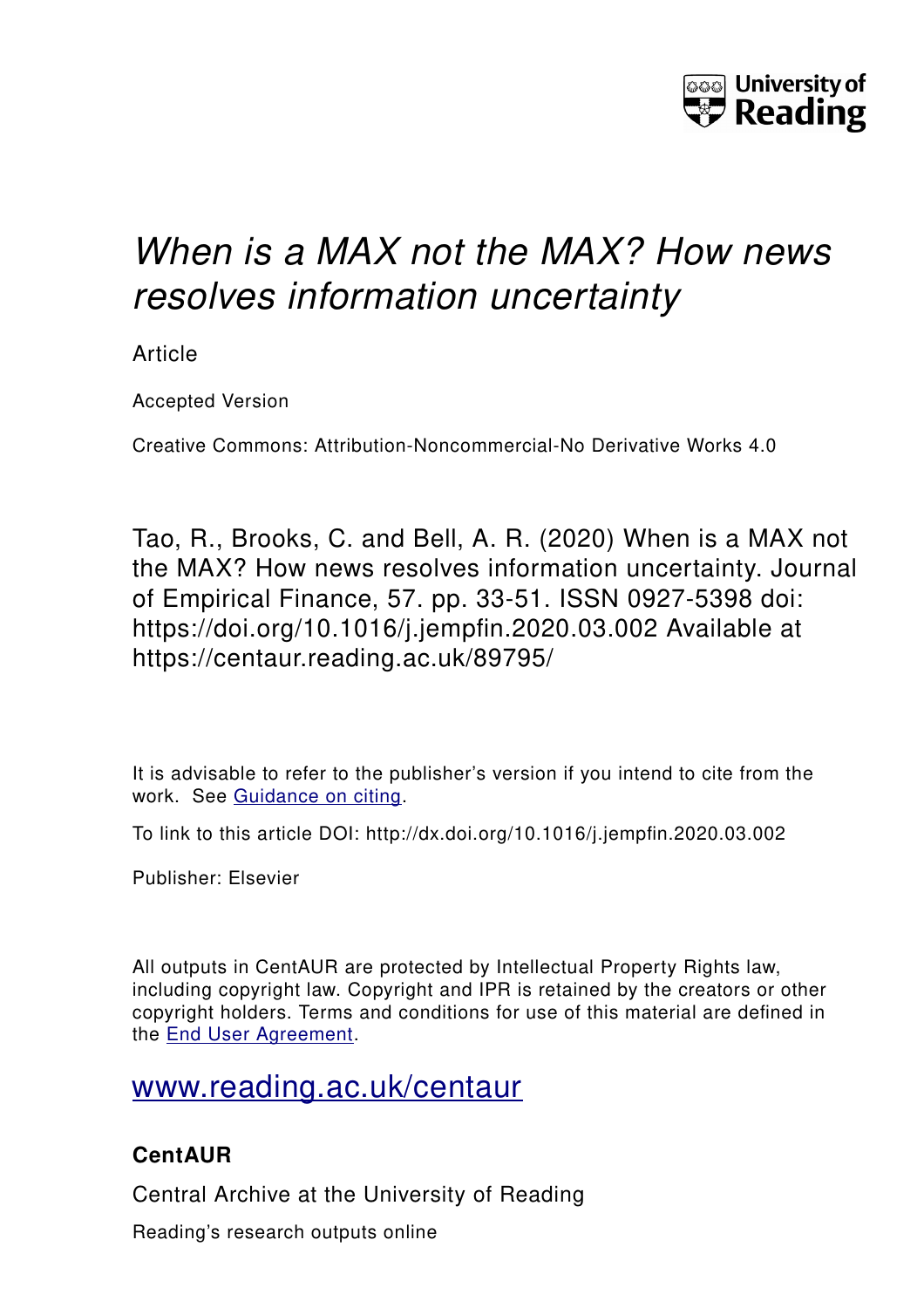University of Reading

# *When is a MAX not the MAX? How news resolves information uncertainty*

Article

Accepted Version

Creative Commons: Attribution-Noncommercial-No Derivative Works 4.0

Tao, R., Brooks, C. and Bell, A. R. (2020) When is a MAX not the MAX? How news resolves information uncertainty. Journal of Empirical Finance, 57. pp. 33-51. ISSN 0927-5398 doi: https://doi.org/10.1016/j.jempfin.2020.03.002 Available at https://centaur.reading.ac.uk/89795/

It is advisable to refer to the publisher's version if you intend to cite from the work. See Guidance on citing.

To link to this article DOI: http://dx.doi.org/10.1016/j.jempfin.2020.03.002

Publisher: Elsevier

All outputs in CentAUR are protected by Intellectual Property Rights law, including copyright law. Copyright and IPR is retained by the creators or other copyright holders. Terms and conditions for use of this material are defined in the End User Agreement.

www.reading.ac.uk/centaur

**CentAUR**

Central Archive at the University of Reading

Reading's research outputs online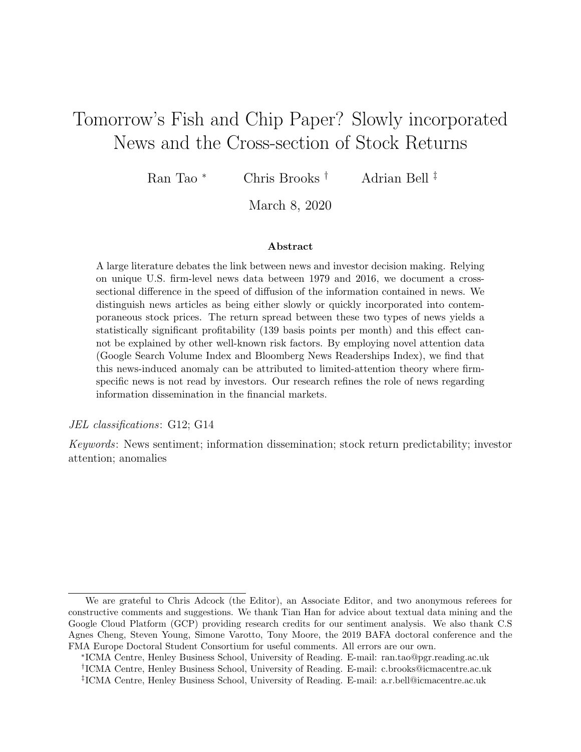# Tomorrow's Fish and Chip Paper? Slowly incorporated News and the Cross-section of Stock Returns

Ran Tao [*] Chris Brooks [†] Adrian Bell [‡]

March 8, 2020

**Abstract**

A large literature debates the link between news and investor decision making. Relying on unique U.S. firm-level news data between 1979 and 2016, we document a cross-sectional difference in the speed of diffusion of the information contained in news. We distinguish news articles as being either slowly or quickly incorporated into contemporaneous stock prices. The return spread between these two types of news yields a statistically significant profitability (139 basis points per month) and this effect cannot be explained by other well-known risk factors. By employing novel attention data (Google Search Volume Index and Bloomberg News Readerships Index), we find that this news-induced anomaly can be attributed to limited-attention theory where firm-specific news is not read by investors. Our research refines the role of news regarding information dissemination in the financial markets.

*JEL classifications*: G12; G14

*Keywords*: News sentiment; information dissemination; stock return predictability; investor attention; anomalies

---

We are grateful to Chris Adcock (the Editor), an Associate Editor, and two anonymous referees for constructive comments and suggestions. We thank Tian Han for advice about textual data mining and the Google Cloud Platform (GCP) providing research credits for our sentiment analysis. We also thank C.S Agnes Cheng, Steven Young, Simone Varotto, Tony Moore, the 2019 BAFA doctoral conference and the FMA Europe Doctoral Student Consortium for useful comments. All errors are our own.

[*] ICMA Centre, Henley Business School, University of Reading. E-mail: ran.tao@pgr.reading.ac.uk

[†] ICMA Centre, Henley Business School, University of Reading. E-mail: c.brooks@icmacentre.ac.uk

[‡] ICMA Centre, Henley Business School, University of Reading. E-mail: a.r.bell@icmacentre.ac.uk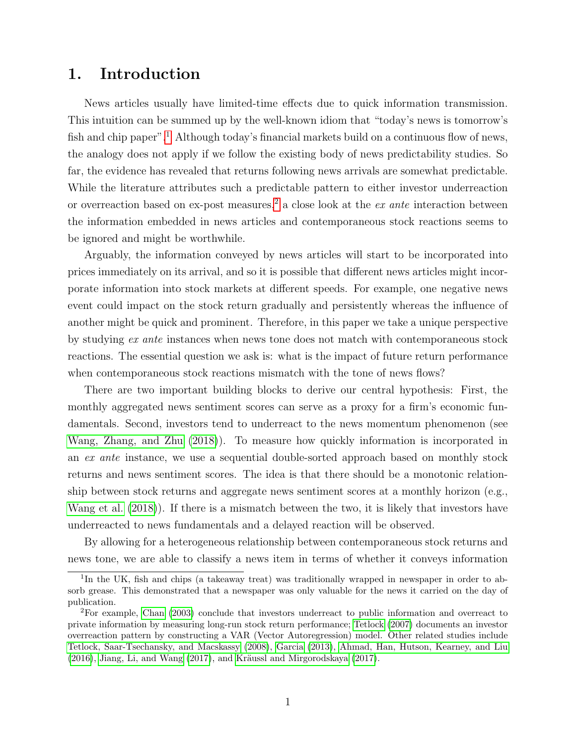# 1. Introduction

News articles usually have limited-time effects due to quick information transmission. This intuition can be summed up by the well-known idiom that "today's news is tomorrow's fish and chip paper".[1] Although today's financial markets build on a continuous flow of news, the analogy does not apply if we follow the existing body of news predictability studies. So far, the evidence has revealed that returns following news arrivals are somewhat predictable. While the literature attributes such a predictable pattern to either investor underreaction or overreaction based on ex-post measures,[2] a close look at the *ex ante* interaction between the information embedded in news articles and contemporaneous stock reactions seems to be ignored and might be worthwhile.

Arguably, the information conveyed by news articles will start to be incorporated into prices immediately on its arrival, and so it is possible that different news articles might incorporate information into stock markets at different speeds. For example, one negative news event could impact on the stock return gradually and persistently whereas the influence of another might be quick and prominent. Therefore, in this paper we take a unique perspective by studying *ex ante* instances when news tone does not match with contemporaneous stock reactions. The essential question we ask is: what is the impact of future return performance when contemporaneous stock reactions mismatch with the tone of news flows?

There are two important building blocks to derive our central hypothesis: First, the monthly aggregated news sentiment scores can serve as a proxy for a firm's economic fundamentals. Second, investors tend to underreact to the news momentum phenomenon (see Wang, Zhang, and Zhu (2018)). To measure how quickly information is incorporated in an *ex ante* instance, we use a sequential double-sorted approach based on monthly stock returns and news sentiment scores. The idea is that there should be a monotonic relationship between stock returns and aggregate news sentiment scores at a monthly horizon (e.g., Wang et al. (2018)). If there is a mismatch between the two, it is likely that investors have underreacted to news fundamentals and a delayed reaction will be observed.

By allowing for a heterogeneous relationship between contemporaneous stock returns and news tone, we are able to classify a news item in terms of whether it conveys information

[1] In the UK, fish and chips (a takeaway treat) was traditionally wrapped in newspaper in order to absorb grease. This demonstrated that a newspaper was only valuable for the news it carried on the day of publication.

[2] For example, Chan (2003) conclude that investors underreact to public information and overreact to private information by measuring long-run stock return performance; Tetlock (2007) documents an investor overreaction pattern by constructing a VAR (Vector Autoregression) model. Other related studies include Tetlock, Saar-Tsechansky, and Macskassy (2008), Garcia (2013), Ahmad, Han, Hutson, Kearney, and Liu (2016), Jiang, Li, and Wang (2017), and Kräussl and Mirgorodskaya (2017).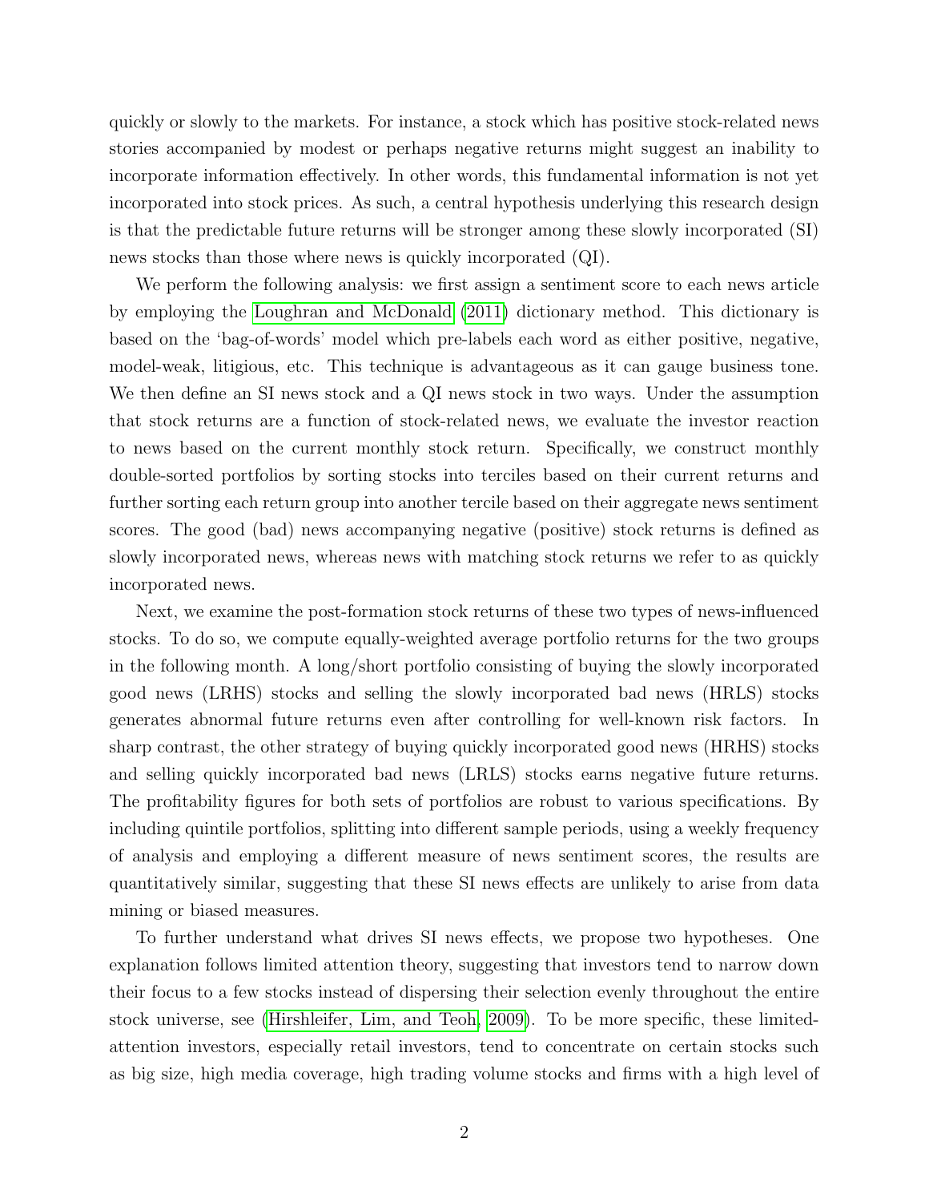quickly or slowly to the markets. For instance, a stock which has positive stock-related news stories accompanied by modest or perhaps negative returns might suggest an inability to incorporate information effectively. In other words, this fundamental information is not yet incorporated into stock prices. As such, a central hypothesis underlying this research design is that the predictable future returns will be stronger among these slowly incorporated (SI) news stocks than those where news is quickly incorporated (QI).

We perform the following analysis: we first assign a sentiment score to each news article by employing the Loughran and McDonald (2011) dictionary method. This dictionary is based on the 'bag-of-words' model which pre-labels each word as either positive, negative, model-weak, litigious, etc. This technique is advantageous as it can gauge business tone. We then define an SI news stock and a QI news stock in two ways. Under the assumption that stock returns are a function of stock-related news, we evaluate the investor reaction to news based on the current monthly stock return. Specifically, we construct monthly double-sorted portfolios by sorting stocks into terciles based on their current returns and further sorting each return group into another tercile based on their aggregate news sentiment scores. The good (bad) news accompanying negative (positive) stock returns is defined as slowly incorporated news, whereas news with matching stock returns we refer to as quickly incorporated news.

Next, we examine the post-formation stock returns of these two types of news-influenced stocks. To do so, we compute equally-weighted average portfolio returns for the two groups in the following month. A long/short portfolio consisting of buying the slowly incorporated good news (LRHS) stocks and selling the slowly incorporated bad news (HRLS) stocks generates abnormal future returns even after controlling for well-known risk factors. In sharp contrast, the other strategy of buying quickly incorporated good news (HRHS) stocks and selling quickly incorporated bad news (LRLS) stocks earns negative future returns. The profitability figures for both sets of portfolios are robust to various specifications. By including quintile portfolios, splitting into different sample periods, using a weekly frequency of analysis and employing a different measure of news sentiment scores, the results are quantitatively similar, suggesting that these SI news effects are unlikely to arise from data mining or biased measures.

To further understand what drives SI news effects, we propose two hypotheses. One explanation follows limited attention theory, suggesting that investors tend to narrow down their focus to a few stocks instead of dispersing their selection evenly throughout the entire stock universe, see (Hirshleifer, Lim, and Teoh, 2009). To be more specific, these limited-attention investors, especially retail investors, tend to concentrate on certain stocks such as big size, high media coverage, high trading volume stocks and firms with a high level of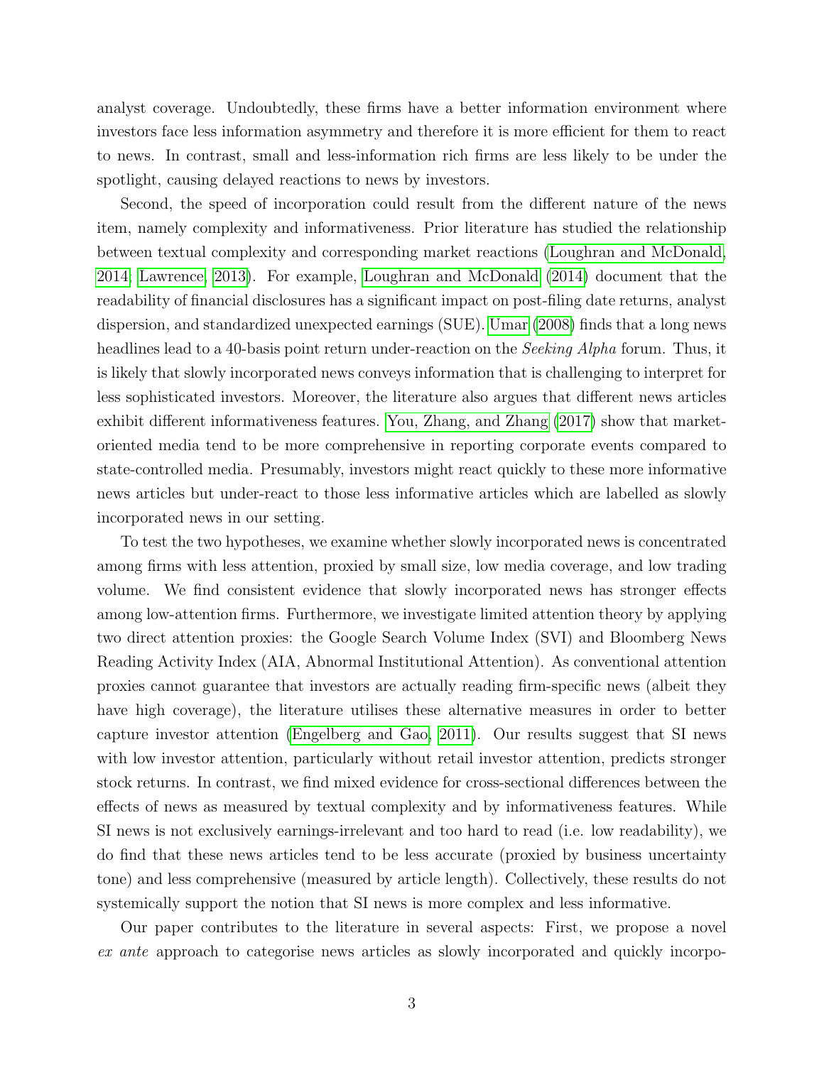analyst coverage. Undoubtedly, these firms have a better information environment where investors face less information asymmetry and therefore it is more efficient for them to react to news. In contrast, small and less-information rich firms are less likely to be under the spotlight, causing delayed reactions to news by investors.

Second, the speed of incorporation could result from the different nature of the news item, namely complexity and informativeness. Prior literature has studied the relationship between textual complexity and corresponding market reactions (Loughran and McDonald, 2014; Lawrence, 2013). For example, Loughran and McDonald (2014) document that the readability of financial disclosures has a significant impact on post-filing date returns, analyst dispersion, and standardized unexpected earnings (SUE). Umar (2008) finds that a long news headlines lead to a 40-basis point return under-reaction on the *Seeking Alpha* forum. Thus, it is likely that slowly incorporated news conveys information that is challenging to interpret for less sophisticated investors. Moreover, the literature also argues that different news articles exhibit different informativeness features. You, Zhang, and Zhang (2017) show that market-oriented media tend to be more comprehensive in reporting corporate events compared to state-controlled media. Presumably, investors might react quickly to these more informative news articles but under-react to those less informative articles which are labelled as slowly incorporated news in our setting.

To test the two hypotheses, we examine whether slowly incorporated news is concentrated among firms with less attention, proxied by small size, low media coverage, and low trading volume. We find consistent evidence that slowly incorporated news has stronger effects among low-attention firms. Furthermore, we investigate limited attention theory by applying two direct attention proxies: the Google Search Volume Index (SVI) and Bloomberg News Reading Activity Index (AIA, Abnormal Institutional Attention). As conventional attention proxies cannot guarantee that investors are actually reading firm-specific news (albeit they have high coverage), the literature utilises these alternative measures in order to better capture investor attention (Engelberg and Gao, 2011). Our results suggest that SI news with low investor attention, particularly without retail investor attention, predicts stronger stock returns. In contrast, we find mixed evidence for cross-sectional differences between the effects of news as measured by textual complexity and by informativeness features. While SI news is not exclusively earnings-irrelevant and too hard to read (i.e. low readability), we do find that these news articles tend to be less accurate (proxied by business uncertainty tone) and less comprehensive (measured by article length). Collectively, these results do not systemically support the notion that SI news is more complex and less informative.

Our paper contributes to the literature in several aspects: First, we propose a novel *ex ante* approach to categorise news articles as slowly incorporated and quickly incorpo-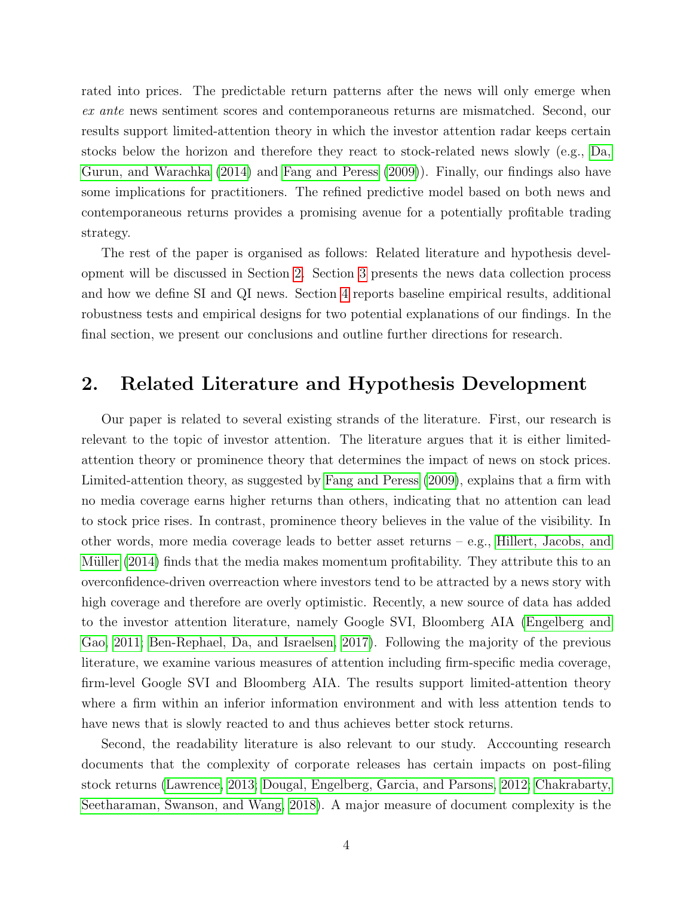rated into prices. The predictable return patterns after the news will only emerge when *ex ante* news sentiment scores and contemporaneous returns are mismatched. Second, our results support limited-attention theory in which the investor attention radar keeps certain stocks below the horizon and therefore they react to stock-related news slowly (e.g., Da, Gurun, and Warachka (2014) and Fang and Peress (2009)). Finally, our findings also have some implications for practitioners. The refined predictive model based on both news and contemporaneous returns provides a promising avenue for a potentially profitable trading strategy.

The rest of the paper is organised as follows: Related literature and hypothesis development will be discussed in Section 2. Section 3 presents the news data collection process and how we define SI and QI news. Section 4 reports baseline empirical results, additional robustness tests and empirical designs for two potential explanations of our findings. In the final section, we present our conclusions and outline further directions for research.

## 2. Related Literature and Hypothesis Development

Our paper is related to several existing strands of the literature. First, our research is relevant to the topic of investor attention. The literature argues that it is either limited-attention theory or prominence theory that determines the impact of news on stock prices. Limited-attention theory, as suggested by Fang and Peress (2009), explains that a firm with no media coverage earns higher returns than others, indicating that no attention can lead to stock price rises. In contrast, prominence theory believes in the value of the visibility. In other words, more media coverage leads to better asset returns – e.g., Hillert, Jacobs, and Müller (2014) finds that the media makes momentum profitability. They attribute this to an overconfidence-driven overreaction where investors tend to be attracted by a news story with high coverage and therefore are overly optimistic. Recently, a new source of data has added to the investor attention literature, namely Google SVI, Bloomberg AIA (Engelberg and Gao, 2011; Ben-Rephael, Da, and Israelsen, 2017). Following the majority of the previous literature, we examine various measures of attention including firm-specific media coverage, firm-level Google SVI and Bloomberg AIA. The results support limited-attention theory where a firm within an inferior information environment and with less attention tends to have news that is slowly reacted to and thus achieves better stock returns.

Second, the readability literature is also relevant to our study. Acccounting research documents that the complexity of corporate releases has certain impacts on post-filing stock returns (Lawrence, 2013; Dougal, Engelberg, Garcia, and Parsons, 2012; Chakrabarty, Seetharaman, Swanson, and Wang, 2018). A major measure of document complexity is the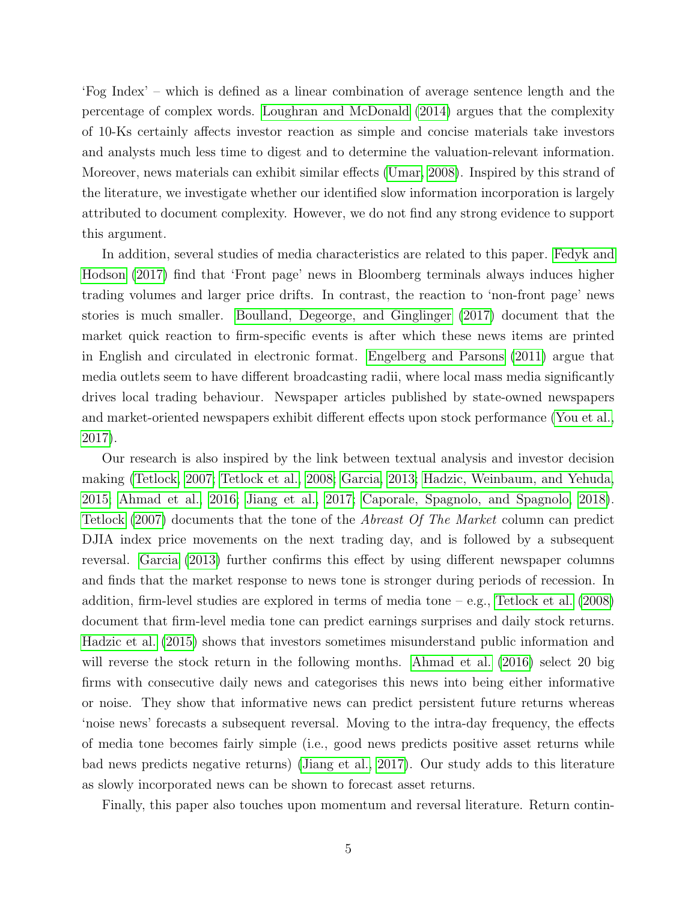'Fog Index' – which is defined as a linear combination of average sentence length and the percentage of complex words. Loughran and McDonald (2014) argues that the complexity of 10-Ks certainly affects investor reaction as simple and concise materials take investors and analysts much less time to digest and to determine the valuation-relevant information. Moreover, news materials can exhibit similar effects (Umar, 2008). Inspired by this strand of the literature, we investigate whether our identified slow information incorporation is largely attributed to document complexity. However, we do not find any strong evidence to support this argument.

In addition, several studies of media characteristics are related to this paper. Fedyk and Hodson (2017) find that 'Front page' news in Bloomberg terminals always induces higher trading volumes and larger price drifts. In contrast, the reaction to 'non-front page' news stories is much smaller. Boulland, Degeorge, and Ginglinger (2017) document that the market quick reaction to firm-specific events is after which these news items are printed in English and circulated in electronic format. Engelberg and Parsons (2011) argue that media outlets seem to have different broadcasting radii, where local mass media significantly drives local trading behaviour. Newspaper articles published by state-owned newspapers and market-oriented newspapers exhibit different effects upon stock performance (You et al., 2017).

Our research is also inspired by the link between textual analysis and investor decision making (Tetlock, 2007; Tetlock et al., 2008; Garcia, 2013; Hadzic, Weinbaum, and Yehuda, 2015; Ahmad et al., 2016; Jiang et al., 2017; Caporale, Spagnolo, and Spagnolo, 2018). Tetlock (2007) documents that the tone of the *Abreast Of The Market* column can predict DJIA index price movements on the next trading day, and is followed by a subsequent reversal. Garcia (2013) further confirms this effect by using different newspaper columns and finds that the market response to news tone is stronger during periods of recession. In addition, firm-level studies are explored in terms of media tone – e.g., Tetlock et al. (2008) document that firm-level media tone can predict earnings surprises and daily stock returns. Hadzic et al. (2015) shows that investors sometimes misunderstand public information and will reverse the stock return in the following months. Ahmad et al. (2016) select 20 big firms with consecutive daily news and categorises this news into being either informative or noise. They show that informative news can predict persistent future returns whereas 'noise news' forecasts a subsequent reversal. Moving to the intra-day frequency, the effects of media tone becomes fairly simple (i.e., good news predicts positive asset returns while bad news predicts negative returns) (Jiang et al., 2017). Our study adds to this literature as slowly incorporated news can be shown to forecast asset returns.

Finally, this paper also touches upon momentum and reversal literature. Return contin-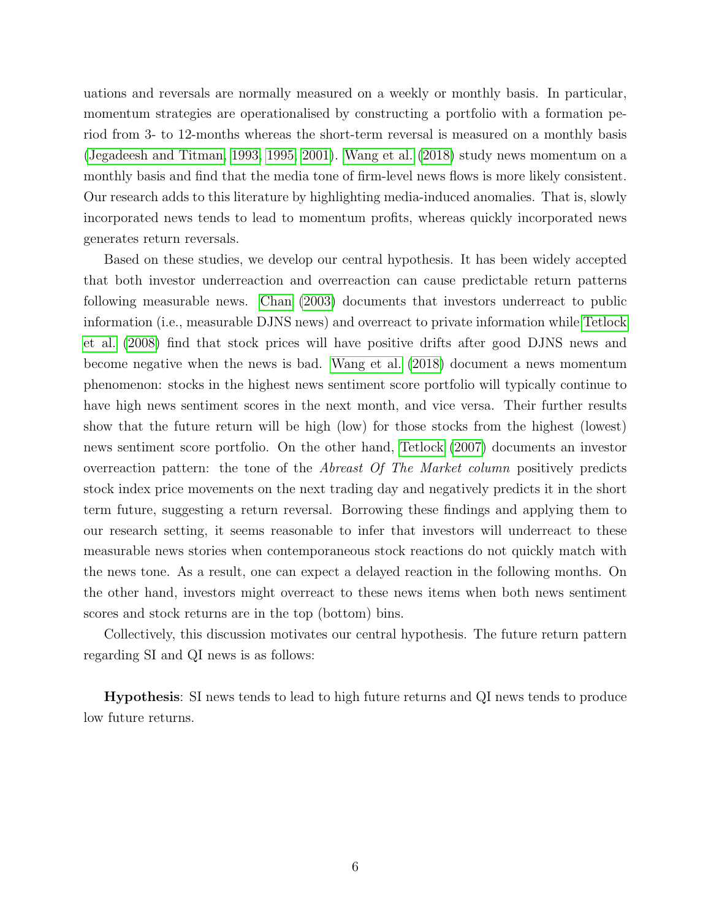uations and reversals are normally measured on a weekly or monthly basis. In particular, momentum strategies are operationalised by constructing a portfolio with a formation period from 3- to 12-months whereas the short-term reversal is measured on a monthly basis (Jegadeesh and Titman, 1993, 1995, 2001). Wang et al. (2018) study news momentum on a monthly basis and find that the media tone of firm-level news flows is more likely consistent. Our research adds to this literature by highlighting media-induced anomalies. That is, slowly incorporated news tends to lead to momentum profits, whereas quickly incorporated news generates return reversals.

Based on these studies, we develop our central hypothesis. It has been widely accepted that both investor underreaction and overreaction can cause predictable return patterns following measurable news. Chan (2003) documents that investors underreact to public information (i.e., measurable DJNS news) and overreact to private information while Tetlock et al. (2008) find that stock prices will have positive drifts after good DJNS news and become negative when the news is bad. Wang et al. (2018) document a news momentum phenomenon: stocks in the highest news sentiment score portfolio will typically continue to have high news sentiment scores in the next month, and vice versa. Their further results show that the future return will be high (low) for those stocks from the highest (lowest) news sentiment score portfolio. On the other hand, Tetlock (2007) documents an investor overreaction pattern: the tone of the *Abreast Of The Market column* positively predicts stock index price movements on the next trading day and negatively predicts it in the short term future, suggesting a return reversal. Borrowing these findings and applying them to our research setting, it seems reasonable to infer that investors will underreact to these measurable news stories when contemporaneous stock reactions do not quickly match with the news tone. As a result, one can expect a delayed reaction in the following months. On the other hand, investors might overreact to these news items when both news sentiment scores and stock returns are in the top (bottom) bins.

Collectively, this discussion motivates our central hypothesis. The future return pattern regarding SI and QI news is as follows:

**Hypothesis**: SI news tends to lead to high future returns and QI news tends to produce low future returns.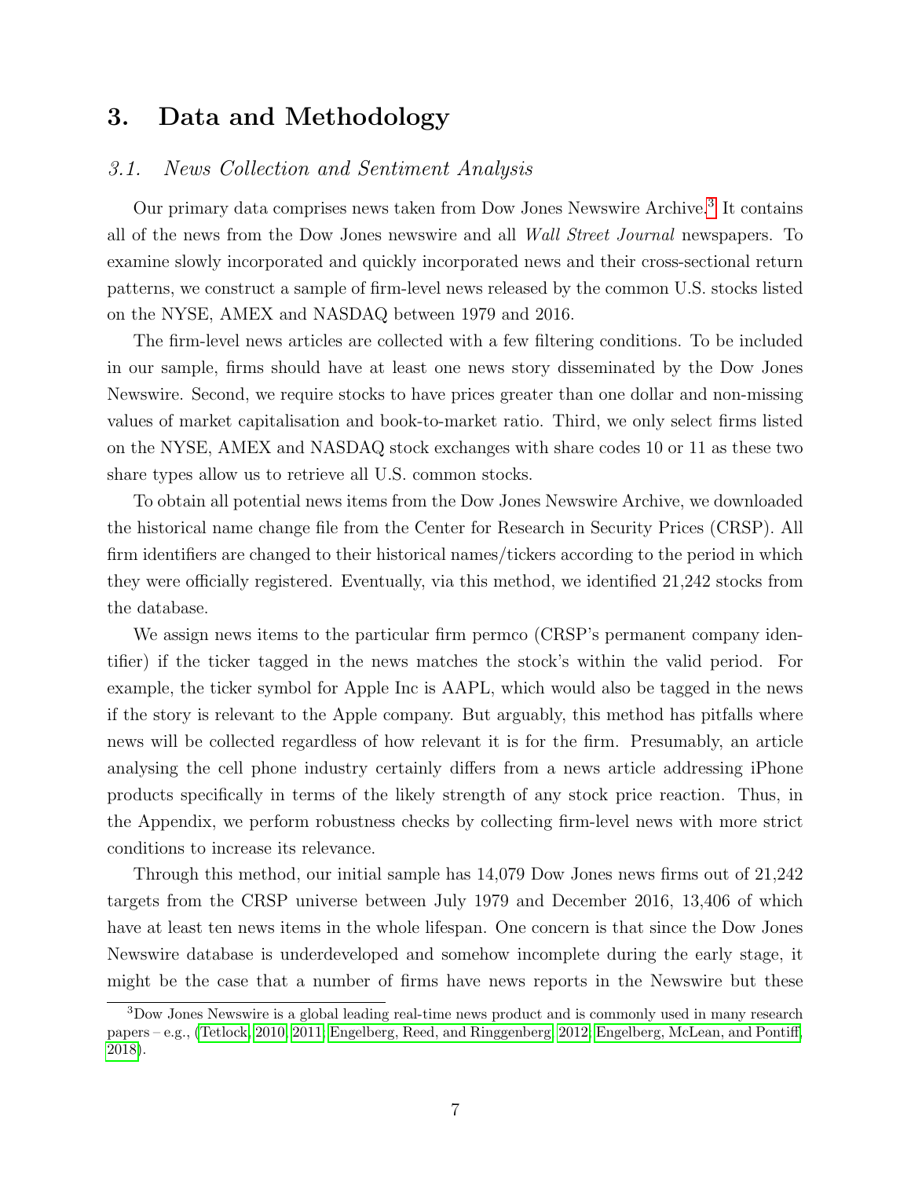# 3. Data and Methodology

## 3.1. *News Collection and Sentiment Analysis*

Our primary data comprises news taken from Dow Jones Newswire Archive.[3] It contains all of the news from the Dow Jones newswire and all *Wall Street Journal* newspapers. To examine slowly incorporated and quickly incorporated news and their cross-sectional return patterns, we construct a sample of firm-level news released by the common U.S. stocks listed on the NYSE, AMEX and NASDAQ between 1979 and 2016.

The firm-level news articles are collected with a few filtering conditions. To be included in our sample, firms should have at least one news story disseminated by the Dow Jones Newswire. Second, we require stocks to have prices greater than one dollar and non-missing values of market capitalisation and book-to-market ratio. Third, we only select firms listed on the NYSE, AMEX and NASDAQ stock exchanges with share codes 10 or 11 as these two share types allow us to retrieve all U.S. common stocks.

To obtain all potential news items from the Dow Jones Newswire Archive, we downloaded the historical name change file from the Center for Research in Security Prices (CRSP). All firm identifiers are changed to their historical names/tickers according to the period in which they were officially registered. Eventually, via this method, we identified 21,242 stocks from the database.

We assign news items to the particular firm permco (CRSP's permanent company identifier) if the ticker tagged in the news matches the stock's within the valid period. For example, the ticker symbol for Apple Inc is AAPL, which would also be tagged in the news if the story is relevant to the Apple company. But arguably, this method has pitfalls where news will be collected regardless of how relevant it is for the firm. Presumably, an article analysing the cell phone industry certainly differs from a news article addressing iPhone products specifically in terms of the likely strength of any stock price reaction. Thus, in the Appendix, we perform robustness checks by collecting firm-level news with more strict conditions to increase its relevance.

Through this method, our initial sample has 14,079 Dow Jones news firms out of 21,242 targets from the CRSP universe between July 1979 and December 2016, 13,406 of which have at least ten news items in the whole lifespan. One concern is that since the Dow Jones Newswire database is underdeveloped and somehow incomplete during the early stage, it might be the case that a number of firms have news reports in the Newswire but these

[3] Dow Jones Newswire is a global leading real-time news product and is commonly used in many research papers – e.g., (Tetlock, 2010, 2011; Engelberg, Reed, and Ringgenberg, 2012; Engelberg, McLean, and Pontiff, 2018).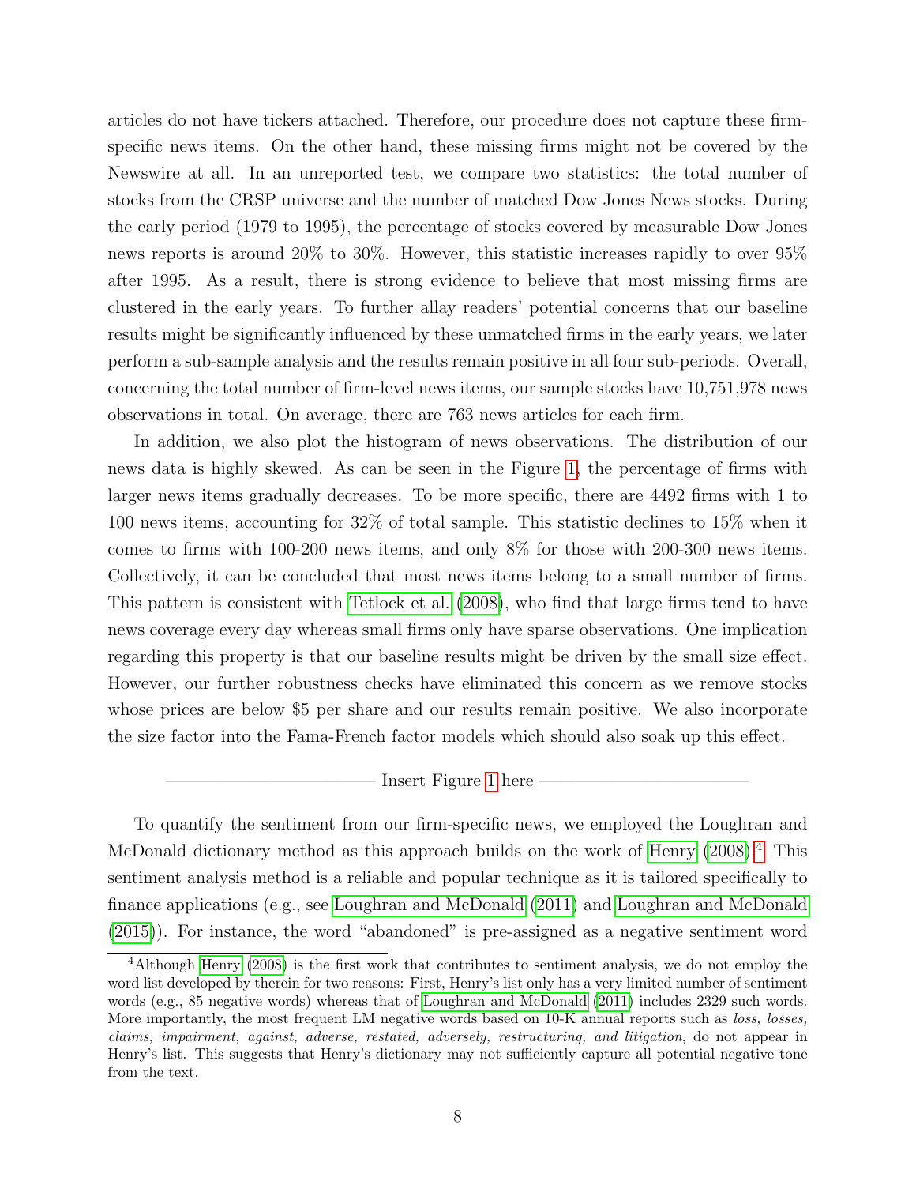articles do not have tickers attached. Therefore, our procedure does not capture these firm-specific news items. On the other hand, these missing firms might not be covered by the Newswire at all. In an unreported test, we compare two statistics: the total number of stocks from the CRSP universe and the number of matched Dow Jones News stocks. During the early period (1979 to 1995), the percentage of stocks covered by measurable Dow Jones news reports is around 20% to 30%. However, this statistic increases rapidly to over 95% after 1995. As a result, there is strong evidence to believe that most missing firms are clustered in the early years. To further allay readers' potential concerns that our baseline results might be significantly influenced by these unmatched firms in the early years, we later perform a sub-sample analysis and the results remain positive in all four sub-periods. Overall, concerning the total number of firm-level news items, our sample stocks have 10,751,978 news observations in total. On average, there are 763 news articles for each firm.

In addition, we also plot the histogram of news observations. The distribution of our news data is highly skewed. As can be seen in the Figure 1, the percentage of firms with larger news items gradually decreases. To be more specific, there are 4492 firms with 1 to 100 news items, accounting for 32% of total sample. This statistic declines to 15% when it comes to firms with 100-200 news items, and only 8% for those with 200-300 news items. Collectively, it can be concluded that most news items belong to a small number of firms. This pattern is consistent with Tetlock et al. (2008), who find that large firms tend to have news coverage every day whereas small firms only have sparse observations. One implication regarding this property is that our baseline results might be driven by the small size effect. However, our further robustness checks have eliminated this concern as we remove stocks whose prices are below $5 per share and our results remain positive. We also incorporate the size factor into the Fama-French factor models which should also soak up this effect.

——————————— Insert Figure 1 here ———————————

To quantify the sentiment from our firm-specific news, we employed the Loughran and McDonald dictionary method as this approach builds on the work of Henry (2008).[4] This sentiment analysis method is a reliable and popular technique as it is tailored specifically to finance applications (e.g., see Loughran and McDonald (2011) and Loughran and McDonald (2015)). For instance, the word "abandoned" is pre-assigned as a negative sentiment word

[4] Although Henry (2008) is the first work that contributes to sentiment analysis, we do not employ the word list developed by therein for two reasons: First, Henry's list only has a very limited number of sentiment words (e.g., 85 negative words) whereas that of Loughran and McDonald (2011) includes 2329 such words. More importantly, the most frequent LM negative words based on 10-K annual reports such as *loss, losses, claims, impairment, against, adverse, restated, adversely, restructuring, and litigation*, do not appear in Henry's list. This suggests that Henry's dictionary may not sufficiently capture all potential negative tone from the text.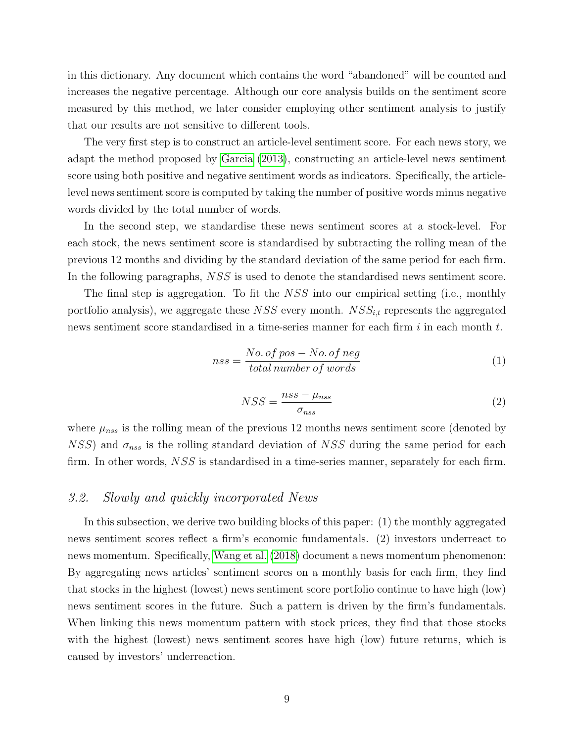in this dictionary. Any document which contains the word "abandoned" will be counted and increases the negative percentage. Although our core analysis builds on the sentiment score measured by this method, we later consider employing other sentiment analysis to justify that our results are not sensitive to different tools.

The very first step is to construct an article-level sentiment score. For each news story, we adapt the method proposed by Garcia (2013), constructing an article-level news sentiment score using both positive and negative sentiment words as indicators. Specifically, the article-level news sentiment score is computed by taking the number of positive words minus negative words divided by the total number of words.

In the second step, we standardise these news sentiment scores at a stock-level. For each stock, the news sentiment score is standardised by subtracting the rolling mean of the previous 12 months and dividing by the standard deviation of the same period for each firm. In the following paragraphs, $NSS$ is used to denote the standardised news sentiment score.

The final step is aggregation. To fit the $NSS$ into our empirical setting (i.e., monthly portfolio analysis), we aggregate these $NSS$ every month. $NSS_{i,t}$ represents the aggregated news sentiment score standardised in a time-series manner for each firm $i$ in each month $t$.

$$nss = \frac{No.\,of\,pos - No.\,of\,neg}{total\,number\,of\,words} \tag{1}$$

$$NSS = \frac{nss - \mu_{nss}}{\sigma_{nss}} \tag{2}$$

where $\mu_{nss}$ is the rolling mean of the previous 12 months news sentiment score (denoted by $NSS$) and $\sigma_{nss}$ is the rolling standard deviation of $NSS$ during the same period for each firm. In other words, $NSS$ is standardised in a time-series manner, separately for each firm.

### *3.2. Slowly and quickly incorporated News*

In this subsection, we derive two building blocks of this paper: (1) the monthly aggregated news sentiment scores reflect a firm's economic fundamentals. (2) investors underreact to news momentum. Specifically, Wang et al. (2018) document a news momentum phenomenon: By aggregating news articles' sentiment scores on a monthly basis for each firm, they find that stocks in the highest (lowest) news sentiment score portfolio continue to have high (low) news sentiment scores in the future. Such a pattern is driven by the firm's fundamentals. When linking this news momentum pattern with stock prices, they find that those stocks with the highest (lowest) news sentiment scores have high (low) future returns, which is caused by investors' underreaction.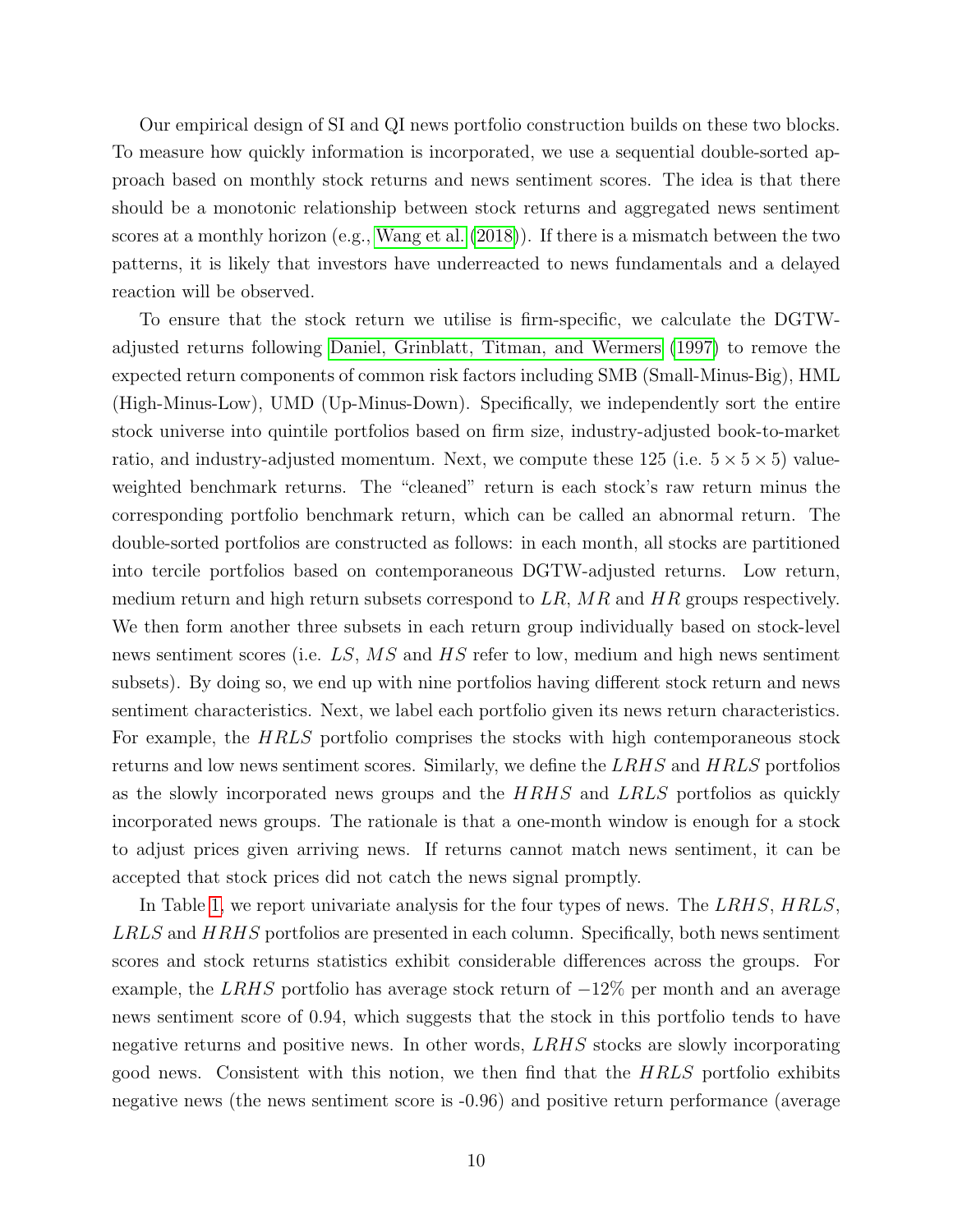Our empirical design of SI and QI news portfolio construction builds on these two blocks. To measure how quickly information is incorporated, we use a sequential double-sorted approach based on monthly stock returns and news sentiment scores. The idea is that there should be a monotonic relationship between stock returns and aggregated news sentiment scores at a monthly horizon (e.g., Wang et al. (2018)). If there is a mismatch between the two patterns, it is likely that investors have underreacted to news fundamentals and a delayed reaction will be observed.

To ensure that the stock return we utilise is firm-specific, we calculate the DGTW-adjusted returns following Daniel, Grinblatt, Titman, and Wermers (1997) to remove the expected return components of common risk factors including SMB (Small-Minus-Big), HML (High-Minus-Low), UMD (Up-Minus-Down). Specifically, we independently sort the entire stock universe into quintile portfolios based on firm size, industry-adjusted book-to-market ratio, and industry-adjusted momentum. Next, we compute these 125 (i.e. $5 \times 5 \times 5$) value-weighted benchmark returns. The "cleaned" return is each stock's raw return minus the corresponding portfolio benchmark return, which can be called an abnormal return. The double-sorted portfolios are constructed as follows: in each month, all stocks are partitioned into tercile portfolios based on contemporaneous DGTW-adjusted returns. Low return, medium return and high return subsets correspond to $LR$, $MR$ and $HR$ groups respectively. We then form another three subsets in each return group individually based on stock-level news sentiment scores (i.e. $LS$, $MS$ and $HS$ refer to low, medium and high news sentiment subsets). By doing so, we end up with nine portfolios having different stock return and news sentiment characteristics. Next, we label each portfolio given its news return characteristics. For example, the $HRLS$ portfolio comprises the stocks with high contemporaneous stock returns and low news sentiment scores. Similarly, we define the $LRHS$ and $HRLS$ portfolios as the slowly incorporated news groups and the $HRHS$ and $LRLS$ portfolios as quickly incorporated news groups. The rationale is that a one-month window is enough for a stock to adjust prices given arriving news. If returns cannot match news sentiment, it can be accepted that stock prices did not catch the news signal promptly.

In Table 1, we report univariate analysis for the four types of news. The $LRHS$, $HRLS$, $LRLS$ and $HRHS$ portfolios are presented in each column. Specifically, both news sentiment scores and stock returns statistics exhibit considerable differences across the groups. For example, the $LRHS$ portfolio has average stock return of $-12\%$ per month and an average news sentiment score of 0.94, which suggests that the stock in this portfolio tends to have negative returns and positive news. In other words, $LRHS$ stocks are slowly incorporating good news. Consistent with this notion, we then find that the $HRLS$ portfolio exhibits negative news (the news sentiment score is -0.96) and positive return performance (average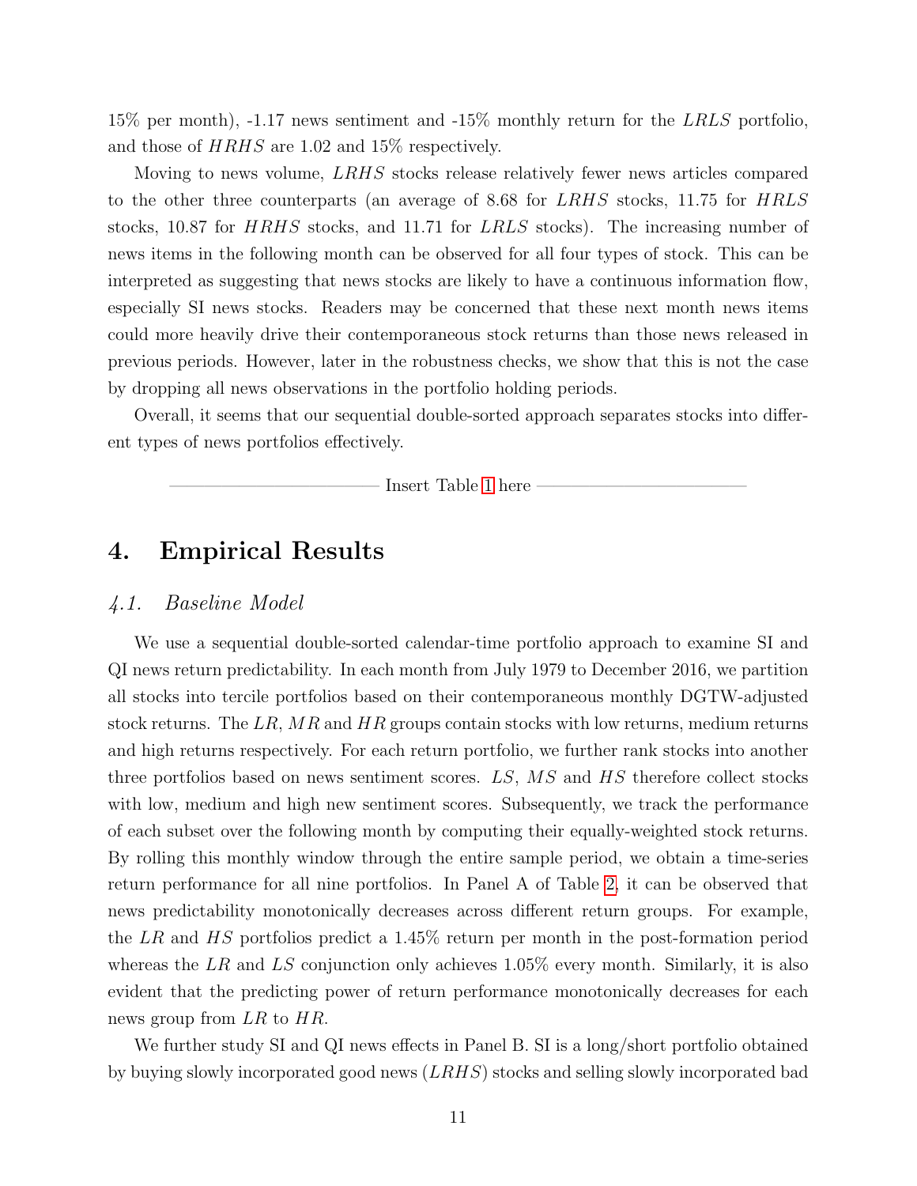15% per month), -1.17 news sentiment and -15% monthly return for the *LRLS* portfolio, and those of *HRHS* are 1.02 and 15% respectively.

Moving to news volume, *LRHS* stocks release relatively fewer news articles compared to the other three counterparts (an average of 8.68 for *LRHS* stocks, 11.75 for *HRLS* stocks, 10.87 for *HRHS* stocks, and 11.71 for *LRLS* stocks). The increasing number of news items in the following month can be observed for all four types of stock. This can be interpreted as suggesting that news stocks are likely to have a continuous information flow, especially SI news stocks. Readers may be concerned that these next month news items could more heavily drive their contemporaneous stock returns than those news released in previous periods. However, later in the robustness checks, we show that this is not the case by dropping all news observations in the portfolio holding periods.

Overall, it seems that our sequential double-sorted approach separates stocks into different types of news portfolios effectively.

——————————— Insert Table 1 here ———————————

## 4. Empirical Results

### *4.1. Baseline Model*

We use a sequential double-sorted calendar-time portfolio approach to examine SI and QI news return predictability. In each month from July 1979 to December 2016, we partition all stocks into tercile portfolios based on their contemporaneous monthly DGTW-adjusted stock returns. The *LR*, *MR* and *HR* groups contain stocks with low returns, medium returns and high returns respectively. For each return portfolio, we further rank stocks into another three portfolios based on news sentiment scores. *LS*, *MS* and *HS* therefore collect stocks with low, medium and high new sentiment scores. Subsequently, we track the performance of each subset over the following month by computing their equally-weighted stock returns. By rolling this monthly window through the entire sample period, we obtain a time-series return performance for all nine portfolios. In Panel A of Table 2, it can be observed that news predictability monotonically decreases across different return groups. For example, the *LR* and *HS* portfolios predict a 1.45% return per month in the post-formation period whereas the *LR* and *LS* conjunction only achieves 1.05% every month. Similarly, it is also evident that the predicting power of return performance monotonically decreases for each news group from *LR* to *HR*.

We further study SI and QI news effects in Panel B. SI is a long/short portfolio obtained by buying slowly incorporated good news (*LRHS*) stocks and selling slowly incorporated bad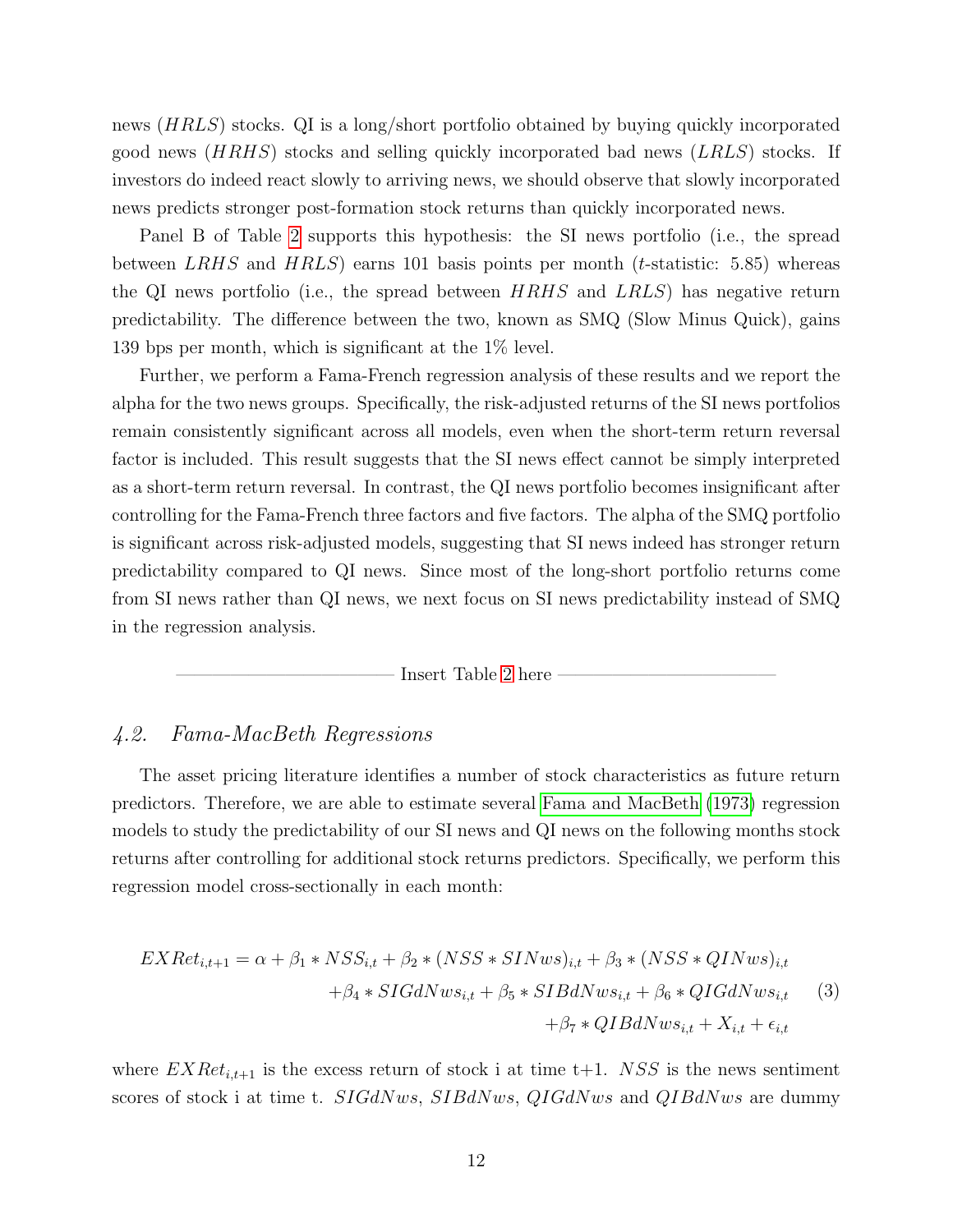news ($HRLS$) stocks. QI is a long/short portfolio obtained by buying quickly incorporated good news ($HRHS$) stocks and selling quickly incorporated bad news ($LRLS$) stocks. If investors do indeed react slowly to arriving news, we should observe that slowly incorporated news predicts stronger post-formation stock returns than quickly incorporated news.

Panel B of Table 2 supports this hypothesis: the SI news portfolio (i.e., the spread between $LRHS$ and $HRLS$) earns 101 basis points per month ($t$-statistic: 5.85) whereas the QI news portfolio (i.e., the spread between $HRHS$ and $LRLS$) has negative return predictability. The difference between the two, known as SMQ (Slow Minus Quick), gains 139 bps per month, which is significant at the 1% level.

Further, we perform a Fama-French regression analysis of these results and we report the alpha for the two news groups. Specifically, the risk-adjusted returns of the SI news portfolios remain consistently significant across all models, even when the short-term return reversal factor is included. This result suggests that the SI news effect cannot be simply interpreted as a short-term return reversal. In contrast, the QI news portfolio becomes insignificant after controlling for the Fama-French three factors and five factors. The alpha of the SMQ portfolio is significant across risk-adjusted models, suggesting that SI news indeed has stronger return predictability compared to QI news. Since most of the long-short portfolio returns come from SI news rather than QI news, we next focus on SI news predictability instead of SMQ in the regression analysis.

——————— Insert Table 2 here ———————

### 4.2. Fama-MacBeth Regressions

The asset pricing literature identifies a number of stock characteristics as future return predictors. Therefore, we are able to estimate several Fama and MacBeth (1973) regression models to study the predictability of our SI news and QI news on the following months stock returns after controlling for additional stock returns predictors. Specifically, we perform this regression model cross-sectionally in each month:

$$
\begin{aligned}
EXRet_{i,t+1} = \alpha + \beta_1 * NSS_{i,t} + \beta_2 * (NSS * SINws)_{i,t} + \beta_3 * (NSS * QINws)_{i,t} \\
+ \beta_4 * SIGdNws_{i,t} + \beta_5 * SIBdNws_{i,t} + \beta_6 * QIGdNws_{i,t} \\
+ \beta_7 * QIBdNws_{i,t} + X_{i,t} + \epsilon_{i,t}
\end{aligned}
\tag{3}
$$

where $EXRet_{i,t+1}$ is the excess return of stock i at time t+1. $NSS$ is the news sentiment scores of stock i at time t. $SIGdNws$, $SIBdNws$, $QIGdNws$ and $QIBdNws$ are dummy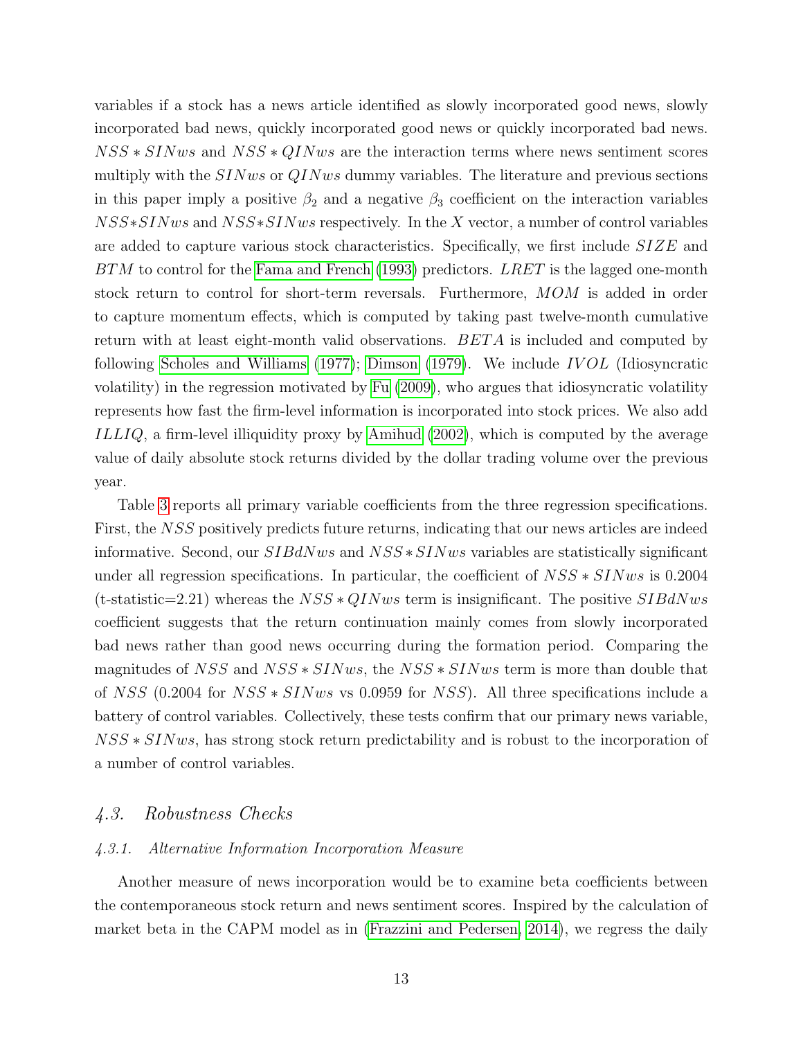variables if a stock has a news article identified as slowly incorporated good news, slowly incorporated bad news, quickly incorporated good news or quickly incorporated bad news. $NSS * SINws$ and $NSS * QINws$ are the interaction terms where news sentiment scores multiply with the $SINws$ or $QINws$ dummy variables. The literature and previous sections in this paper imply a positive $\beta_2$ and a negative $\beta_3$ coefficient on the interaction variables $NSS*SINws$ and $NSS*SINws$ respectively. In the $X$ vector, a number of control variables are added to capture various stock characteristics. Specifically, we first include $SIZE$ and $BTM$ to control for the Fama and French (1993) predictors. $LRET$ is the lagged one-month stock return to control for short-term reversals. Furthermore, $MOM$ is added in order to capture momentum effects, which is computed by taking past twelve-month cumulative return with at least eight-month valid observations. $BETA$ is included and computed by following Scholes and Williams (1977); Dimson (1979). We include $IVOL$ (Idiosyncratic volatility) in the regression motivated by Fu (2009), who argues that idiosyncratic volatility represents how fast the firm-level information is incorporated into stock prices. We also add $ILLIQ$, a firm-level illiquidity proxy by Amihud (2002), which is computed by the average value of daily absolute stock returns divided by the dollar trading volume over the previous year.

Table 3 reports all primary variable coefficients from the three regression specifications. First, the $NSS$ positively predicts future returns, indicating that our news articles are indeed informative. Second, our $SIBdNws$ and $NSS * SINws$ variables are statistically significant under all regression specifications. In particular, the coefficient of $NSS * SINws$ is 0.2004 (t-statistic=2.21) whereas the $NSS * QINws$ term is insignificant. The positive $SIBdNws$ coefficient suggests that the return continuation mainly comes from slowly incorporated bad news rather than good news occurring during the formation period. Comparing the magnitudes of $NSS$ and $NSS * SINws$, the $NSS * SINws$ term is more than double that of $NSS$ (0.2004 for $NSS * SINws$ vs 0.0959 for $NSS$). All three specifications include a battery of control variables. Collectively, these tests confirm that our primary news variable, $NSS * SINws$, has strong stock return predictability and is robust to the incorporation of a number of control variables.

## 4.3. Robustness Checks

### 4.3.1. Alternative Information Incorporation Measure

Another measure of news incorporation would be to examine beta coefficients between the contemporaneous stock return and news sentiment scores. Inspired by the calculation of market beta in the CAPM model as in (Frazzini and Pedersen, 2014), we regress the daily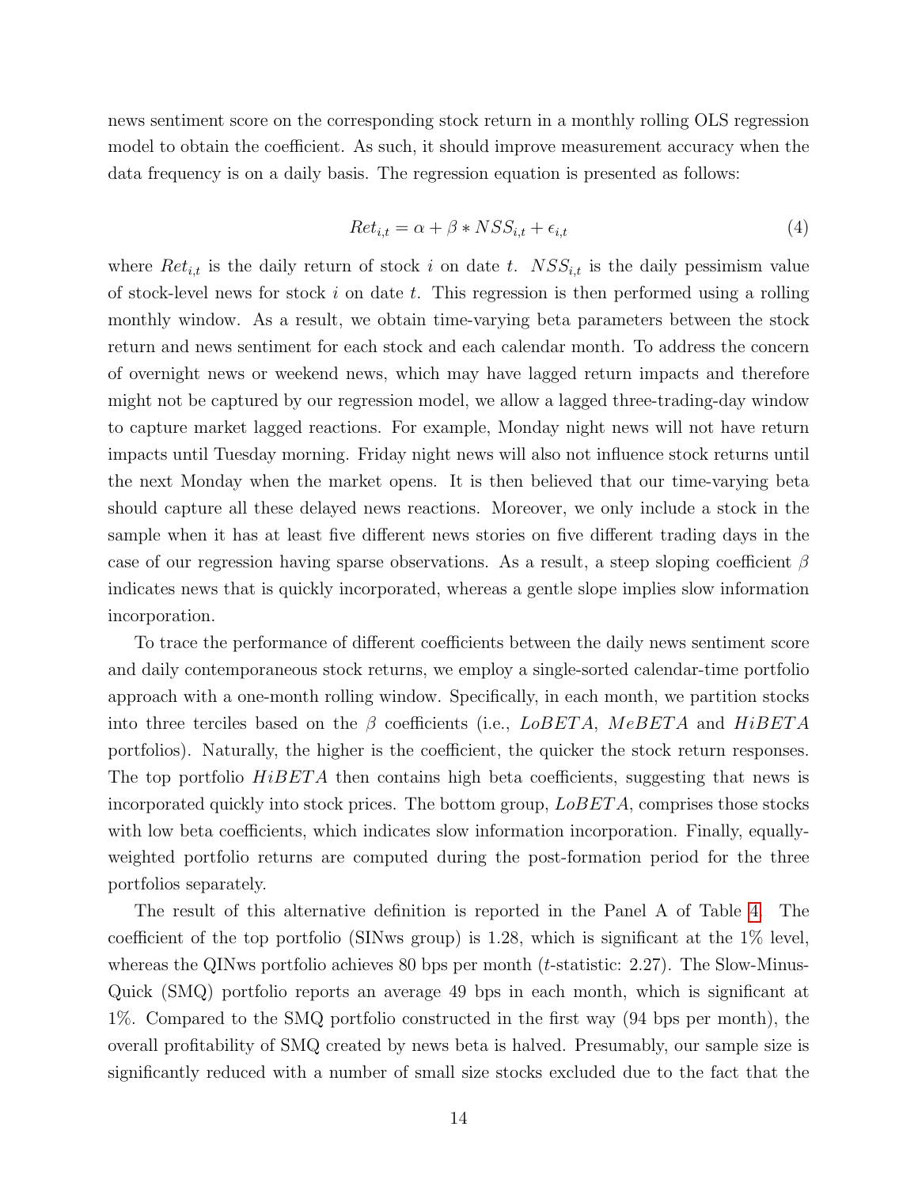news sentiment score on the corresponding stock return in a monthly rolling OLS regression model to obtain the coefficient. As such, it should improve measurement accuracy when the data frequency is on a daily basis. The regression equation is presented as follows:

$$Ret_{i,t} = \alpha + \beta * NSS_{i,t} + \epsilon_{i,t} \tag{4}$$

where $Ret_{i,t}$ is the daily return of stock $i$ on date $t$. $NSS_{i,t}$ is the daily pessimism value of stock-level news for stock $i$ on date $t$. This regression is then performed using a rolling monthly window. As a result, we obtain time-varying beta parameters between the stock return and news sentiment for each stock and each calendar month. To address the concern of overnight news or weekend news, which may have lagged return impacts and therefore might not be captured by our regression model, we allow a lagged three-trading-day window to capture market lagged reactions. For example, Monday night news will not have return impacts until Tuesday morning. Friday night news will also not influence stock returns until the next Monday when the market opens. It is then believed that our time-varying beta should capture all these delayed news reactions. Moreover, we only include a stock in the sample when it has at least five different news stories on five different trading days in the case of our regression having sparse observations. As a result, a steep sloping coefficient $\beta$ indicates news that is quickly incorporated, whereas a gentle slope implies slow information incorporation.

To trace the performance of different coefficients between the daily news sentiment score and daily contemporaneous stock returns, we employ a single-sorted calendar-time portfolio approach with a one-month rolling window. Specifically, in each month, we partition stocks into three terciles based on the $\beta$ coefficients (i.e., $LoBETA$, $MeBETA$ and $HiBETA$ portfolios). Naturally, the higher is the coefficient, the quicker the stock return responses. The top portfolio $HiBETA$ then contains high beta coefficients, suggesting that news is incorporated quickly into stock prices. The bottom group, $LoBETA$, comprises those stocks with low beta coefficients, which indicates slow information incorporation. Finally, equally-weighted portfolio returns are computed during the post-formation period for the three portfolios separately.

The result of this alternative definition is reported in the Panel A of Table 4. The coefficient of the top portfolio (SINws group) is 1.28, which is significant at the 1% level, whereas the QINws portfolio achieves 80 bps per month ($t$-statistic: 2.27). The Slow-Minus-Quick (SMQ) portfolio reports an average 49 bps in each month, which is significant at 1%. Compared to the SMQ portfolio constructed in the first way (94 bps per month), the overall profitability of SMQ created by news beta is halved. Presumably, our sample size is significantly reduced with a number of small size stocks excluded due to the fact that the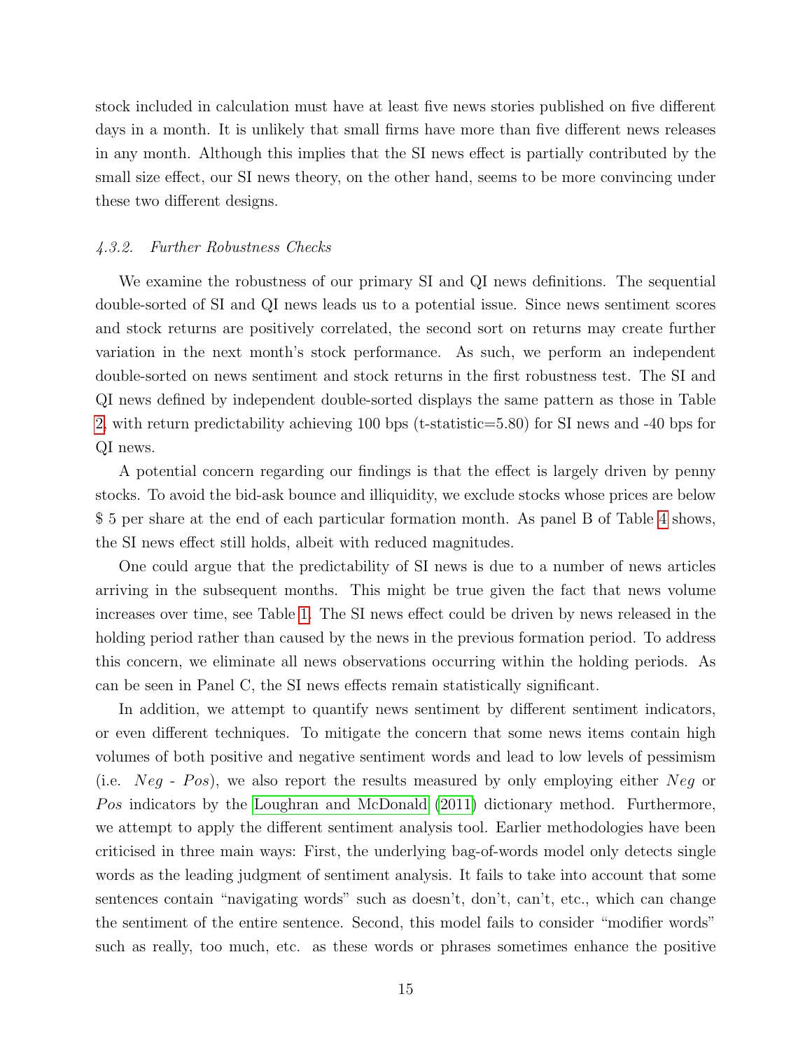stock included in calculation must have at least five news stories published on five different days in a month. It is unlikely that small firms have more than five different news releases in any month. Although this implies that the SI news effect is partially contributed by the small size effect, our SI news theory, on the other hand, seems to be more convincing under these two different designs.

#### *4.3.2. Further Robustness Checks*

We examine the robustness of our primary SI and QI news definitions. The sequential double-sorted of SI and QI news leads us to a potential issue. Since news sentiment scores and stock returns are positively correlated, the second sort on returns may create further variation in the next month's stock performance. As such, we perform an independent double-sorted on news sentiment and stock returns in the first robustness test. The SI and QI news defined by independent double-sorted displays the same pattern as those in Table 2, with return predictability achieving 100 bps (t-statistic=5.80) for SI news and -40 bps for QI news.

A potential concern regarding our findings is that the effect is largely driven by penny stocks. To avoid the bid-ask bounce and illiquidity, we exclude stocks whose prices are below $ 5 per share at the end of each particular formation month. As panel B of Table 4 shows, the SI news effect still holds, albeit with reduced magnitudes.

One could argue that the predictability of SI news is due to a number of news articles arriving in the subsequent months. This might be true given the fact that news volume increases over time, see Table 1. The SI news effect could be driven by news released in the holding period rather than caused by the news in the previous formation period. To address this concern, we eliminate all news observations occurring within the holding periods. As can be seen in Panel C, the SI news effects remain statistically significant.

In addition, we attempt to quantify news sentiment by different sentiment indicators, or even different techniques. To mitigate the concern that some news items contain high volumes of both positive and negative sentiment words and lead to low levels of pessimism (i.e. *Neg* - *Pos*), we also report the results measured by only employing either *Neg* or *Pos* indicators by the Loughran and McDonald (2011) dictionary method. Furthermore, we attempt to apply the different sentiment analysis tool. Earlier methodologies have been criticised in three main ways: First, the underlying bag-of-words model only detects single words as the leading judgment of sentiment analysis. It fails to take into account that some sentences contain "navigating words" such as doesn't, don't, can't, etc., which can change the sentiment of the entire sentence. Second, this model fails to consider "modifier words" such as really, too much, etc. as these words or phrases sometimes enhance the positive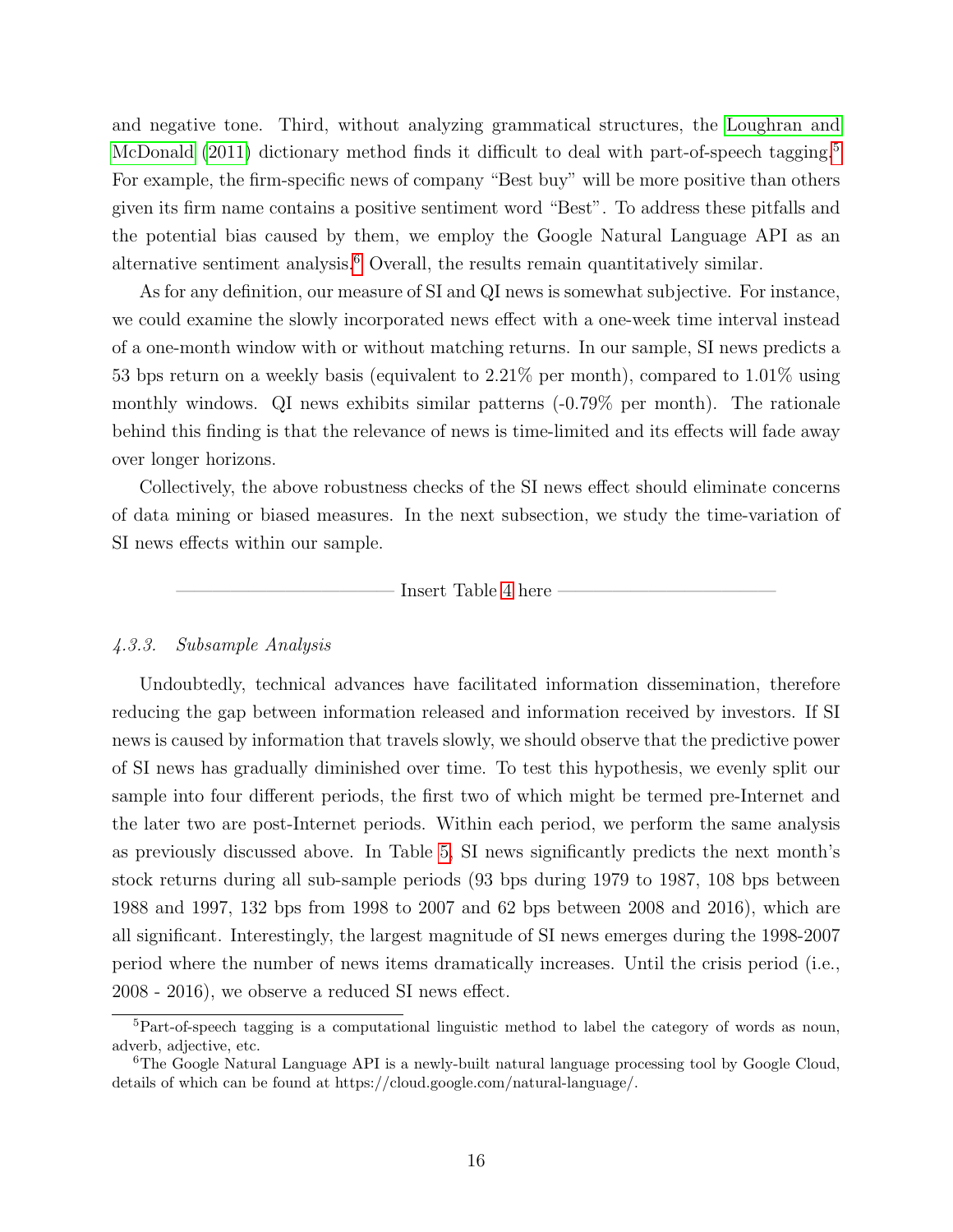and negative tone. Third, without analyzing grammatical structures, the Loughran and McDonald (2011) dictionary method finds it difficult to deal with part-of-speech tagging.[5] For example, the firm-specific news of company "Best buy" will be more positive than others given its firm name contains a positive sentiment word "Best". To address these pitfalls and the potential bias caused by them, we employ the Google Natural Language API as an alternative sentiment analysis.[6] Overall, the results remain quantitatively similar.

As for any definition, our measure of SI and QI news is somewhat subjective. For instance, we could examine the slowly incorporated news effect with a one-week time interval instead of a one-month window with or without matching returns. In our sample, SI news predicts a 53 bps return on a weekly basis (equivalent to 2.21% per month), compared to 1.01% using monthly windows. QI news exhibits similar patterns (-0.79% per month). The rationale behind this finding is that the relevance of news is time-limited and its effects will fade away over longer horizons.

Collectively, the above robustness checks of the SI news effect should eliminate concerns of data mining or biased measures. In the next subsection, we study the time-variation of SI news effects within our sample.

——————————— Insert Table 4 here ———————————

*4.3.3. Subsample Analysis*

Undoubtedly, technical advances have facilitated information dissemination, therefore reducing the gap between information released and information received by investors. If SI news is caused by information that travels slowly, we should observe that the predictive power of SI news has gradually diminished over time. To test this hypothesis, we evenly split our sample into four different periods, the first two of which might be termed pre-Internet and the later two are post-Internet periods. Within each period, we perform the same analysis as previously discussed above. In Table 5, SI news significantly predicts the next month's stock returns during all sub-sample periods (93 bps during 1979 to 1987, 108 bps between 1988 and 1997, 132 bps from 1998 to 2007 and 62 bps between 2008 and 2016), which are all significant. Interestingly, the largest magnitude of SI news emerges during the 1998-2007 period where the number of news items dramatically increases. Until the crisis period (i.e., 2008 - 2016), we observe a reduced SI news effect.

[5] Part-of-speech tagging is a computational linguistic method to label the category of words as noun, adverb, adjective, etc.

[6] The Google Natural Language API is a newly-built natural language processing tool by Google Cloud, details of which can be found at https://cloud.google.com/natural-language/.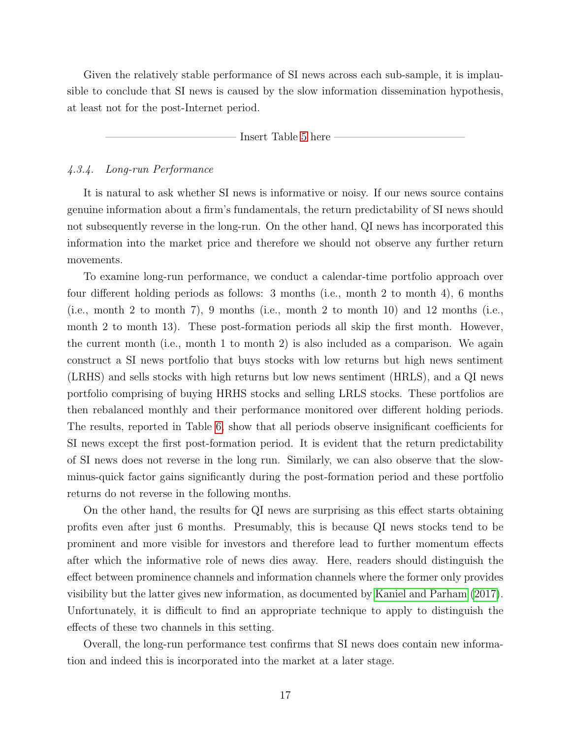Given the relatively stable performance of SI news across each sub-sample, it is implausible to conclude that SI news is caused by the slow information dissemination hypothesis, at least not for the post-Internet period.

——————————————— Insert Table 5 here ———————————————

#### 4.3.4. Long-run Performance

It is natural to ask whether SI news is informative or noisy. If our news source contains genuine information about a firm's fundamentals, the return predictability of SI news should not subsequently reverse in the long-run. On the other hand, QI news has incorporated this information into the market price and therefore we should not observe any further return movements.

To examine long-run performance, we conduct a calendar-time portfolio approach over four different holding periods as follows: 3 months (i.e., month 2 to month 4), 6 months (i.e., month 2 to month 7), 9 months (i.e., month 2 to month 10) and 12 months (i.e., month 2 to month 13). These post-formation periods all skip the first month. However, the current month (i.e., month 1 to month 2) is also included as a comparison. We again construct a SI news portfolio that buys stocks with low returns but high news sentiment (LRHS) and sells stocks with high returns but low news sentiment (HRLS), and a QI news portfolio comprising of buying HRHS stocks and selling LRLS stocks. These portfolios are then rebalanced monthly and their performance monitored over different holding periods. The results, reported in Table 6, show that all periods observe insignificant coefficients for SI news except the first post-formation period. It is evident that the return predictability of SI news does not reverse in the long run. Similarly, we can also observe that the slow-minus-quick factor gains significantly during the post-formation period and these portfolio returns do not reverse in the following months.

On the other hand, the results for QI news are surprising as this effect starts obtaining profits even after just 6 months. Presumably, this is because QI news stocks tend to be prominent and more visible for investors and therefore lead to further momentum effects after which the informative role of news dies away. Here, readers should distinguish the effect between prominence channels and information channels where the former only provides visibility but the latter gives new information, as documented by Kaniel and Parham (2017). Unfortunately, it is difficult to find an appropriate technique to apply to distinguish the effects of these two channels in this setting.

Overall, the long-run performance test confirms that SI news does contain new information and indeed this is incorporated into the market at a later stage.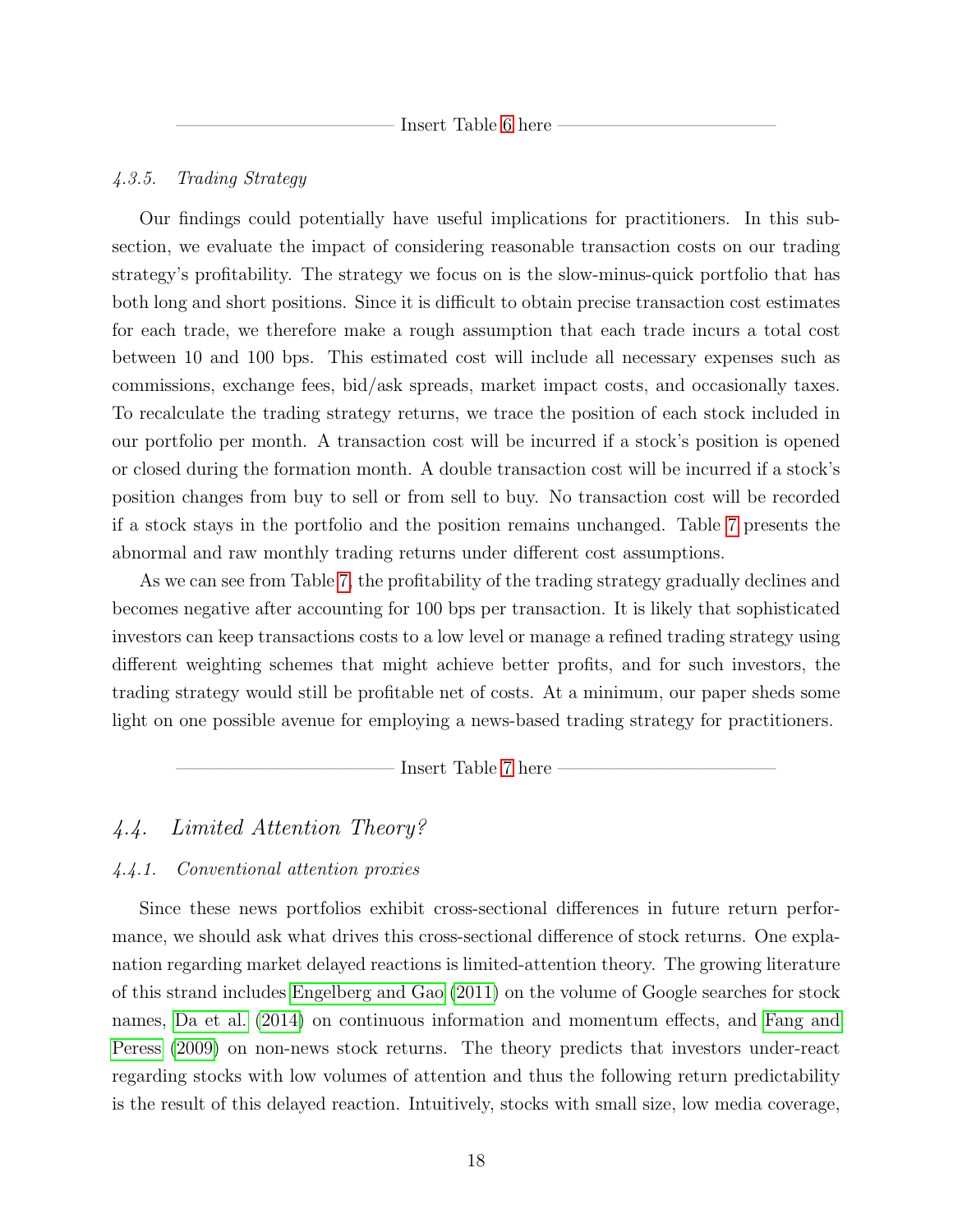——————————— Insert Table 6 here ———————————

#### 4.3.5. *Trading Strategy*

Our findings could potentially have useful implications for practitioners. In this subsection, we evaluate the impact of considering reasonable transaction costs on our trading strategy's profitability. The strategy we focus on is the slow-minus-quick portfolio that has both long and short positions. Since it is difficult to obtain precise transaction cost estimates for each trade, we therefore make a rough assumption that each trade incurs a total cost between 10 and 100 bps. This estimated cost will include all necessary expenses such as commissions, exchange fees, bid/ask spreads, market impact costs, and occasionally taxes. To recalculate the trading strategy returns, we trace the position of each stock included in our portfolio per month. A transaction cost will be incurred if a stock's position is opened or closed during the formation month. A double transaction cost will be incurred if a stock's position changes from buy to sell or from sell to buy. No transaction cost will be recorded if a stock stays in the portfolio and the position remains unchanged. Table 7 presents the abnormal and raw monthly trading returns under different cost assumptions.

As we can see from Table 7, the profitability of the trading strategy gradually declines and becomes negative after accounting for 100 bps per transaction. It is likely that sophisticated investors can keep transactions costs to a low level or manage a refined trading strategy using different weighting schemes that might achieve better profits, and for such investors, the trading strategy would still be profitable net of costs. At a minimum, our paper sheds some light on one possible avenue for employing a news-based trading strategy for practitioners.

——————————— Insert Table 7 here ———————————

## 4.4. *Limited Attention Theory?*

#### 4.4.1. *Conventional attention proxies*

Since these news portfolios exhibit cross-sectional differences in future return performance, we should ask what drives this cross-sectional difference of stock returns. One explanation regarding market delayed reactions is limited-attention theory. The growing literature of this strand includes Engelberg and Gao (2011) on the volume of Google searches for stock names, Da et al. (2014) on continuous information and momentum effects, and Fang and Peress (2009) on non-news stock returns. The theory predicts that investors under-react regarding stocks with low volumes of attention and thus the following return predictability is the result of this delayed reaction. Intuitively, stocks with small size, low media coverage,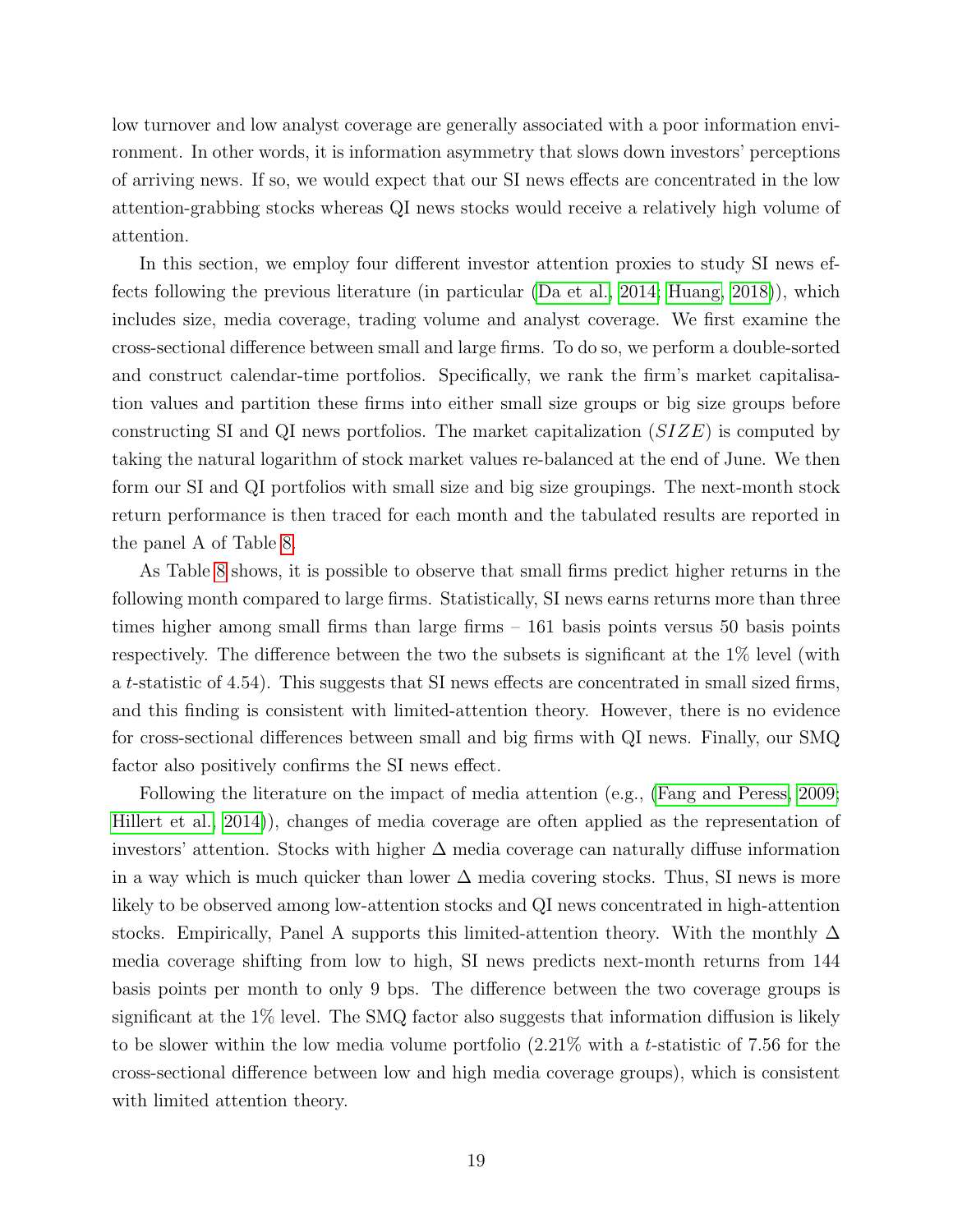low turnover and low analyst coverage are generally associated with a poor information environment. In other words, it is information asymmetry that slows down investors' perceptions of arriving news. If so, we would expect that our SI news effects are concentrated in the low attention-grabbing stocks whereas QI news stocks would receive a relatively high volume of attention.

In this section, we employ four different investor attention proxies to study SI news effects following the previous literature (in particular (Da et al., 2014; Huang, 2018)), which includes size, media coverage, trading volume and analyst coverage. We first examine the cross-sectional difference between small and large firms. To do so, we perform a double-sorted and construct calendar-time portfolios. Specifically, we rank the firm's market capitalisation values and partition these firms into either small size groups or big size groups before constructing SI and QI news portfolios. The market capitalization ($SIZE$) is computed by taking the natural logarithm of stock market values re-balanced at the end of June. We then form our SI and QI portfolios with small size and big size groupings. The next-month stock return performance is then traced for each month and the tabulated results are reported in the panel A of Table 8.

As Table 8 shows, it is possible to observe that small firms predict higher returns in the following month compared to large firms. Statistically, SI news earns returns more than three times higher among small firms than large firms – 161 basis points versus 50 basis points respectively. The difference between the two the subsets is significant at the 1% level (with a $t$-statistic of 4.54). This suggests that SI news effects are concentrated in small sized firms, and this finding is consistent with limited-attention theory. However, there is no evidence for cross-sectional differences between small and big firms with QI news. Finally, our SMQ factor also positively confirms the SI news effect.

Following the literature on the impact of media attention (e.g., (Fang and Peress, 2009; Hillert et al., 2014)), changes of media coverage are often applied as the representation of investors' attention. Stocks with higher $\Delta$ media coverage can naturally diffuse information in a way which is much quicker than lower $\Delta$ media covering stocks. Thus, SI news is more likely to be observed among low-attention stocks and QI news concentrated in high-attention stocks. Empirically, Panel A supports this limited-attention theory. With the monthly $\Delta$ media coverage shifting from low to high, SI news predicts next-month returns from 144 basis points per month to only 9 bps. The difference between the two coverage groups is significant at the 1% level. The SMQ factor also suggests that information diffusion is likely to be slower within the low media volume portfolio (2.21% with a $t$-statistic of 7.56 for the cross-sectional difference between low and high media coverage groups), which is consistent with limited attention theory.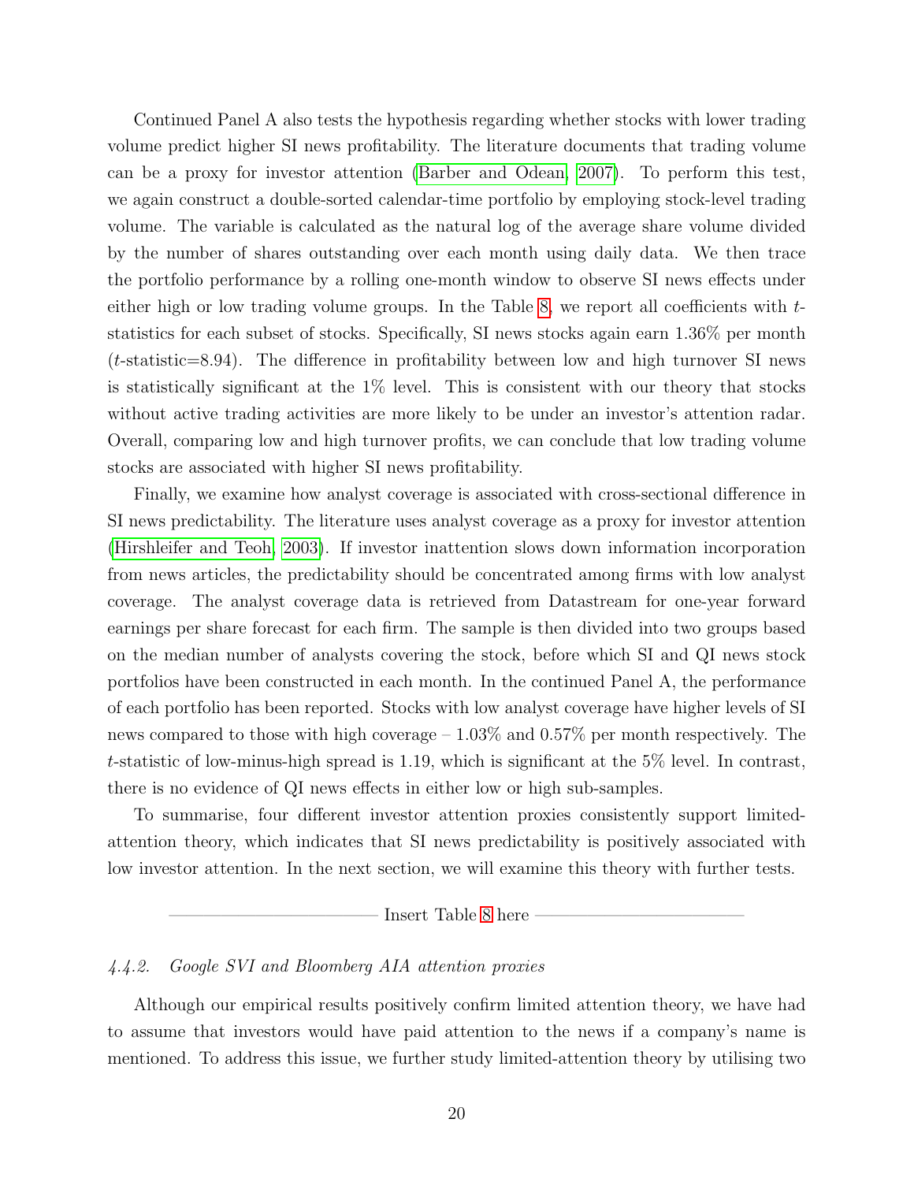Continued Panel A also tests the hypothesis regarding whether stocks with lower trading volume predict higher SI news profitability. The literature documents that trading volume can be a proxy for investor attention (Barber and Odean, 2007). To perform this test, we again construct a double-sorted calendar-time portfolio by employing stock-level trading volume. The variable is calculated as the natural log of the average share volume divided by the number of shares outstanding over each month using daily data. We then trace the portfolio performance by a rolling one-month window to observe SI news effects under either high or low trading volume groups. In the Table 8, we report all coefficients with $t$-statistics for each subset of stocks. Specifically, SI news stocks again earn 1.36% per month ($t$-statistic=8.94). The difference in profitability between low and high turnover SI news is statistically significant at the 1% level. This is consistent with our theory that stocks without active trading activities are more likely to be under an investor's attention radar. Overall, comparing low and high turnover profits, we can conclude that low trading volume stocks are associated with higher SI news profitability.

Finally, we examine how analyst coverage is associated with cross-sectional difference in SI news predictability. The literature uses analyst coverage as a proxy for investor attention (Hirshleifer and Teoh, 2003). If investor inattention slows down information incorporation from news articles, the predictability should be concentrated among firms with low analyst coverage. The analyst coverage data is retrieved from Datastream for one-year forward earnings per share forecast for each firm. The sample is then divided into two groups based on the median number of analysts covering the stock, before which SI and QI news stock portfolios have been constructed in each month. In the continued Panel A, the performance of each portfolio has been reported. Stocks with low analyst coverage have higher levels of SI news compared to those with high coverage – 1.03% and 0.57% per month respectively. The $t$-statistic of low-minus-high spread is 1.19, which is significant at the 5% level. In contrast, there is no evidence of QI news effects in either low or high sub-samples.

To summarise, four different investor attention proxies consistently support limited-attention theory, which indicates that SI news predictability is positively associated with low investor attention. In the next section, we will examine this theory with further tests.

——————————— Insert Table 8 here ———————————

*4.4.2. Google SVI and Bloomberg AIA attention proxies*

Although our empirical results positively confirm limited attention theory, we have had to assume that investors would have paid attention to the news if a company's name is mentioned. To address this issue, we further study limited-attention theory by utilising two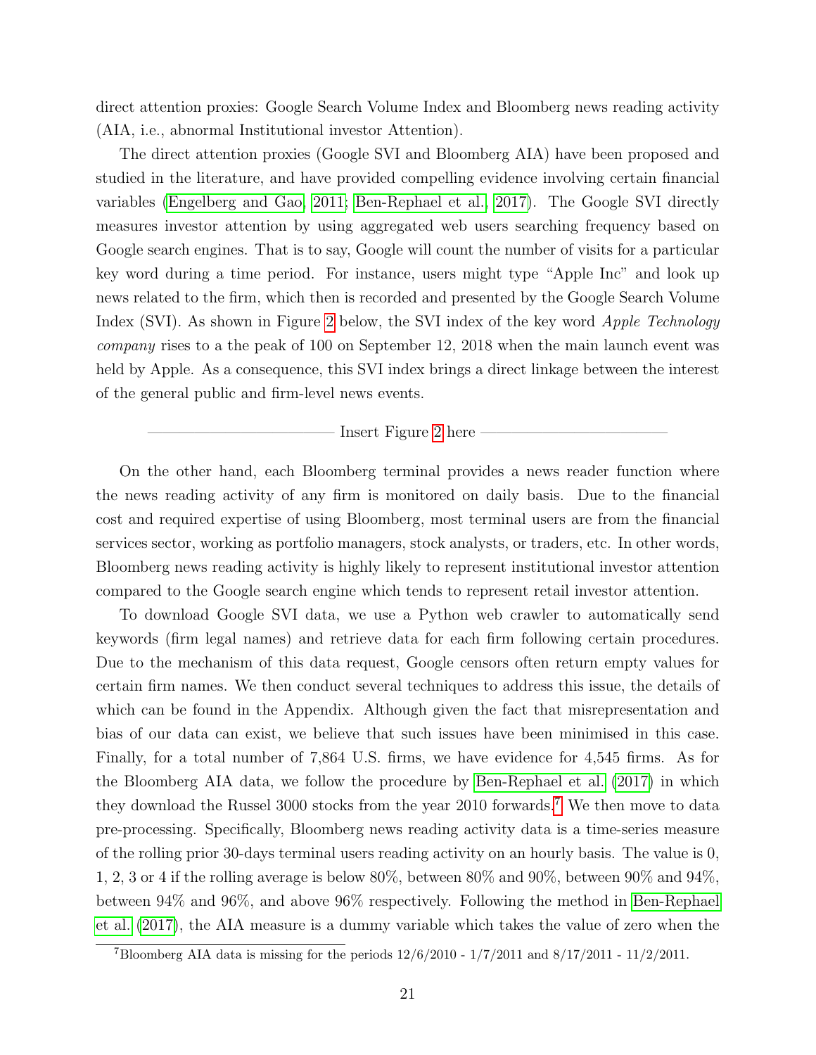direct attention proxies: Google Search Volume Index and Bloomberg news reading activity (AIA, i.e., abnormal Institutional investor Attention).

The direct attention proxies (Google SVI and Bloomberg AIA) have been proposed and studied in the literature, and have provided compelling evidence involving certain financial variables (Engelberg and Gao, 2011; Ben-Rephael et al., 2017). The Google SVI directly measures investor attention by using aggregated web users searching frequency based on Google search engines. That is to say, Google will count the number of visits for a particular key word during a time period. For instance, users might type "Apple Inc" and look up news related to the firm, which then is recorded and presented by the Google Search Volume Index (SVI). As shown in Figure 2 below, the SVI index of the key word *Apple Technology company* rises to a the peak of 100 on September 12, 2018 when the main launch event was held by Apple. As a consequence, this SVI index brings a direct linkage between the interest of the general public and firm-level news events.

————————————— Insert Figure 2 here —————————————

On the other hand, each Bloomberg terminal provides a news reader function where the news reading activity of any firm is monitored on daily basis. Due to the financial cost and required expertise of using Bloomberg, most terminal users are from the financial services sector, working as portfolio managers, stock analysts, or traders, etc. In other words, Bloomberg news reading activity is highly likely to represent institutional investor attention compared to the Google search engine which tends to represent retail investor attention.

To download Google SVI data, we use a Python web crawler to automatically send keywords (firm legal names) and retrieve data for each firm following certain procedures. Due to the mechanism of this data request, Google censors often return empty values for certain firm names. We then conduct several techniques to address this issue, the details of which can be found in the Appendix. Although given the fact that misrepresentation and bias of our data can exist, we believe that such issues have been minimised in this case. Finally, for a total number of 7,864 U.S. firms, we have evidence for 4,545 firms. As for the Bloomberg AIA data, we follow the procedure by Ben-Rephael et al. (2017) in which they download the Russel 3000 stocks from the year 2010 forwards.[7] We then move to data pre-processing. Specifically, Bloomberg news reading activity data is a time-series measure of the rolling prior 30-days terminal users reading activity on an hourly basis. The value is 0, 1, 2, 3 or 4 if the rolling average is below 80%, between 80% and 90%, between 90% and 94%, between 94% and 96%, and above 96% respectively. Following the method in Ben-Rephael et al. (2017), the AIA measure is a dummy variable which takes the value of zero when the

[7] Bloomberg AIA data is missing for the periods 12/6/2010 - 1/7/2011 and 8/17/2011 - 11/2/2011.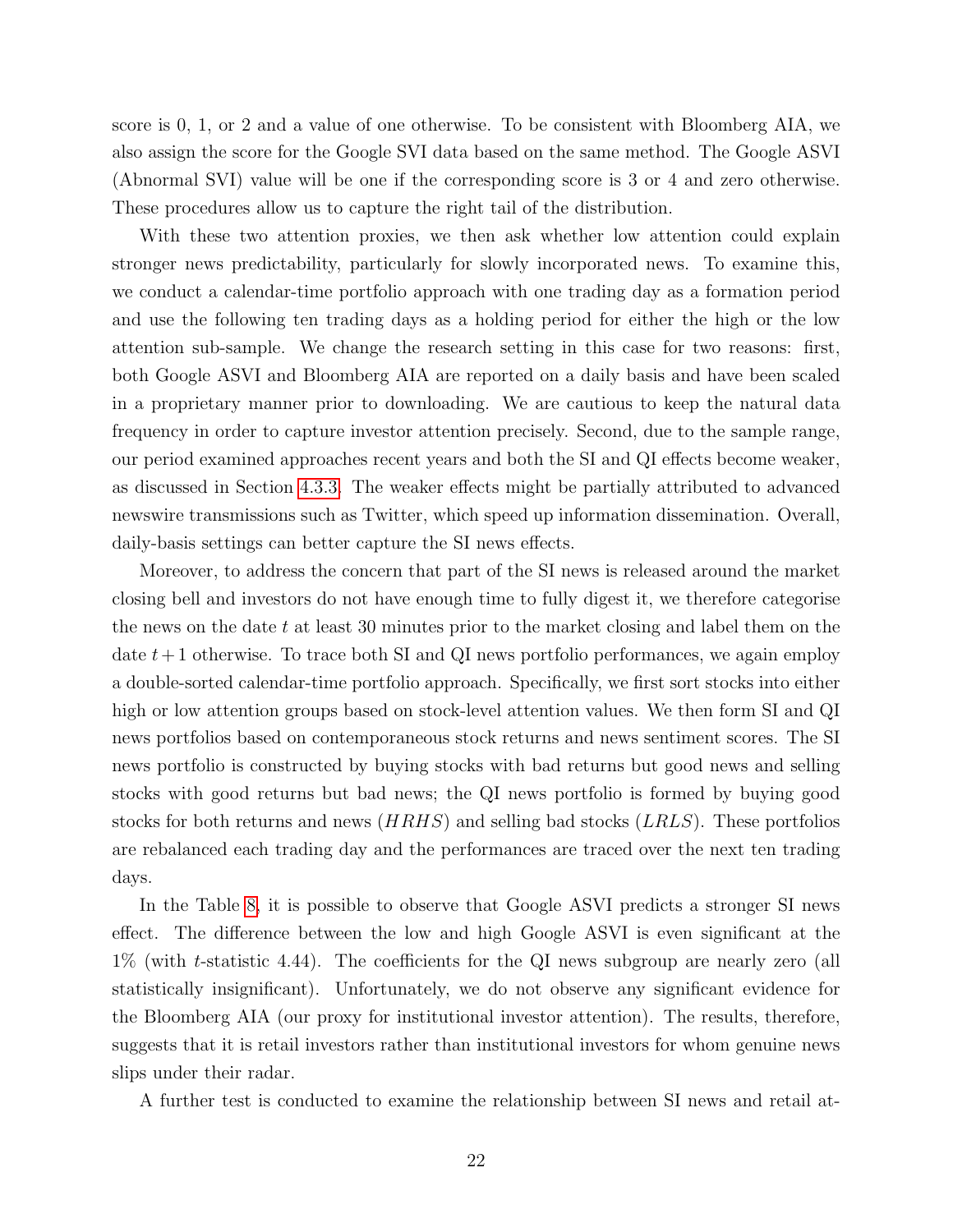score is 0, 1, or 2 and a value of one otherwise. To be consistent with Bloomberg AIA, we also assign the score for the Google SVI data based on the same method. The Google ASVI (Abnormal SVI) value will be one if the corresponding score is 3 or 4 and zero otherwise. These procedures allow us to capture the right tail of the distribution.

With these two attention proxies, we then ask whether low attention could explain stronger news predictability, particularly for slowly incorporated news. To examine this, we conduct a calendar-time portfolio approach with one trading day as a formation period and use the following ten trading days as a holding period for either the high or the low attention sub-sample. We change the research setting in this case for two reasons: first, both Google ASVI and Bloomberg AIA are reported on a daily basis and have been scaled in a proprietary manner prior to downloading. We are cautious to keep the natural data frequency in order to capture investor attention precisely. Second, due to the sample range, our period examined approaches recent years and both the SI and QI effects become weaker, as discussed in Section 4.3.3. The weaker effects might be partially attributed to advanced newswire transmissions such as Twitter, which speed up information dissemination. Overall, daily-basis settings can better capture the SI news effects.

Moreover, to address the concern that part of the SI news is released around the market closing bell and investors do not have enough time to fully digest it, we therefore categorise the news on the date $t$ at least 30 minutes prior to the market closing and label them on the date $t+1$ otherwise. To trace both SI and QI news portfolio performances, we again employ a double-sorted calendar-time portfolio approach. Specifically, we first sort stocks into either high or low attention groups based on stock-level attention values. We then form SI and QI news portfolios based on contemporaneous stock returns and news sentiment scores. The SI news portfolio is constructed by buying stocks with bad returns but good news and selling stocks with good returns but bad news; the QI news portfolio is formed by buying good stocks for both returns and news ($HRHS$) and selling bad stocks ($LRLS$). These portfolios are rebalanced each trading day and the performances are traced over the next ten trading days.

In the Table 8, it is possible to observe that Google ASVI predicts a stronger SI news effect. The difference between the low and high Google ASVI is even significant at the 1% (with $t$-statistic 4.44). The coefficients for the QI news subgroup are nearly zero (all statistically insignificant). Unfortunately, we do not observe any significant evidence for the Bloomberg AIA (our proxy for institutional investor attention). The results, therefore, suggests that it is retail investors rather than institutional investors for whom genuine news slips under their radar.

A further test is conducted to examine the relationship between SI news and retail at-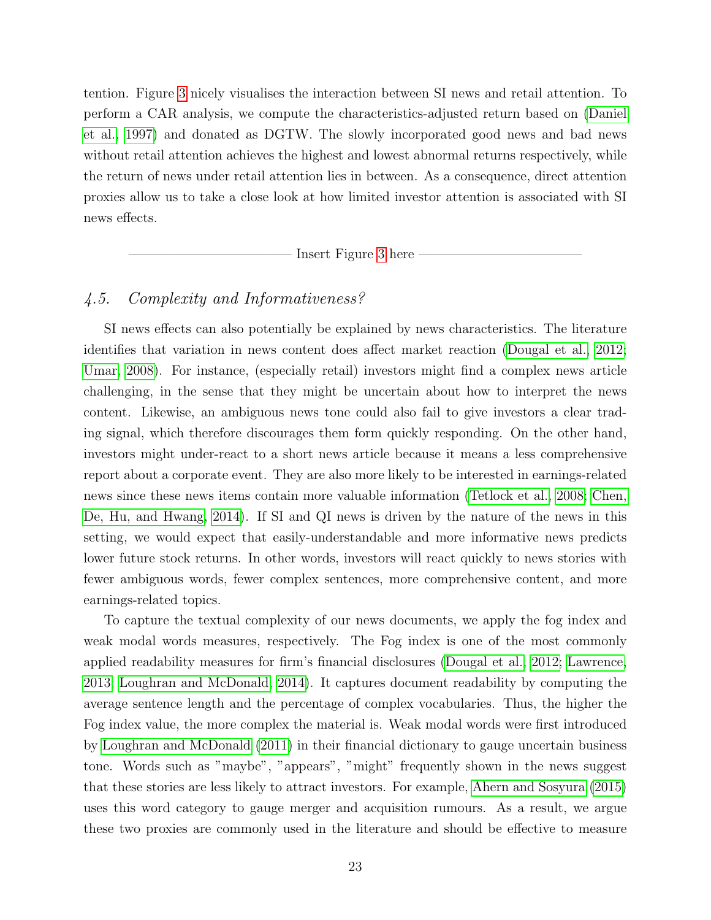tention. Figure 3 nicely visualises the interaction between SI news and retail attention. To perform a CAR analysis, we compute the characteristics-adjusted return based on (Daniel et al., 1997) and donated as DGTW. The slowly incorporated good news and bad news without retail attention achieves the highest and lowest abnormal returns respectively, while the return of news under retail attention lies in between. As a consequence, direct attention proxies allow us to take a close look at how limited investor attention is associated with SI news effects.

——————————— Insert Figure 3 here ———————————

### *4.5. Complexity and Informativeness?*

SI news effects can also potentially be explained by news characteristics. The literature identifies that variation in news content does affect market reaction (Dougal et al., 2012; Umar, 2008). For instance, (especially retail) investors might find a complex news article challenging, in the sense that they might be uncertain about how to interpret the news content. Likewise, an ambiguous news tone could also fail to give investors a clear trading signal, which therefore discourages them form quickly responding. On the other hand, investors might under-react to a short news article because it means a less comprehensive report about a corporate event. They are also more likely to be interested in earnings-related news since these news items contain more valuable information (Tetlock et al., 2008; Chen, De, Hu, and Hwang, 2014). If SI and QI news is driven by the nature of the news in this setting, we would expect that easily-understandable and more informative news predicts lower future stock returns. In other words, investors will react quickly to news stories with fewer ambiguous words, fewer complex sentences, more comprehensive content, and more earnings-related topics.

To capture the textual complexity of our news documents, we apply the fog index and weak modal words measures, respectively. The Fog index is one of the most commonly applied readability measures for firm's financial disclosures (Dougal et al., 2012; Lawrence, 2013; Loughran and McDonald, 2014). It captures document readability by computing the average sentence length and the percentage of complex vocabularies. Thus, the higher the Fog index value, the more complex the material is. Weak modal words were first introduced by Loughran and McDonald (2011) in their financial dictionary to gauge uncertain business tone. Words such as "maybe", "appears", "might" frequently shown in the news suggest that these stories are less likely to attract investors. For example, Ahern and Sosyura (2015) uses this word category to gauge merger and acquisition rumours. As a result, we argue these two proxies are commonly used in the literature and should be effective to measure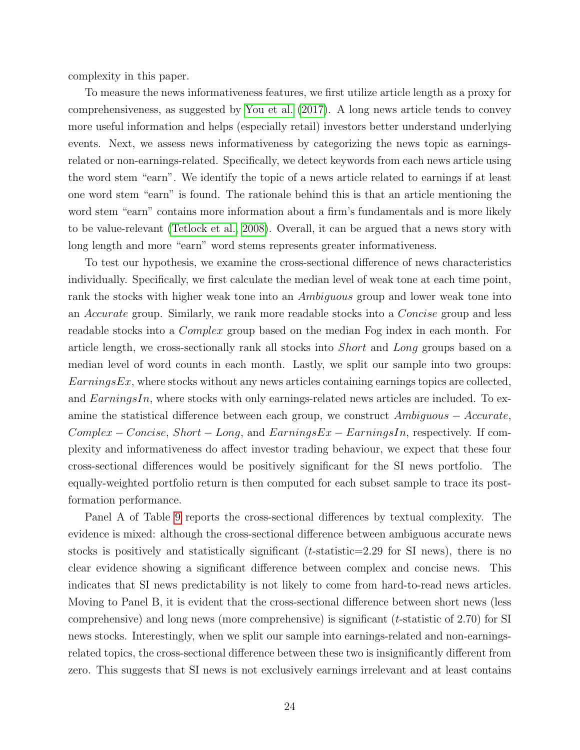complexity in this paper.

To measure the news informativeness features, we first utilize article length as a proxy for comprehensiveness, as suggested by You et al. (2017). A long news article tends to convey more useful information and helps (especially retail) investors better understand underlying events. Next, we assess news informativeness by categorizing the news topic as earnings-related or non-earnings-related. Specifically, we detect keywords from each news article using the word stem "earn". We identify the topic of a news article related to earnings if at least one word stem "earn" is found. The rationale behind this is that an article mentioning the word stem "earn" contains more information about a firm's fundamentals and is more likely to be value-relevant (Tetlock et al., 2008). Overall, it can be argued that a news story with long length and more "earn" word stems represents greater informativeness.

To test our hypothesis, we examine the cross-sectional difference of news characteristics individually. Specifically, we first calculate the median level of weak tone at each time point, rank the stocks with higher weak tone into an *Ambiguous* group and lower weak tone into an *Accurate* group. Similarly, we rank more readable stocks into a *Concise* group and less readable stocks into a *Complex* group based on the median Fog index in each month. For article length, we cross-sectionally rank all stocks into *Short* and *Long* groups based on a median level of word counts in each month. Lastly, we split our sample into two groups: $EarningsEx$, where stocks without any news articles containing earnings topics are collected, and $EarningsIn$, where stocks with only earnings-related news articles are included. To examine the statistical difference between each group, we construct $Ambiguous - Accurate$, $Complex - Concise$, $Short - Long$, and $EarningsEx - EarningsIn$, respectively. If complexity and informativeness do affect investor trading behaviour, we expect that these four cross-sectional differences would be positively significant for the SI news portfolio. The equally-weighted portfolio return is then computed for each subset sample to trace its post-formation performance.

Panel A of Table 9 reports the cross-sectional differences by textual complexity. The evidence is mixed: although the cross-sectional difference between ambiguous accurate news stocks is positively and statistically significant ($t$-statistic=2.29 for SI news), there is no clear evidence showing a significant difference between complex and concise news. This indicates that SI news predictability is not likely to come from hard-to-read news articles. Moving to Panel B, it is evident that the cross-sectional difference between short news (less comprehensive) and long news (more comprehensive) is significant ($t$-statistic of 2.70) for SI news stocks. Interestingly, when we split our sample into earnings-related and non-earnings-related topics, the cross-sectional difference between these two is insignificantly different from zero. This suggests that SI news is not exclusively earnings irrelevant and at least contains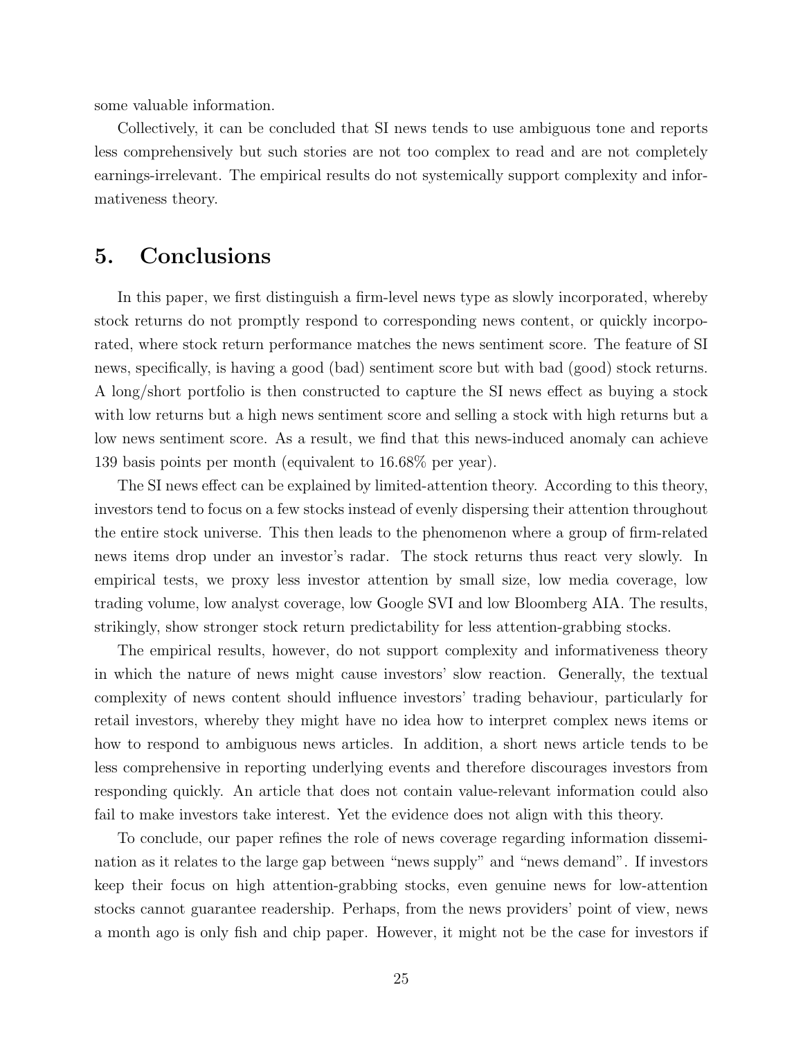some valuable information.

Collectively, it can be concluded that SI news tends to use ambiguous tone and reports less comprehensively but such stories are not too complex to read and are not completely earnings-irrelevant. The empirical results do not systemically support complexity and informativeness theory.

# 5. Conclusions

In this paper, we first distinguish a firm-level news type as slowly incorporated, whereby stock returns do not promptly respond to corresponding news content, or quickly incorporated, where stock return performance matches the news sentiment score. The feature of SI news, specifically, is having a good (bad) sentiment score but with bad (good) stock returns. A long/short portfolio is then constructed to capture the SI news effect as buying a stock with low returns but a high news sentiment score and selling a stock with high returns but a low news sentiment score. As a result, we find that this news-induced anomaly can achieve 139 basis points per month (equivalent to 16.68% per year).

The SI news effect can be explained by limited-attention theory. According to this theory, investors tend to focus on a few stocks instead of evenly dispersing their attention throughout the entire stock universe. This then leads to the phenomenon where a group of firm-related news items drop under an investor's radar. The stock returns thus react very slowly. In empirical tests, we proxy less investor attention by small size, low media coverage, low trading volume, low analyst coverage, low Google SVI and low Bloomberg AIA. The results, strikingly, show stronger stock return predictability for less attention-grabbing stocks.

The empirical results, however, do not support complexity and informativeness theory in which the nature of news might cause investors' slow reaction. Generally, the textual complexity of news content should influence investors' trading behaviour, particularly for retail investors, whereby they might have no idea how to interpret complex news items or how to respond to ambiguous news articles. In addition, a short news article tends to be less comprehensive in reporting underlying events and therefore discourages investors from responding quickly. An article that does not contain value-relevant information could also fail to make investors take interest. Yet the evidence does not align with this theory.

To conclude, our paper refines the role of news coverage regarding information dissemination as it relates to the large gap between "news supply" and "news demand". If investors keep their focus on high attention-grabbing stocks, even genuine news for low-attention stocks cannot guarantee readership. Perhaps, from the news providers' point of view, news a month ago is only fish and chip paper. However, it might not be the case for investors if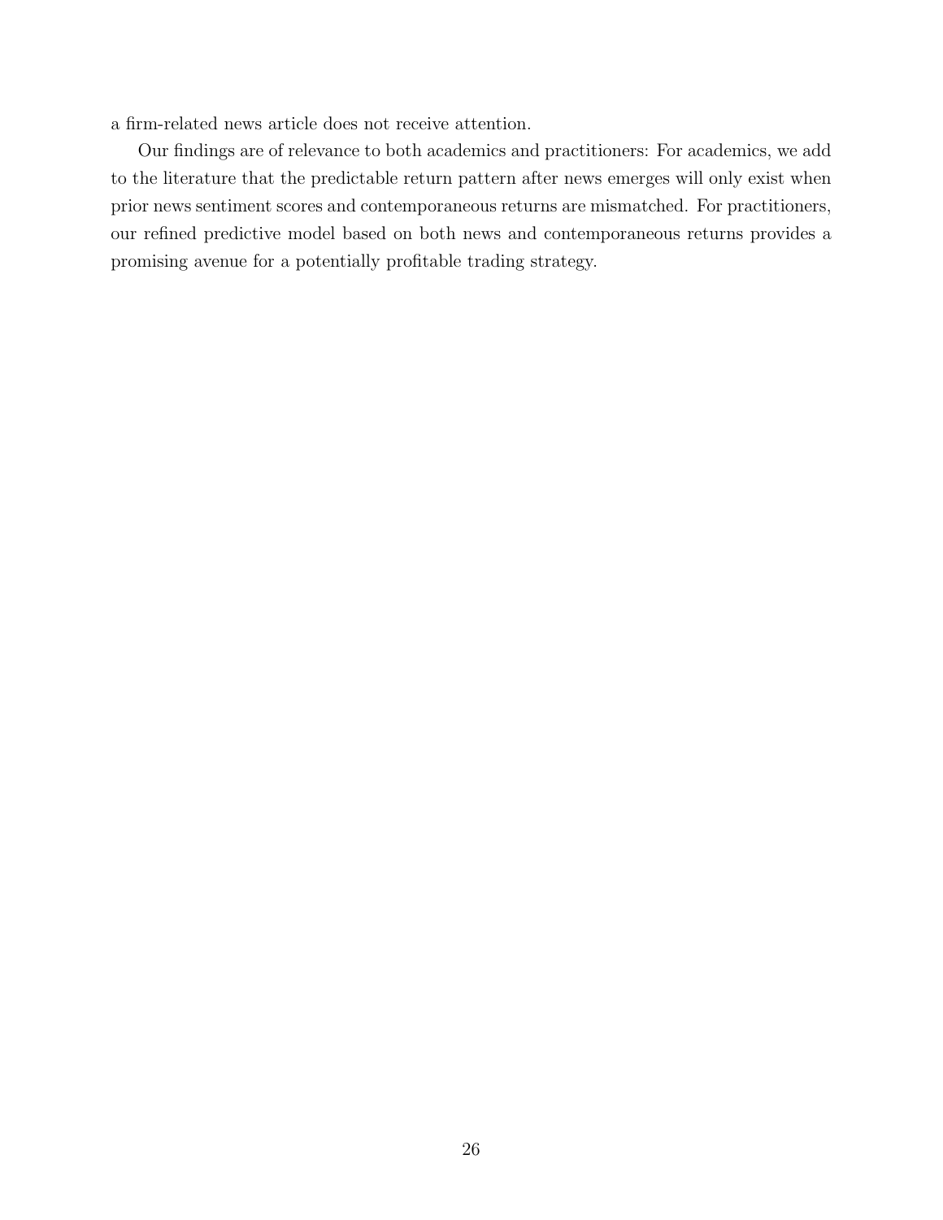a firm-related news article does not receive attention.

Our findings are of relevance to both academics and practitioners: For academics, we add to the literature that the predictable return pattern after news emerges will only exist when prior news sentiment scores and contemporaneous returns are mismatched. For practitioners, our refined predictive model based on both news and contemporaneous returns provides a promising avenue for a potentially profitable trading strategy.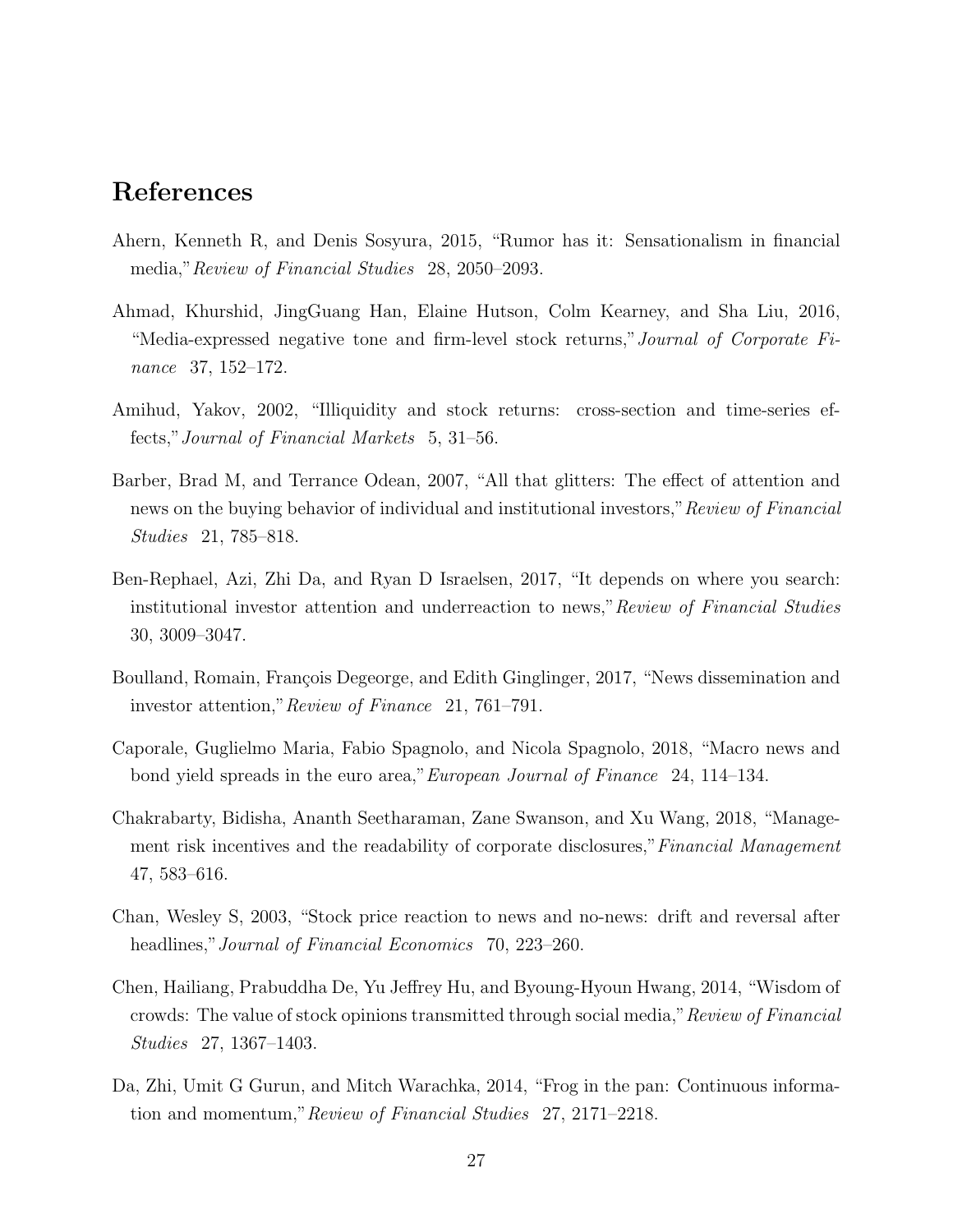# References

Ahern, Kenneth R, and Denis Sosyura, 2015, "Rumor has it: Sensationalism in financial media," *Review of Financial Studies* 28, 2050–2093.

Ahmad, Khurshid, JingGuang Han, Elaine Hutson, Colm Kearney, and Sha Liu, 2016, "Media-expressed negative tone and firm-level stock returns," *Journal of Corporate Finance* 37, 152–172.

Amihud, Yakov, 2002, "Illiquidity and stock returns: cross-section and time-series effects," *Journal of Financial Markets* 5, 31–56.

Barber, Brad M, and Terrance Odean, 2007, "All that glitters: The effect of attention and news on the buying behavior of individual and institutional investors," *Review of Financial Studies* 21, 785–818.

Ben-Rephael, Azi, Zhi Da, and Ryan D Israelsen, 2017, "It depends on where you search: institutional investor attention and underreaction to news," *Review of Financial Studies* 30, 3009–3047.

Boulland, Romain, François Degeorge, and Edith Ginglinger, 2017, "News dissemination and investor attention," *Review of Finance* 21, 761–791.

Caporale, Guglielmo Maria, Fabio Spagnolo, and Nicola Spagnolo, 2018, "Macro news and bond yield spreads in the euro area," *European Journal of Finance* 24, 114–134.

Chakrabarty, Bidisha, Ananth Seetharaman, Zane Swanson, and Xu Wang, 2018, "Management risk incentives and the readability of corporate disclosures," *Financial Management* 47, 583–616.

Chan, Wesley S, 2003, "Stock price reaction to news and no-news: drift and reversal after headlines," *Journal of Financial Economics* 70, 223–260.

Chen, Hailiang, Prabuddha De, Yu Jeffrey Hu, and Byoung-Hyoun Hwang, 2014, "Wisdom of crowds: The value of stock opinions transmitted through social media," *Review of Financial Studies* 27, 1367–1403.

Da, Zhi, Umit G Gurun, and Mitch Warachka, 2014, "Frog in the pan: Continuous information and momentum," *Review of Financial Studies* 27, 2171–2218.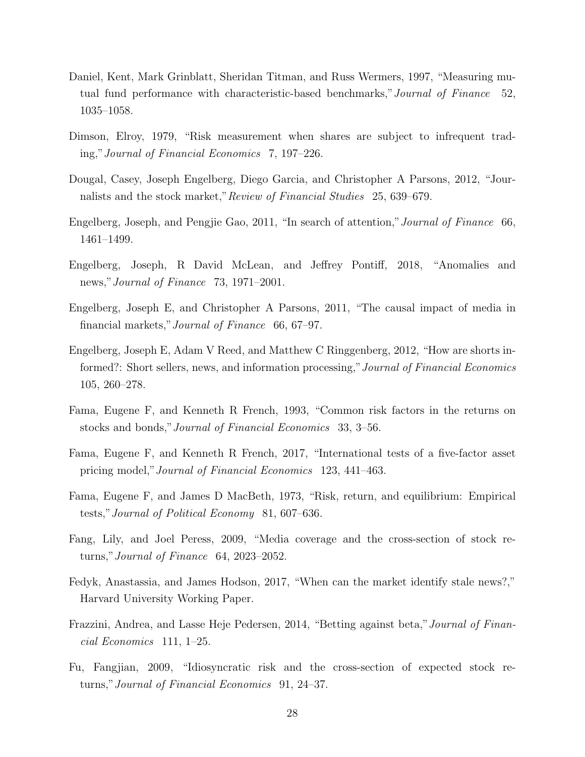Daniel, Kent, Mark Grinblatt, Sheridan Titman, and Russ Wermers, 1997, "Measuring mutual fund performance with characteristic-based benchmarks," *Journal of Finance* 52, 1035–1058.

Dimson, Elroy, 1979, "Risk measurement when shares are subject to infrequent trading," *Journal of Financial Economics* 7, 197–226.

Dougal, Casey, Joseph Engelberg, Diego Garcia, and Christopher A Parsons, 2012, "Journalists and the stock market," *Review of Financial Studies* 25, 639–679.

Engelberg, Joseph, and Pengjie Gao, 2011, "In search of attention," *Journal of Finance* 66, 1461–1499.

Engelberg, Joseph, R David McLean, and Jeffrey Pontiff, 2018, "Anomalies and news," *Journal of Finance* 73, 1971–2001.

Engelberg, Joseph E, and Christopher A Parsons, 2011, "The causal impact of media in financial markets," *Journal of Finance* 66, 67–97.

Engelberg, Joseph E, Adam V Reed, and Matthew C Ringgenberg, 2012, "How are shorts informed?: Short sellers, news, and information processing," *Journal of Financial Economics* 105, 260–278.

Fama, Eugene F, and Kenneth R French, 1993, "Common risk factors in the returns on stocks and bonds," *Journal of Financial Economics* 33, 3–56.

Fama, Eugene F, and Kenneth R French, 2017, "International tests of a five-factor asset pricing model," *Journal of Financial Economics* 123, 441–463.

Fama, Eugene F, and James D MacBeth, 1973, "Risk, return, and equilibrium: Empirical tests," *Journal of Political Economy* 81, 607–636.

Fang, Lily, and Joel Peress, 2009, "Media coverage and the cross-section of stock returns," *Journal of Finance* 64, 2023–2052.

Fedyk, Anastassia, and James Hodson, 2017, "When can the market identify stale news?," Harvard University Working Paper.

Frazzini, Andrea, and Lasse Heje Pedersen, 2014, "Betting against beta," *Journal of Financial Economics* 111, 1–25.

Fu, Fangjian, 2009, "Idiosyncratic risk and the cross-section of expected stock returns," *Journal of Financial Economics* 91, 24–37.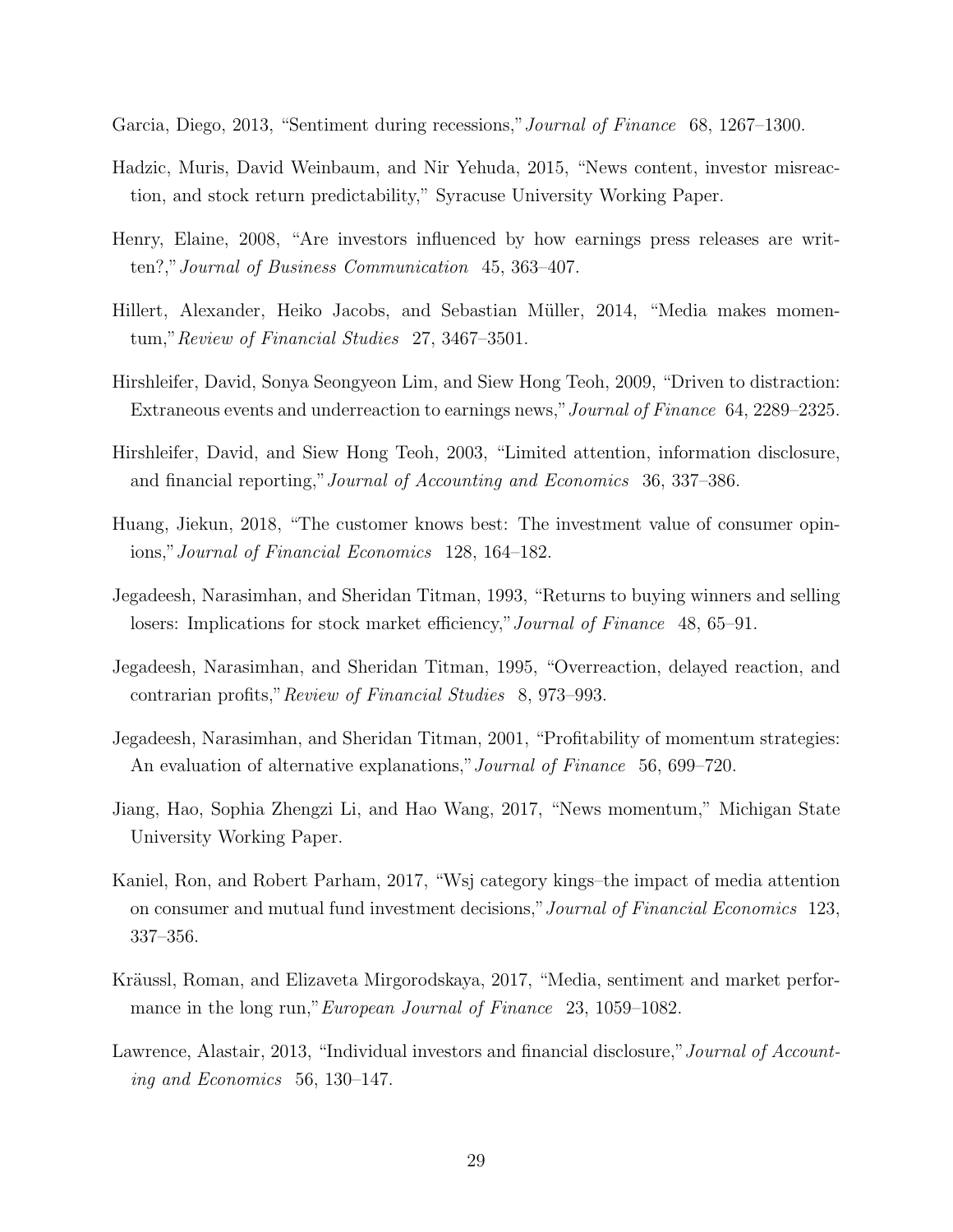Garcia, Diego, 2013, "Sentiment during recessions," *Journal of Finance* 68, 1267–1300.

Hadzic, Muris, David Weinbaum, and Nir Yehuda, 2015, "News content, investor misreaction, and stock return predictability," Syracuse University Working Paper.

Henry, Elaine, 2008, "Are investors influenced by how earnings press releases are written?," *Journal of Business Communication* 45, 363–407.

Hillert, Alexander, Heiko Jacobs, and Sebastian Müller, 2014, "Media makes momentum," *Review of Financial Studies* 27, 3467–3501.

Hirshleifer, David, Sonya Seongyeon Lim, and Siew Hong Teoh, 2009, "Driven to distraction: Extraneous events and underreaction to earnings news," *Journal of Finance* 64, 2289–2325.

Hirshleifer, David, and Siew Hong Teoh, 2003, "Limited attention, information disclosure, and financial reporting," *Journal of Accounting and Economics* 36, 337–386.

Huang, Jiekun, 2018, "The customer knows best: The investment value of consumer opinions," *Journal of Financial Economics* 128, 164–182.

Jegadeesh, Narasimhan, and Sheridan Titman, 1993, "Returns to buying winners and selling losers: Implications for stock market efficiency," *Journal of Finance* 48, 65–91.

Jegadeesh, Narasimhan, and Sheridan Titman, 1995, "Overreaction, delayed reaction, and contrarian profits," *Review of Financial Studies* 8, 973–993.

Jegadeesh, Narasimhan, and Sheridan Titman, 2001, "Profitability of momentum strategies: An evaluation of alternative explanations," *Journal of Finance* 56, 699–720.

Jiang, Hao, Sophia Zhengzi Li, and Hao Wang, 2017, "News momentum," Michigan State University Working Paper.

Kaniel, Ron, and Robert Parham, 2017, "Wsj category kings–the impact of media attention on consumer and mutual fund investment decisions," *Journal of Financial Economics* 123, 337–356.

Kräussl, Roman, and Elizaveta Mirgorodskaya, 2017, "Media, sentiment and market performance in the long run," *European Journal of Finance* 23, 1059–1082.

Lawrence, Alastair, 2013, "Individual investors and financial disclosure," *Journal of Accounting and Economics* 56, 130–147.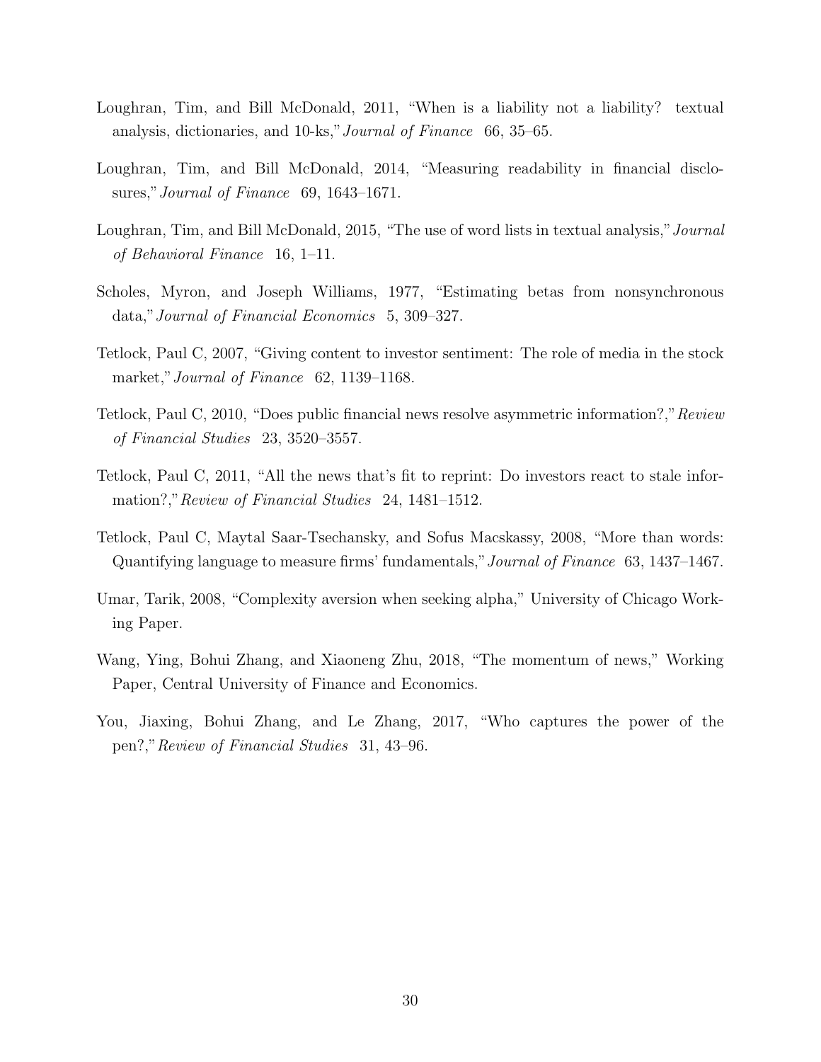Loughran, Tim, and Bill McDonald, 2011, "When is a liability not a liability? textual analysis, dictionaries, and 10-ks," *Journal of Finance* 66, 35–65.

Loughran, Tim, and Bill McDonald, 2014, "Measuring readability in financial disclosures," *Journal of Finance* 69, 1643–1671.

Loughran, Tim, and Bill McDonald, 2015, "The use of word lists in textual analysis," *Journal of Behavioral Finance* 16, 1–11.

Scholes, Myron, and Joseph Williams, 1977, "Estimating betas from nonsynchronous data," *Journal of Financial Economics* 5, 309–327.

Tetlock, Paul C, 2007, "Giving content to investor sentiment: The role of media in the stock market," *Journal of Finance* 62, 1139–1168.

Tetlock, Paul C, 2010, "Does public financial news resolve asymmetric information?," *Review of Financial Studies* 23, 3520–3557.

Tetlock, Paul C, 2011, "All the news that's fit to reprint: Do investors react to stale information?," *Review of Financial Studies* 24, 1481–1512.

Tetlock, Paul C, Maytal Saar-Tsechansky, and Sofus Macskassy, 2008, "More than words: Quantifying language to measure firms' fundamentals," *Journal of Finance* 63, 1437–1467.

Umar, Tarik, 2008, "Complexity aversion when seeking alpha," University of Chicago Working Paper.

Wang, Ying, Bohui Zhang, and Xiaoneng Zhu, 2018, "The momentum of news," Working Paper, Central University of Finance and Economics.

You, Jiaxing, Bohui Zhang, and Le Zhang, 2017, "Who captures the power of the pen?," *Review of Financial Studies* 31, 43–96.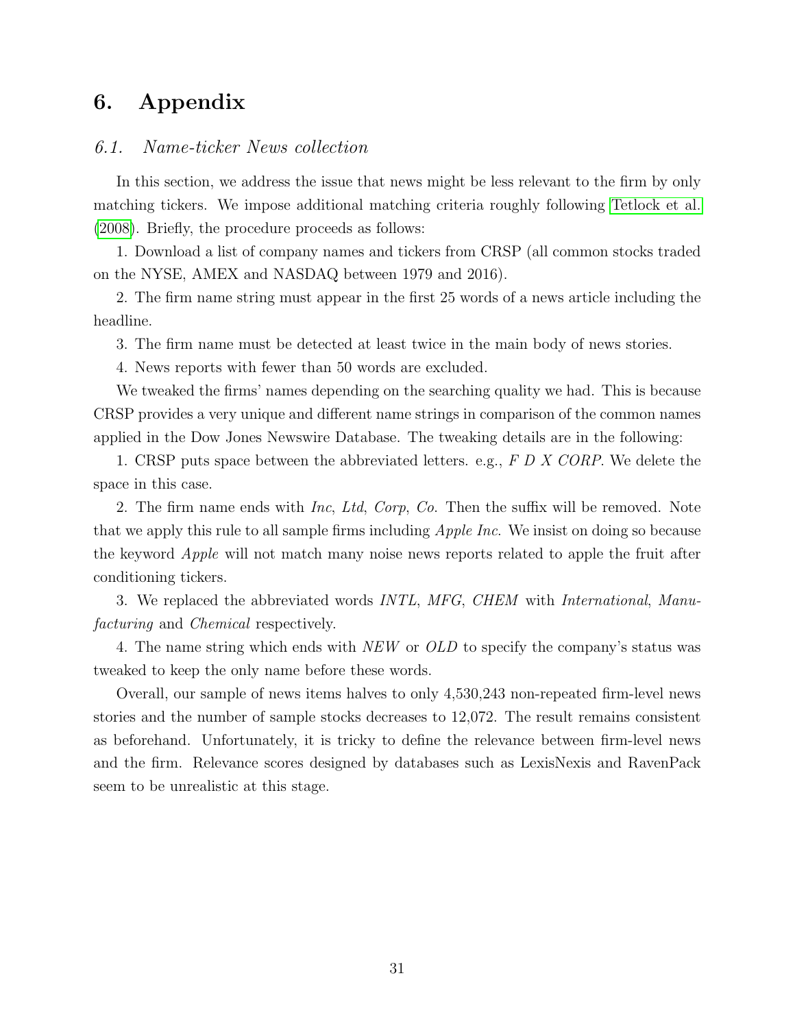# 6. Appendix

## 6.1. Name-ticker News collection

In this section, we address the issue that news might be less relevant to the firm by only matching tickers. We impose additional matching criteria roughly following Tetlock et al. (2008). Briefly, the procedure proceeds as follows:

1. Download a list of company names and tickers from CRSP (all common stocks traded on the NYSE, AMEX and NASDAQ between 1979 and 2016).

2. The firm name string must appear in the first 25 words of a news article including the headline.

3. The firm name must be detected at least twice in the main body of news stories.

4. News reports with fewer than 50 words are excluded.

We tweaked the firms' names depending on the searching quality we had. This is because CRSP provides a very unique and different name strings in comparison of the common names applied in the Dow Jones Newswire Database. The tweaking details are in the following:

1. CRSP puts space between the abbreviated letters. e.g., *F D X CORP*. We delete the space in this case.

2. The firm name ends with *Inc*, *Ltd*, *Corp*, *Co*. Then the suffix will be removed. Note that we apply this rule to all sample firms including *Apple Inc*. We insist on doing so because the keyword *Apple* will not match many noise news reports related to apple the fruit after conditioning tickers.

3. We replaced the abbreviated words *INTL*, *MFG*, *CHEM* with *International*, *Manufacturing* and *Chemical* respectively.

4. The name string which ends with *NEW* or *OLD* to specify the company's status was tweaked to keep the only name before these words.

Overall, our sample of news items halves to only 4,530,243 non-repeated firm-level news stories and the number of sample stocks decreases to 12,072. The result remains consistent as beforehand. Unfortunately, it is tricky to define the relevance between firm-level news and the firm. Relevance scores designed by databases such as LexisNexis and RavenPack seem to be unrealistic at this stage.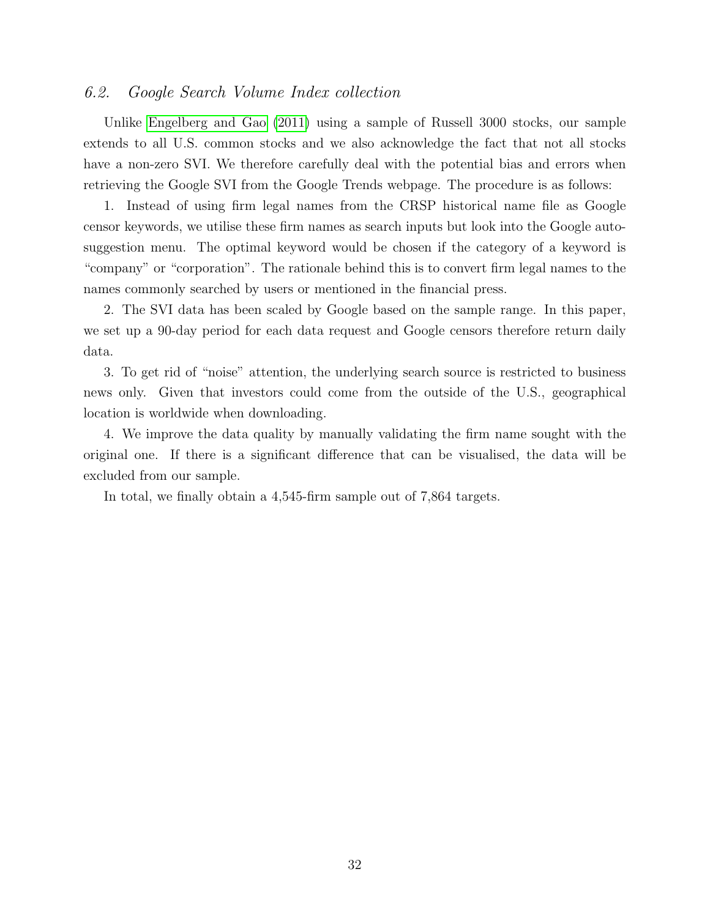### *6.2. Google Search Volume Index collection*

Unlike Engelberg and Gao (2011) using a sample of Russell 3000 stocks, our sample extends to all U.S. common stocks and we also acknowledge the fact that not all stocks have a non-zero SVI. We therefore carefully deal with the potential bias and errors when retrieving the Google SVI from the Google Trends webpage. The procedure is as follows:

1. Instead of using firm legal names from the CRSP historical name file as Google censor keywords, we utilise these firm names as search inputs but look into the Google auto-suggestion menu. The optimal keyword would be chosen if the category of a keyword is "company" or "corporation". The rationale behind this is to convert firm legal names to the names commonly searched by users or mentioned in the financial press.

2. The SVI data has been scaled by Google based on the sample range. In this paper, we set up a 90-day period for each data request and Google censors therefore return daily data.

3. To get rid of "noise" attention, the underlying search source is restricted to business news only. Given that investors could come from the outside of the U.S., geographical location is worldwide when downloading.

4. We improve the data quality by manually validating the firm name sought with the original one. If there is a significant difference that can be visualised, the data will be excluded from our sample.

In total, we finally obtain a 4,545-firm sample out of 7,864 targets.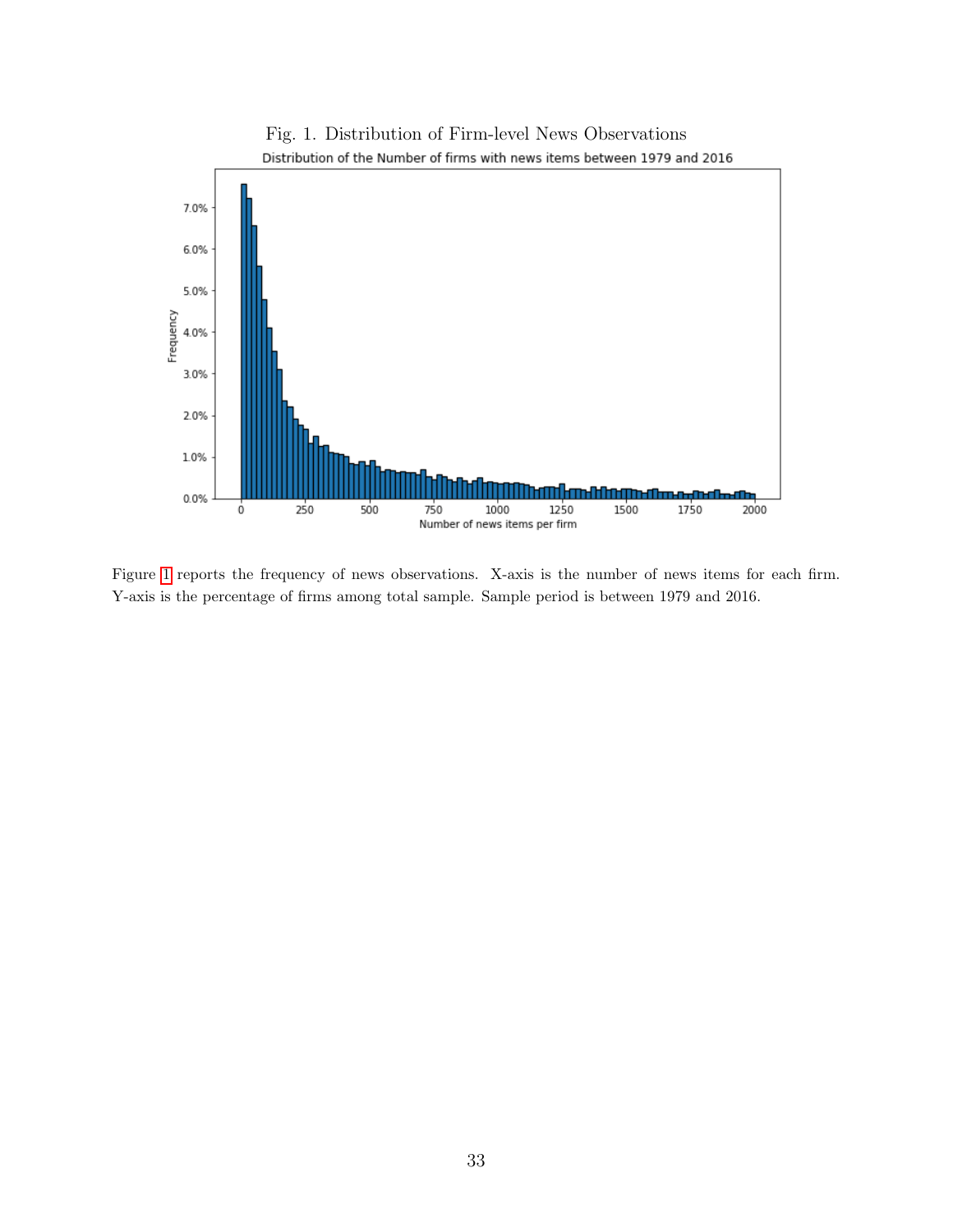Fig. 1. Distribution of Firm-level News Observations

Figure 1 reports the frequency of news observations. X-axis is the number of news items for each firm. Y-axis is the percentage of firms among total sample. Sample period is between 1979 and 2016.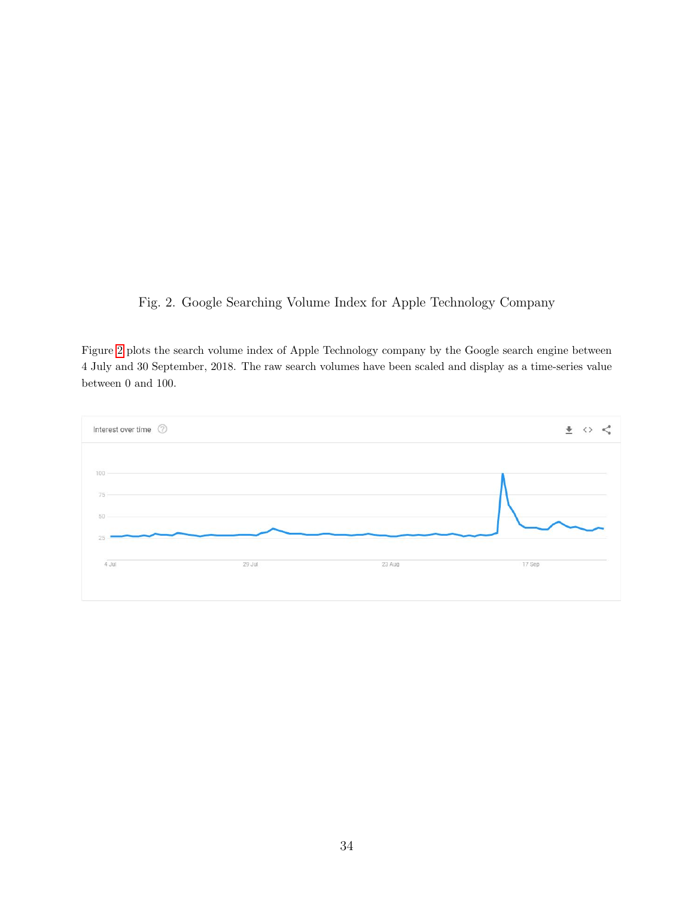Fig. 2. Google Searching Volume Index for Apple Technology Company

Figure 2 plots the search volume index of Apple Technology company by the Google search engine between 4 July and 30 September, 2018. The raw search volumes have been scaled and display as a time-series value between 0 and 100.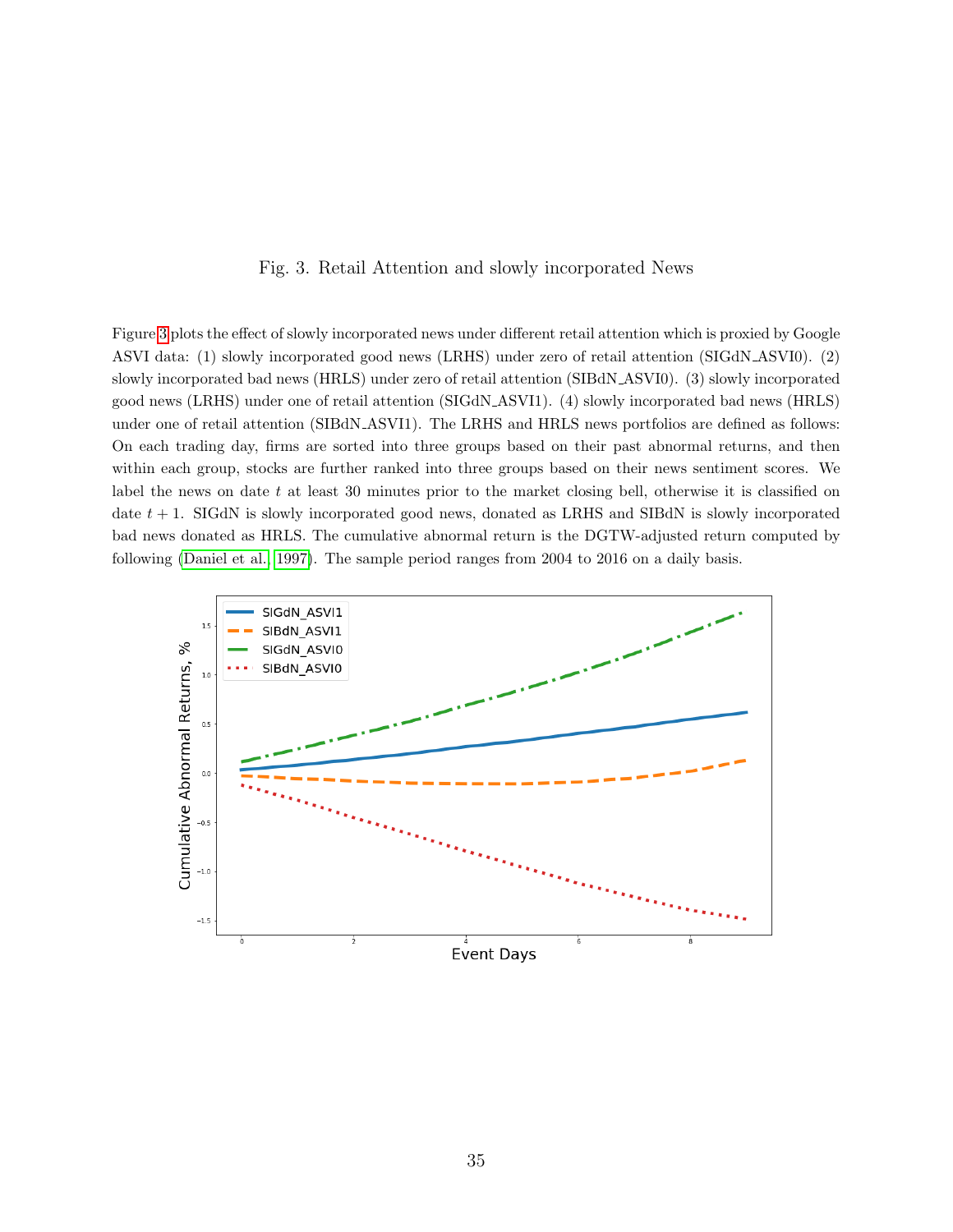Fig. 3. Retail Attention and slowly incorporated News

Figure 3 plots the effect of slowly incorporated news under different retail attention which is proxied by Google ASVI data: (1) slowly incorporated good news (LRHS) under zero of retail attention (SIGdN_ASVI0). (2) slowly incorporated bad news (HRLS) under zero of retail attention (SIBdN_ASVI0). (3) slowly incorporated good news (LRHS) under one of retail attention (SIGdN_ASVI1). (4) slowly incorporated bad news (HRLS) under one of retail attention (SIBdN_ASVI1). The LRHS and HRLS news portfolios are defined as follows: On each trading day, firms are sorted into three groups based on their past abnormal returns, and then within each group, stocks are further ranked into three groups based on their news sentiment scores. We label the news on date $t$ at least 30 minutes prior to the market closing bell, otherwise it is classified on date $t + 1$. SIGdN is slowly incorporated good news, donated as LRHS and SIBdN is slowly incorporated bad news donated as HRLS. The cumulative abnormal return is the DGTW-adjusted return computed by following (Daniel et al., 1997). The sample period ranges from 2004 to 2016 on a daily basis.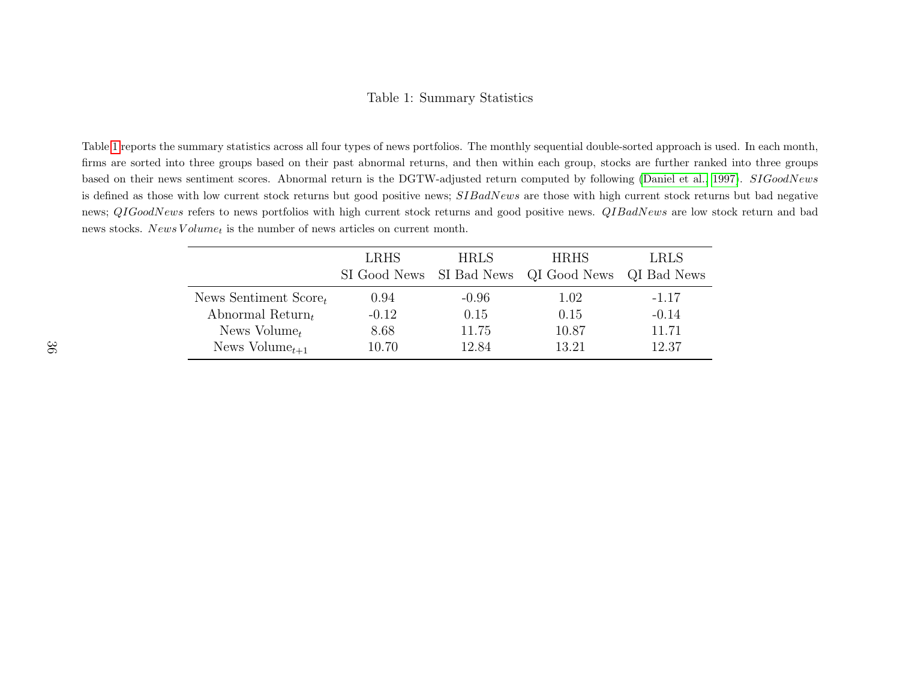Table 1: Summary Statistics

Table 1 reports the summary statistics across all four types of news portfolios. The monthly sequential double-sorted approach is used. In each month, firms are sorted into three groups based on their past abnormal returns, and then within each group, stocks are further ranked into three groups based on their news sentiment scores. Abnormal return is the DGTW-adjusted return computed by following (Daniel et al., 1997). $SIGoodNews$ is defined as those with low current stock returns but good positive news; $SIBadNews$ are those with high current stock returns but bad negative news; $QIGoodNews$ refers to news portfolios with high current stock returns and good positive news. $QIBadNews$ are low stock return and bad news stocks. $NewsVolume_t$ is the number of news articles on current month.

| | LRHS SI Good News | HRLS SI Bad News | HRHS QI Good News | LRLS QI Bad News |
|---|---|---|---|---|
| News Sentiment Score$_t$ | 0.94 | -0.96 | 1.02 | -1.17 |
| Abnormal Return$_t$ | -0.12 | 0.15 | 0.15 | -0.14 |
| News Volume$_t$ | 8.68 | 11.75 | 10.87 | 11.71 |
| News Volume$_{t+1}$ | 10.70 | 12.84 | 13.21 | 12.37 |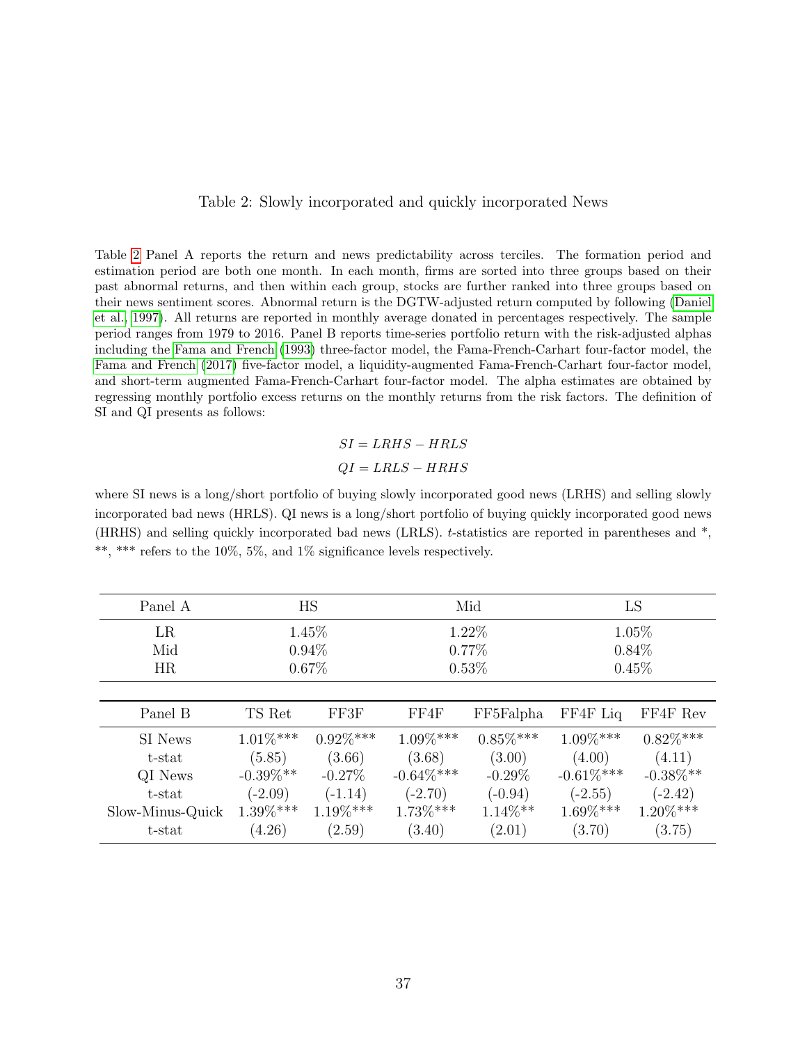Table 2: Slowly incorporated and quickly incorporated News

Table 2 Panel A reports the return and news predictability across terciles. The formation period and estimation period are both one month. In each month, firms are sorted into three groups based on their past abnormal returns, and then within each group, stocks are further ranked into three groups based on their news sentiment scores. Abnormal return is the DGTW-adjusted return computed by following (Daniel et al. 1997). All returns are reported in monthly average donated in percentages respectively. The sample period ranges from 1979 to 2016. Panel B reports time-series portfolio return with the risk-adjusted alphas including the Fama and French (1993) three-factor model, the Fama-French-Carhart four-factor model, the Fama and French (2017) five-factor model, a liquidity-augmented Fama-French-Carhart four-factor model, and short-term augmented Fama-French-Carhart four-factor model. The alpha estimates are obtained by regressing monthly portfolio excess returns on the monthly returns from the risk factors. The definition of SI and QI presents as follows:

$$SI = LRHS - HRLS$$

$$QI = LRLS - HRHS$$

where SI news is a long/short portfolio of buying slowly incorporated good news (LRHS) and selling slowly incorporated bad news (HRLS). QI news is a long/short portfolio of buying quickly incorporated good news (HRHS) and selling quickly incorporated bad news (LRLS). *t*-statistics are reported in parentheses and *, **, *** refers to the 10%, 5%, and 1% significance levels respectively.

| Panel A | HS | Mid | LS |
|---|---|---|---|
| LR | 1.45% | 1.22% | 1.05% |
| Mid | 0.94% | 0.77% | 0.84% |
| HR | 0.67% | 0.53% | 0.45% |

| Panel B | TS Ret | FF3F | FF4F | FF5Falpha | FF4F Liq | FF4F Rev |
|---|---|---|---|---|---|---|
| SI News | 1.01%*** | 0.92%*** | 1.09%*** | 0.85%*** | 1.09%*** | 0.82%*** |
| t-stat | (5.85) | (3.66) | (3.68) | (3.00) | (4.00) | (4.11) |
| QI News | -0.39%** | -0.27% | -0.64%*** | -0.29% | -0.61%*** | -0.38%** |
| t-stat | (-2.09) | (-1.14) | (-2.70) | (-0.94) | (-2.55) | (-2.42) |
| Slow-Minus-Quick | 1.39%*** | 1.19%*** | 1.73%*** | 1.14%** | 1.69%*** | 1.20%*** |
| t-stat | (4.26) | (2.59) | (3.40) | (2.01) | (3.70) | (3.75) |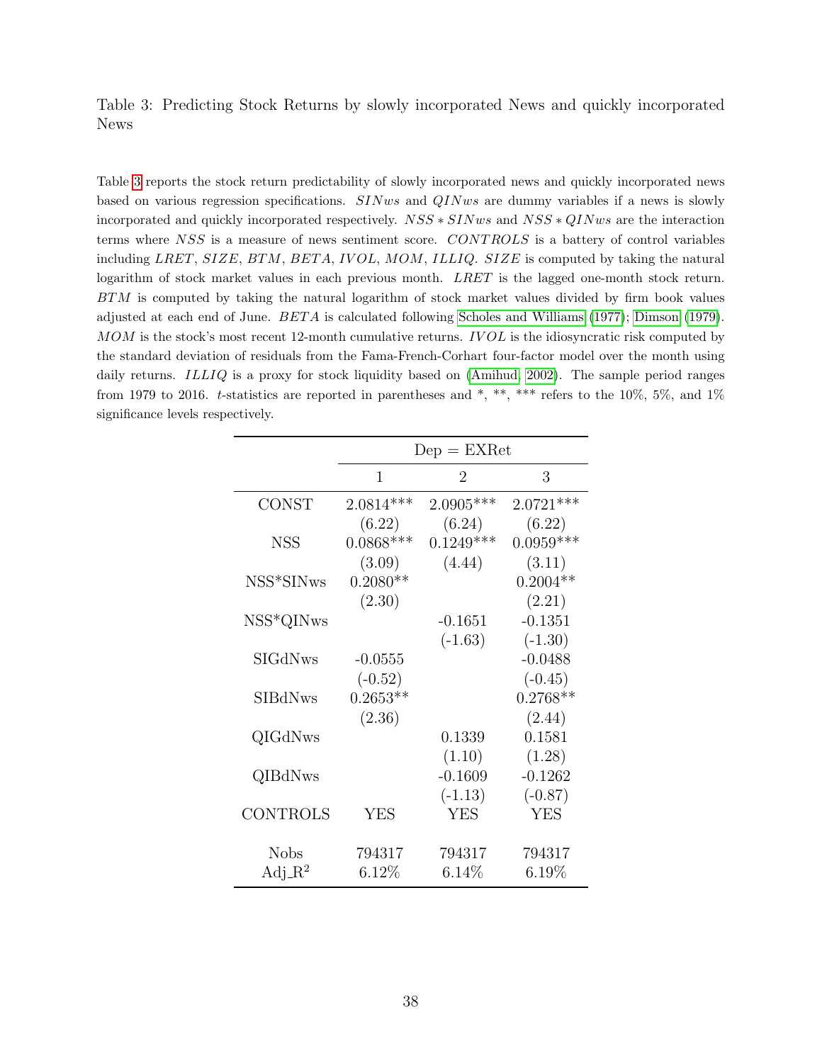Table 3: Predicting Stock Returns by slowly incorporated News and quickly incorporated News

Table 3 reports the stock return predictability of slowly incorporated news and quickly incorporated news based on various regression specifications. $SINws$ and $QINws$ are dummy variables if a news is slowly incorporated and quickly incorporated respectively. $NSS * SINws$ and $NSS * QINws$ are the interaction terms where $NSS$ is a measure of news sentiment score. $CONTROLS$ is a battery of control variables including $LRET$, $SIZE$, $BTM$, $BETA$, $IVOL$, $MOM$, $ILLIQ$. $SIZE$ is computed by taking the natural logarithm of stock market values in each previous month. $LRET$ is the lagged one-month stock return. $BTM$ is computed by taking the natural logarithm of stock market values divided by firm book values adjusted at each end of June. $BETA$ is calculated following Scholes and Williams (1977); Dimson (1979). $MOM$ is the stock's most recent 12-month cumulative returns. $IVOL$ is the idiosyncratic risk computed by the standard deviation of residuals from the Fama-French-Corhart four-factor model over the month using daily returns. $ILLIQ$ is a proxy for stock liquidity based on (Amihud, 2002). The sample period ranges from 1979 to 2016. $t$-statistics are reported in parentheses and *, **, *** refers to the 10%, 5%, and 1% significance levels respectively.

| | Dep = EXRet | | |
|---|---|---|---|
| | 1 | 2 | 3 |
| CONST | 2.0814*** | 2.0905*** | 2.0721*** |
| | (6.22) | (6.24) | (6.22) |
| NSS | 0.0868*** | 0.1249*** | 0.0959*** |
| | (3.09) | (4.44) | (3.11) |
| NSS*SINws | 0.2080** | | 0.2004** |
| | (2.30) | | (2.21) |
| NSS*QINws | | -0.1651 | -0.1351 |
| | | (-1.63) | (-1.30) |
| SIGdNws | -0.0555 | | -0.0488 |
| | (-0.52) | | (-0.45) |
| SIBdNws | 0.2653** | | 0.2768** |
| | (2.36) | | (2.44) |
| QIGdNws | | 0.1339 | 0.1581 |
| | | (1.10) | (1.28) |
| QIBdNws | | -0.1609 | -0.1262 |
| | | (-1.13) | (-0.87) |
| CONTROLS | YES | YES | YES |
| Nobs | 794317 | 794317 | 794317 |
| Adj_$R^2$ | 6.12% | 6.14% | 6.19% |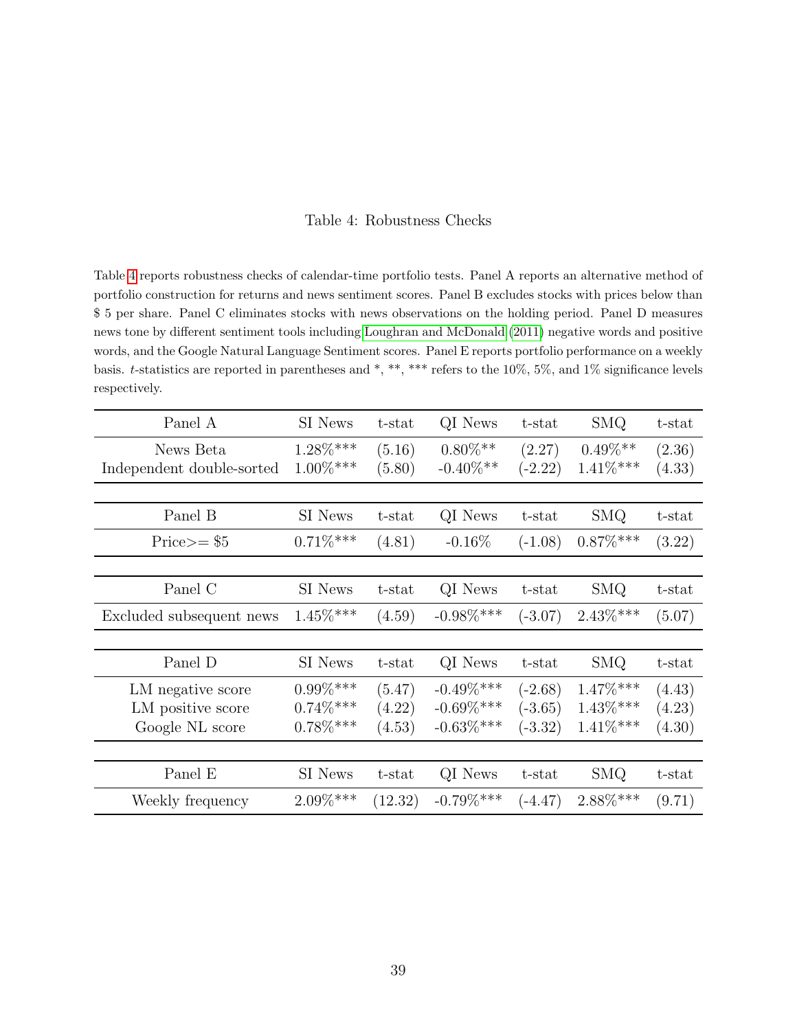Table 4: Robustness Checks

Table 4 reports robustness checks of calendar-time portfolio tests. Panel A reports an alternative method of portfolio construction for returns and news sentiment scores. Panel B excludes stocks with prices below than $ 5 per share. Panel C eliminates stocks with news observations on the holding period. Panel D measures news tone by different sentiment tools including Loughran and McDonald (2011) negative words and positive words, and the Google Natural Language Sentiment scores. Panel E reports portfolio performance on a weekly basis. *t*-statistics are reported in parentheses and *, **, *** refers to the 10%, 5%, and 1% significance levels respectively.

| Panel A | SI News | t-stat | QI News | t-stat | SMQ | t-stat |
|---|---|---|---|---|---|---|
| News Beta | 1.28%*** | (5.16) | 0.80%** | (2.27) | 0.49%** | (2.36) |
| Independent double-sorted | 1.00%*** | (5.80) | -0.40%** | (-2.22) | 1.41%*** | (4.33) |

| Panel B | SI News | t-stat | QI News | t-stat | SMQ | t-stat |
|---|---|---|---|---|---|---|
| Price>= $5 | 0.71%*** | (4.81) | -0.16% | (-1.08) | 0.87%*** | (3.22) |

| Panel C | SI News | t-stat | QI News | t-stat | SMQ | t-stat |
|---|---|---|---|---|---|---|
| Excluded subsequent news | 1.45%*** | (4.59) | -0.98%*** | (-3.07) | 2.43%*** | (5.07) |

| Panel D | SI News | t-stat | QI News | t-stat | SMQ | t-stat |
|---|---|---|---|---|---|---|
| LM negative score | 0.99%*** | (5.47) | -0.49%*** | (-2.68) | 1.47%*** | (4.43) |
| LM positive score | 0.74%*** | (4.22) | -0.69%*** | (-3.65) | 1.43%*** | (4.23) |
| Google NL score | 0.78%*** | (4.53) | -0.63%*** | (-3.32) | 1.41%*** | (4.30) |

| Panel E | SI News | t-stat | QI News | t-stat | SMQ | t-stat |
|---|---|---|---|---|---|---|
| Weekly frequency | 2.09%*** | (12.32) | -0.79%*** | (-4.47) | 2.88%*** | (9.71) |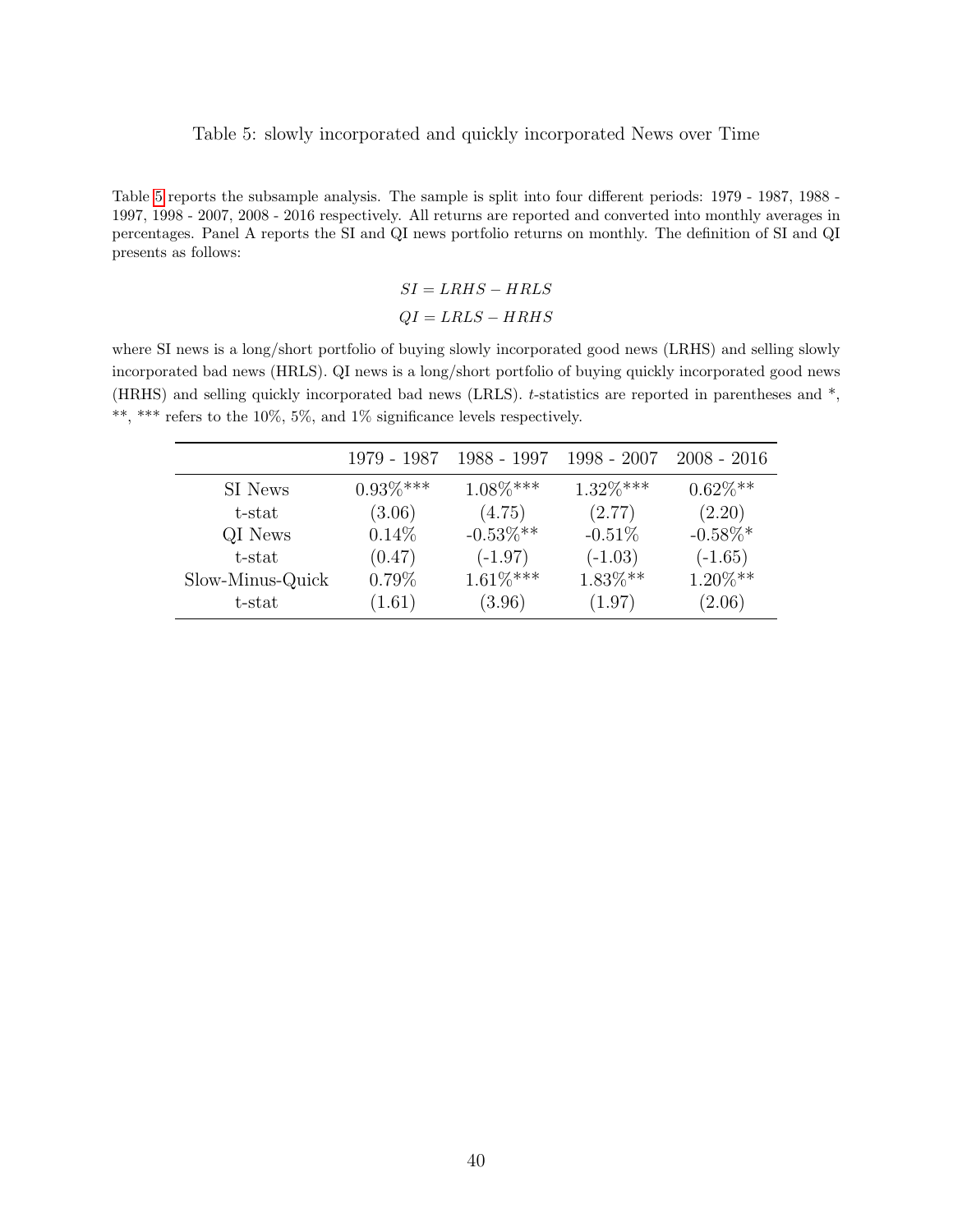Table 5: slowly incorporated and quickly incorporated News over Time

Table 5 reports the subsample analysis. The sample is split into four different periods: 1979 - 1987, 1988 - 1997, 1998 - 2007, 2008 - 2016 respectively. All returns are reported and converted into monthly averages in percentages. Panel A reports the SI and QI news portfolio returns on monthly. The definition of SI and QI presents as follows:

$$SI = LRHS - HRLS$$

$$QI = LRLS - HRHS$$

where SI news is a long/short portfolio of buying slowly incorporated good news (LRHS) and selling slowly incorporated bad news (HRLS). QI news is a long/short portfolio of buying quickly incorporated good news (HRHS) and selling quickly incorporated bad news (LRLS). $t$-statistics are reported in parentheses and *, **, *** refers to the 10%, 5%, and 1% significance levels respectively.

| | 1979 - 1987 | 1988 - 1997 | 1998 - 2007 | 2008 - 2016 |
|---|---|---|---|---|
| SI News | 0.93%*** | 1.08%*** | 1.32%*** | 0.62%** |
| t-stat | (3.06) | (4.75) | (2.77) | (2.20) |
| QI News | 0.14% | -0.53%** | -0.51% | -0.58%* |
| t-stat | (0.47) | (-1.97) | (-1.03) | (-1.65) |
| Slow-Minus-Quick | 0.79% | 1.61%*** | 1.83%** | 1.20%** |
| t-stat | (1.61) | (3.96) | (1.97) | (2.06) |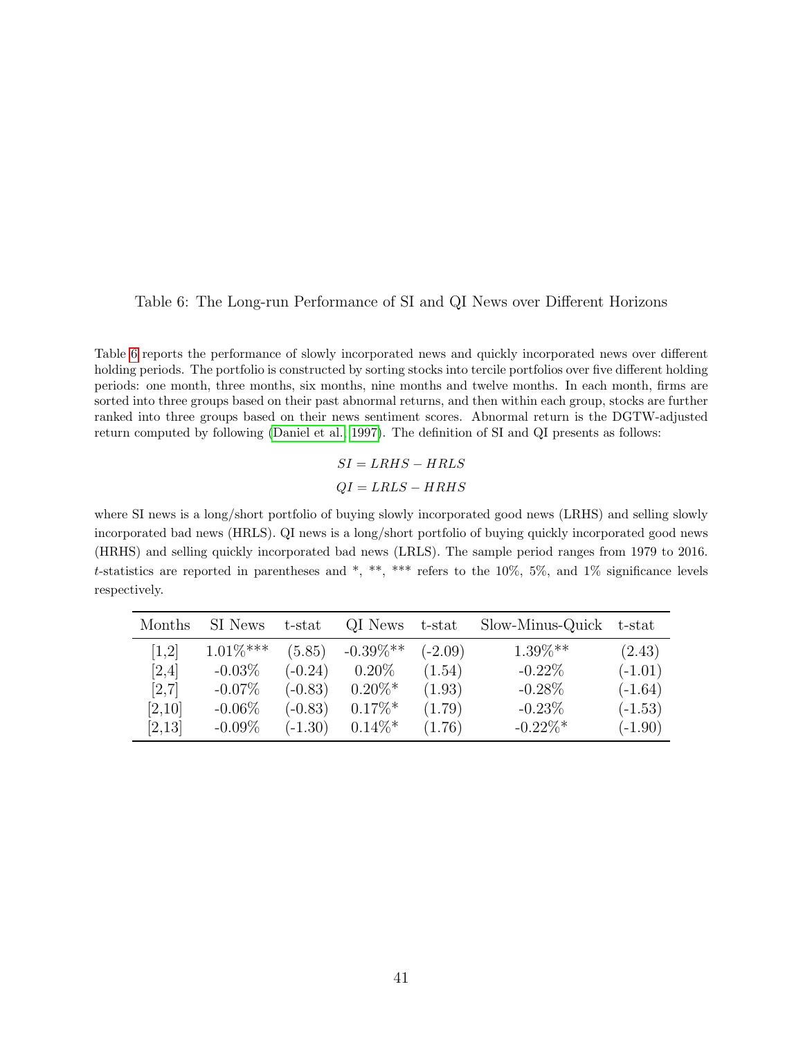Table 6: The Long-run Performance of SI and QI News over Different Horizons

Table 6 reports the performance of slowly incorporated news and quickly incorporated news over different holding periods. The portfolio is constructed by sorting stocks into tercile portfolios over five different holding periods: one month, three months, six months, nine months and twelve months. In each month, firms are sorted into three groups based on their past abnormal returns, and then within each group, stocks are further ranked into three groups based on their news sentiment scores. Abnormal return is the DGTW-adjusted return computed by following (Daniel et al. 1997). The definition of SI and QI presents as follows:

$$SI = LRHS - HRLS$$

$$QI = LRLS - HRHS$$

where SI news is a long/short portfolio of buying slowly incorporated good news (LRHS) and selling slowly incorporated bad news (HRLS). QI news is a long/short portfolio of buying quickly incorporated good news (HRHS) and selling quickly incorporated bad news (LRLS). The sample period ranges from 1979 to 2016. *t*-statistics are reported in parentheses and *, **, *** refers to the 10%, 5%, and 1% significance levels respectively.

| Months | SI News | t-stat | QI News | t-stat | Slow-Minus-Quick | t-stat |
|---|---|---|---|---|---|---|
| [1,2] | 1.01%*** | (5.85) | -0.39%** | (-2.09) | 1.39%** | (2.43) |
| [2,4] | -0.03% | (-0.24) | 0.20% | (1.54) | -0.22% | (-1.01) |
| [2,7] | -0.07% | (-0.83) | 0.20%* | (1.93) | -0.28% | (-1.64) |
| [2,10] | -0.06% | (-0.83) | 0.17%* | (1.79) | -0.23% | (-1.53) |
| [2,13] | -0.09% | (-1.30) | 0.14%* | (1.76) | -0.22%* | (-1.90) |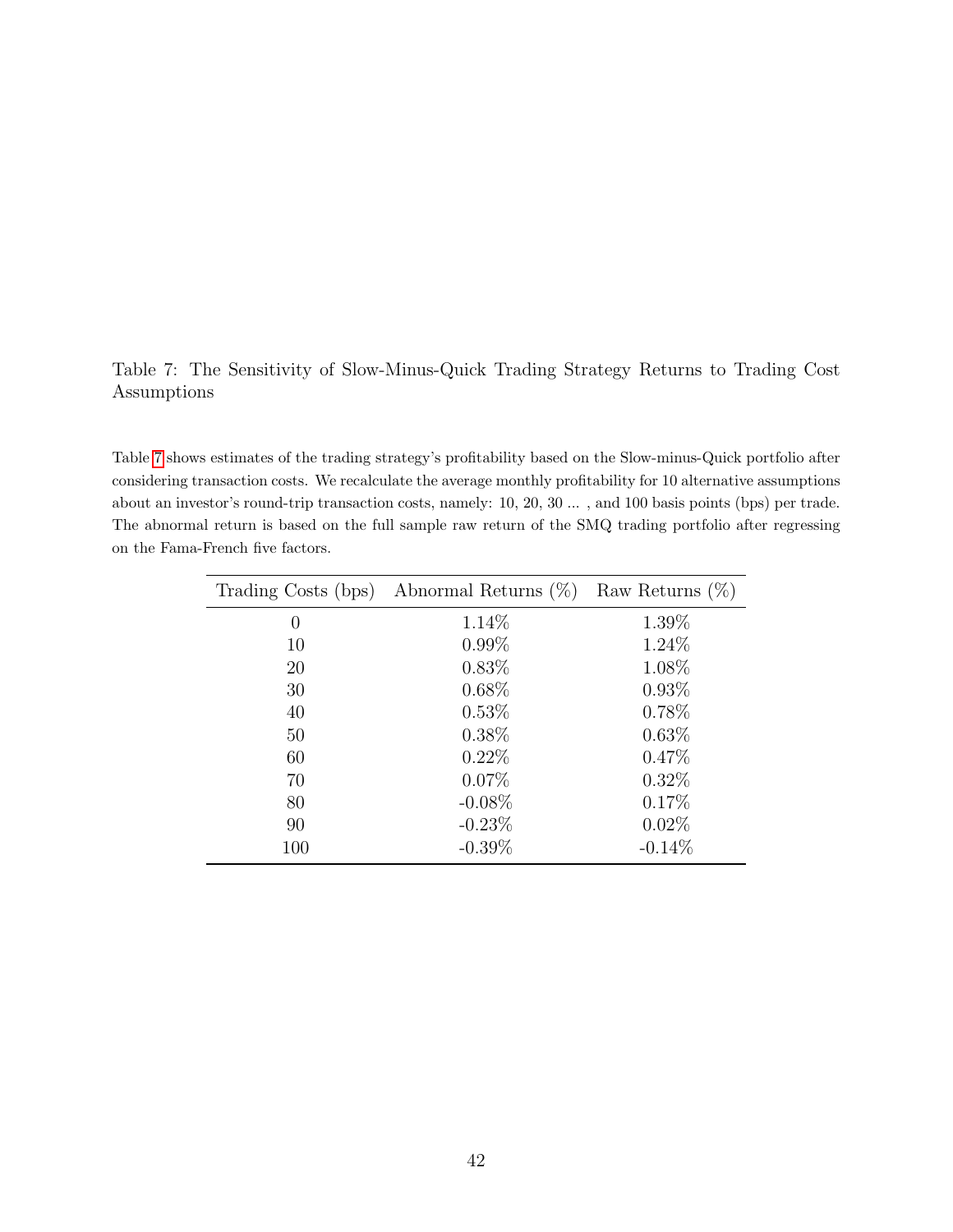Table 7: The Sensitivity of Slow-Minus-Quick Trading Strategy Returns to Trading Cost Assumptions

Table 7 shows estimates of the trading strategy's profitability based on the Slow-minus-Quick portfolio after considering transaction costs. We recalculate the average monthly profitability for 10 alternative assumptions about an investor's round-trip transaction costs, namely: 10, 20, 30 ... , and 100 basis points (bps) per trade. The abnormal return is based on the full sample raw return of the SMQ trading portfolio after regressing on the Fama-French five factors.

| Trading Costs (bps) | Abnormal Returns (%) | Raw Returns (%) |
|---|---|---|
| 0 | 1.14% | 1.39% |
| 10 | 0.99% | 1.24% |
| 20 | 0.83% | 1.08% |
| 30 | 0.68% | 0.93% |
| 40 | 0.53% | 0.78% |
| 50 | 0.38% | 0.63% |
| 60 | 0.22% | 0.47% |
| 70 | 0.07% | 0.32% |
| 80 | -0.08% | 0.17% |
| 90 | -0.23% | 0.02% |
| 100 | -0.39% | -0.14% |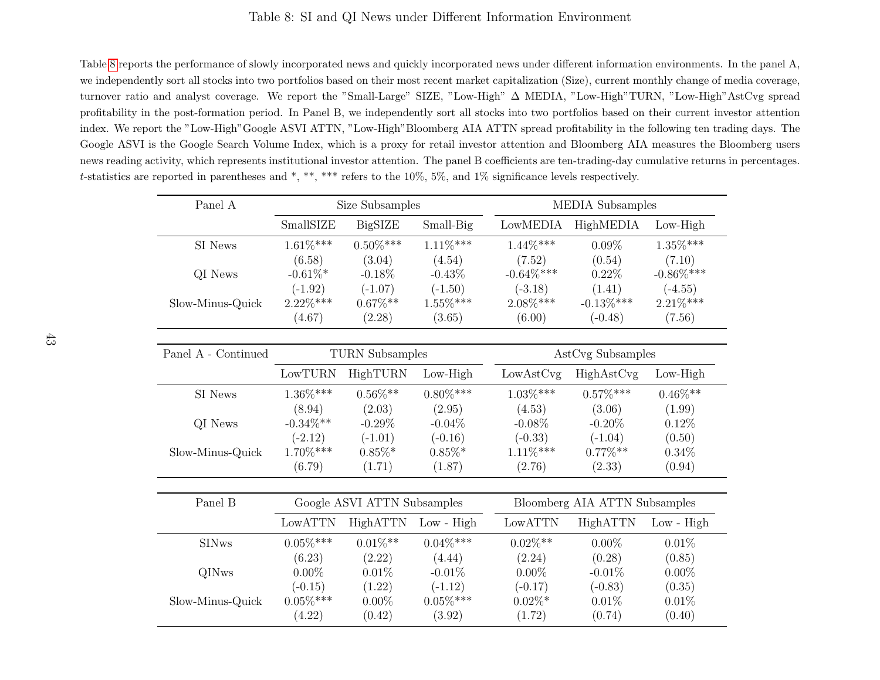# Table 8: SI and QI News under Different Information Environment

Table 8 reports the performance of slowly incorporated news and quickly incorporated news under different information environments. In the panel A, we independently sort all stocks into two portfolios based on their most recent market capitalization (Size), current monthly change of media coverage, turnover ratio and analyst coverage. We report the "Small-Large" SIZE, "Low-High" Δ MEDIA, "Low-High" TURN, "Low-High" AstCvg spread profitability in the post-formation period. In Panel B, we independently sort all stocks into two portfolios based on their current investor attention index. We report the "Low-High" Google ASVI ATTN, "Low-High" Bloomberg AIA ATTN spread profitability in the following ten trading days. The Google ASVI is the Google Search Volume Index, which is a proxy for retail investor attention and Bloomberg AIA measures the Bloomberg users news reading activity, which represents institutional investor attention. The panel B coefficients are ten-trading-day cumulative returns in percentages. $t$-statistics are reported in parentheses and *, **, *** refers to the 10%, 5%, and 1% significance levels respectively.

| Panel A | Size Subsamples | | | MEDIA Subsamples | | |
|---|---|---|---|---|---|---|
| | SmallSIZE | BigSIZE | Small-Big | LowMEDIA | HighMEDIA | Low-High |
| SI News | 1.61%*** | 0.50%*** | 1.11%*** | 1.44%*** | 0.09% | 1.35%*** |
| | (6.58) | (3.04) | (4.54) | (7.52) | (0.54) | (7.10) |
| QI News | -0.61%* | -0.18% | -0.43% | -0.64%*** | 0.22% | -0.86%*** |
| | (-1.92) | (-1.07) | (-1.50) | (-3.18) | (1.41) | (-4.55) |
| Slow-Minus-Quick | 2.22%*** | 0.67%** | 1.55%*** | 2.08%*** | -0.13%*** | 2.21%*** |
| | (4.67) | (2.28) | (3.65) | (6.00) | (-0.48) | (7.56) |

| Panel A - Continued | TURN Subsamples | | | AstCvg Subsamples | | |
|---|---|---|---|---|---|---|
| | LowTURN | HighTURN | Low-High | LowAstCvg | HighAstCvg | Low-High |
| SI News | 1.36%*** | 0.56%** | 0.80%*** | 1.03%*** | 0.57%*** | 0.46%** |
| | (8.94) | (2.03) | (2.95) | (4.53) | (3.06) | (1.99) |
| QI News | -0.34%** | -0.29% | -0.04% | -0.08% | -0.20% | 0.12% |
| | (-2.12) | (-1.01) | (-0.16) | (-0.33) | (-1.04) | (0.50) |
| Slow-Minus-Quick | 1.70%*** | 0.85%* | 0.85%* | 1.11%*** | 0.77%** | 0.34% |
| | (6.79) | (1.71) | (1.87) | (2.76) | (2.33) | (0.94) |

| Panel B | Google ASVI ATTN Subsamples | | | Bloomberg AIA ATTN Subsamples | | |
|---|---|---|---|---|---|---|
| | LowATTN | HighATTN | Low - High | LowATTN | HighATTN | Low - High |
| SINws | 0.05%*** | 0.01%** | 0.04%*** | 0.02%** | 0.00% | 0.01% |
| | (6.23) | (2.22) | (4.44) | (2.24) | (0.28) | (0.85) |
| QINws | 0.00% | 0.01% | -0.01% | 0.00% | -0.01% | 0.00% |
| | (-0.15) | (1.22) | (-1.12) | (-0.17) | (-0.83) | (0.35) |
| Slow-Minus-Quick | 0.05%*** | 0.00% | 0.05%*** | 0.02%* | 0.01% | 0.01% |
| | (4.22) | (0.42) | (3.92) | (1.72) | (0.74) | (0.40) |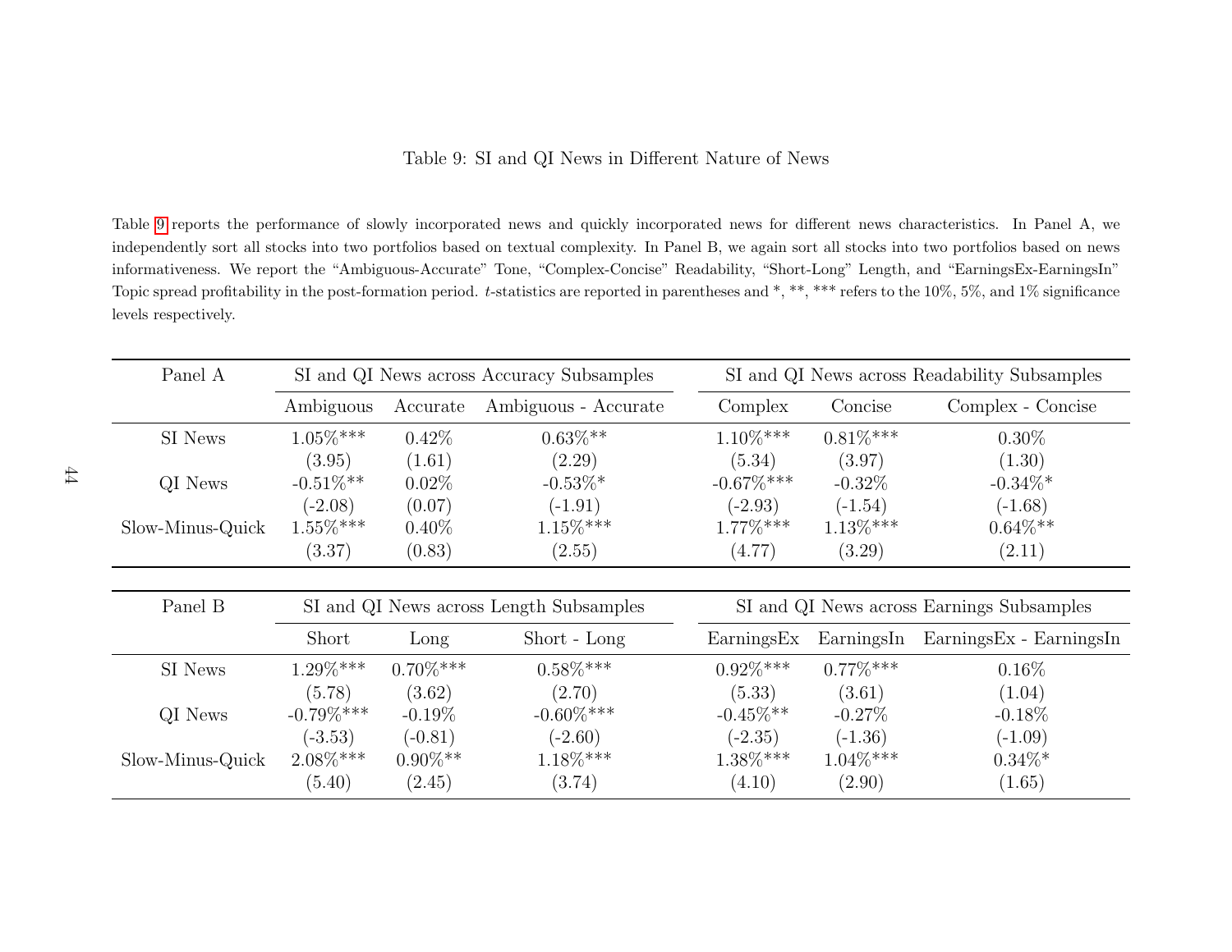Table 9: SI and QI News in Different Nature of News

Table 9 reports the performance of slowly incorporated news and quickly incorporated news for different news characteristics. In Panel A, we independently sort all stocks into two portfolios based on textual complexity. In Panel B, we again sort all stocks into two portfolios based on news informativeness. We report the "Ambiguous-Accurate" Tone, "Complex-Concise" Readability, "Short-Long" Length, and "EarningsEx-EarningsIn" Topic spread profitability in the post-formation period. $t$-statistics are reported in parentheses and *, **, *** refers to the 10%, 5%, and 1% significance levels respectively.

| Panel A | SI and QI News across Accuracy Subsamples | | | SI and QI News across Readability Subsamples | | |
|---|---|---|---|---|---|---|
| | Ambiguous | Accurate | Ambiguous - Accurate | Complex | Concise | Complex - Concise |
| SI News | 1.05%*** | 0.42% | 0.63%** | 1.10%*** | 0.81%*** | 0.30% |
| | (3.95) | (1.61) | (2.29) | (5.34) | (3.97) | (1.30) |
| QI News | -0.51%** | 0.02% | -0.53%* | -0.67%*** | -0.32% | -0.34%* |
| | (-2.08) | (0.07) | (-1.91) | (-2.93) | (-1.54) | (-1.68) |
| Slow-Minus-Quick | 1.55%*** | 0.40% | 1.15%*** | 1.77%*** | 1.13%*** | 0.64%** |
| | (3.37) | (0.83) | (2.55) | (4.77) | (3.29) | (2.11) |

| Panel B | SI and QI News across Length Subsamples | | | SI and QI News across Earnings Subsamples | | |
|---|---|---|---|---|---|---|
| | Short | Long | Short - Long | EarningsEx | EarningsIn | EarningsEx - EarningsIn |
| SI News | 1.29%*** | 0.70%*** | 0.58%*** | 0.92%*** | 0.77%*** | 0.16% |
| | (5.78) | (3.62) | (2.70) | (5.33) | (3.61) | (1.04) |
| QI News | -0.79%*** | -0.19% | -0.60%*** | -0.45%** | -0.27% | -0.18% |
| | (-3.53) | (-0.81) | (-2.60) | (-2.35) | (-1.36) | (-1.09) |
| Slow-Minus-Quick | 2.08%*** | 0.90%** | 1.18%*** | 1.38%*** | 1.04%*** | 0.34%* |
| | (5.40) | (2.45) | (3.74) | (4.10) | (2.90) | (1.65) |